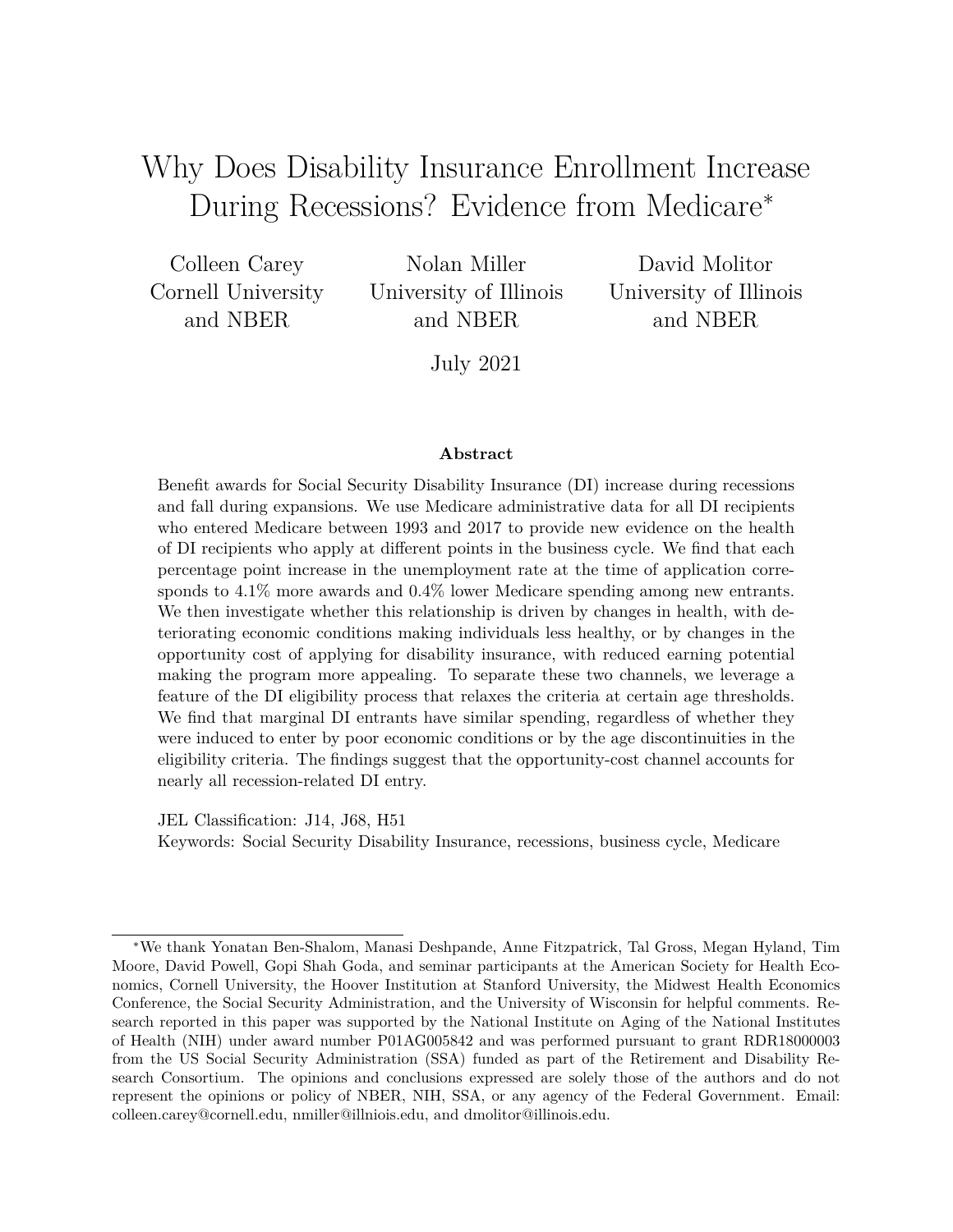# Why Does Disability Insurance Enrollment Increase During Recessions? Evidence from Medicare*

Colleen Carey
Cornell University
and NBER

Nolan Miller
University of Illinois
and NBER

David Molitor
University of Illinois
and NBER

July 2021

**Abstract**

Benefit awards for Social Security Disability Insurance (DI) increase during recessions and fall during expansions. We use Medicare administrative data for all DI recipients who entered Medicare between 1993 and 2017 to provide new evidence on the health of DI recipients who apply at different points in the business cycle. We find that each percentage point increase in the unemployment rate at the time of application corresponds to 4.1% more awards and 0.4% lower Medicare spending among new entrants. We then investigate whether this relationship is driven by changes in health, with deteriorating economic conditions making individuals less healthy, or by changes in the opportunity cost of applying for disability insurance, with reduced earning potential making the program more appealing. To separate these two channels, we leverage a feature of the DI eligibility process that relaxes the criteria at certain age thresholds. We find that marginal DI entrants have similar spending, regardless of whether they were induced to enter by poor economic conditions or by the age discontinuities in the eligibility criteria. The findings suggest that the opportunity-cost channel accounts for nearly all recession-related DI entry.

JEL Classification: J14, J68, H51

Keywords: Social Security Disability Insurance, recessions, business cycle, Medicare

*We thank Yonatan Ben-Shalom, Manasi Deshpande, Anne Fitzpatrick, Tal Gross, Megan Hyland, Tim Moore, David Powell, Gopi Shah Goda, and seminar participants at the American Society for Health Economics, Cornell University, the Hoover Institution at Stanford University, the Midwest Health Economics Conference, the Social Security Administration, and the University of Wisconsin for helpful comments. Research reported in this paper was supported by the National Institute on Aging of the National Institutes of Health (NIH) under award number P01AG005842 and was performed pursuant to grant RDR18000003 from the US Social Security Administration (SSA) funded as part of the Retirement and Disability Research Consortium. The opinions and conclusions expressed are solely those of the authors and do not represent the opinions or policy of NBER, NIH, SSA, or any agency of the Federal Government. Email: colleen.carey@cornell.edu, nmiller@illniois.edu, and dmolitor@illinois.edu.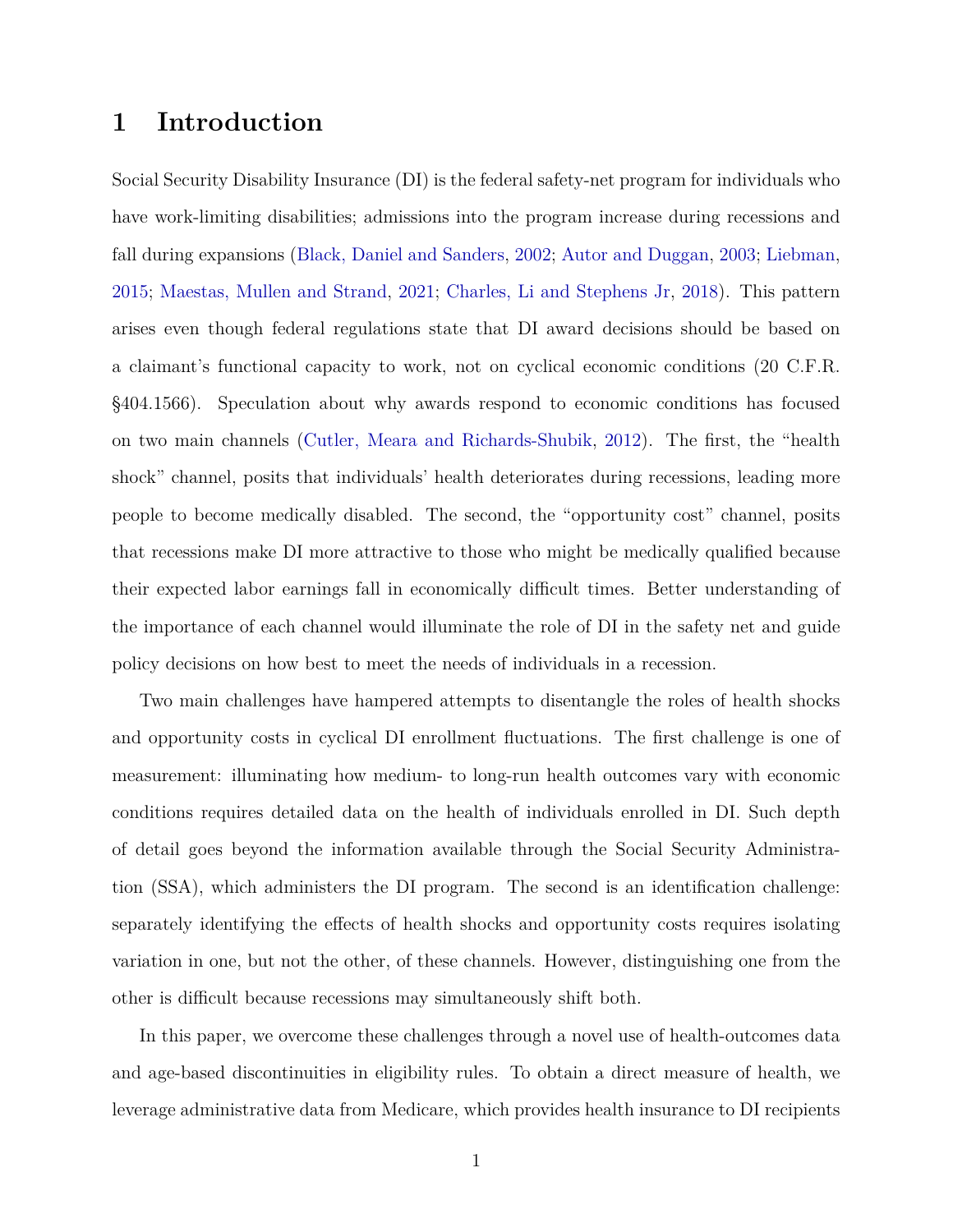# 1 Introduction

Social Security Disability Insurance (DI) is the federal safety-net program for individuals who have work-limiting disabilities; admissions into the program increase during recessions and fall during expansions (Black, Daniel and Sanders, 2002; Autor and Duggan, 2003; Liebman, 2015; Maestas, Mullen and Strand, 2021; Charles, Li and Stephens Jr, 2018). This pattern arises even though federal regulations state that DI award decisions should be based on a claimant's functional capacity to work, not on cyclical economic conditions (20 C.F.R. §404.1566). Speculation about why awards respond to economic conditions has focused on two main channels (Cutler, Meara and Richards-Shubik, 2012). The first, the "health shock" channel, posits that individuals' health deteriorates during recessions, leading more people to become medically disabled. The second, the "opportunity cost" channel, posits that recessions make DI more attractive to those who might be medically qualified because their expected labor earnings fall in economically difficult times. Better understanding of the importance of each channel would illuminate the role of DI in the safety net and guide policy decisions on how best to meet the needs of individuals in a recession.

Two main challenges have hampered attempts to disentangle the roles of health shocks and opportunity costs in cyclical DI enrollment fluctuations. The first challenge is one of measurement: illuminating how medium- to long-run health outcomes vary with economic conditions requires detailed data on the health of individuals enrolled in DI. Such depth of detail goes beyond the information available through the Social Security Administration (SSA), which administers the DI program. The second is an identification challenge: separately identifying the effects of health shocks and opportunity costs requires isolating variation in one, but not the other, of these channels. However, distinguishing one from the other is difficult because recessions may simultaneously shift both.

In this paper, we overcome these challenges through a novel use of health-outcomes data and age-based discontinuities in eligibility rules. To obtain a direct measure of health, we leverage administrative data from Medicare, which provides health insurance to DI recipients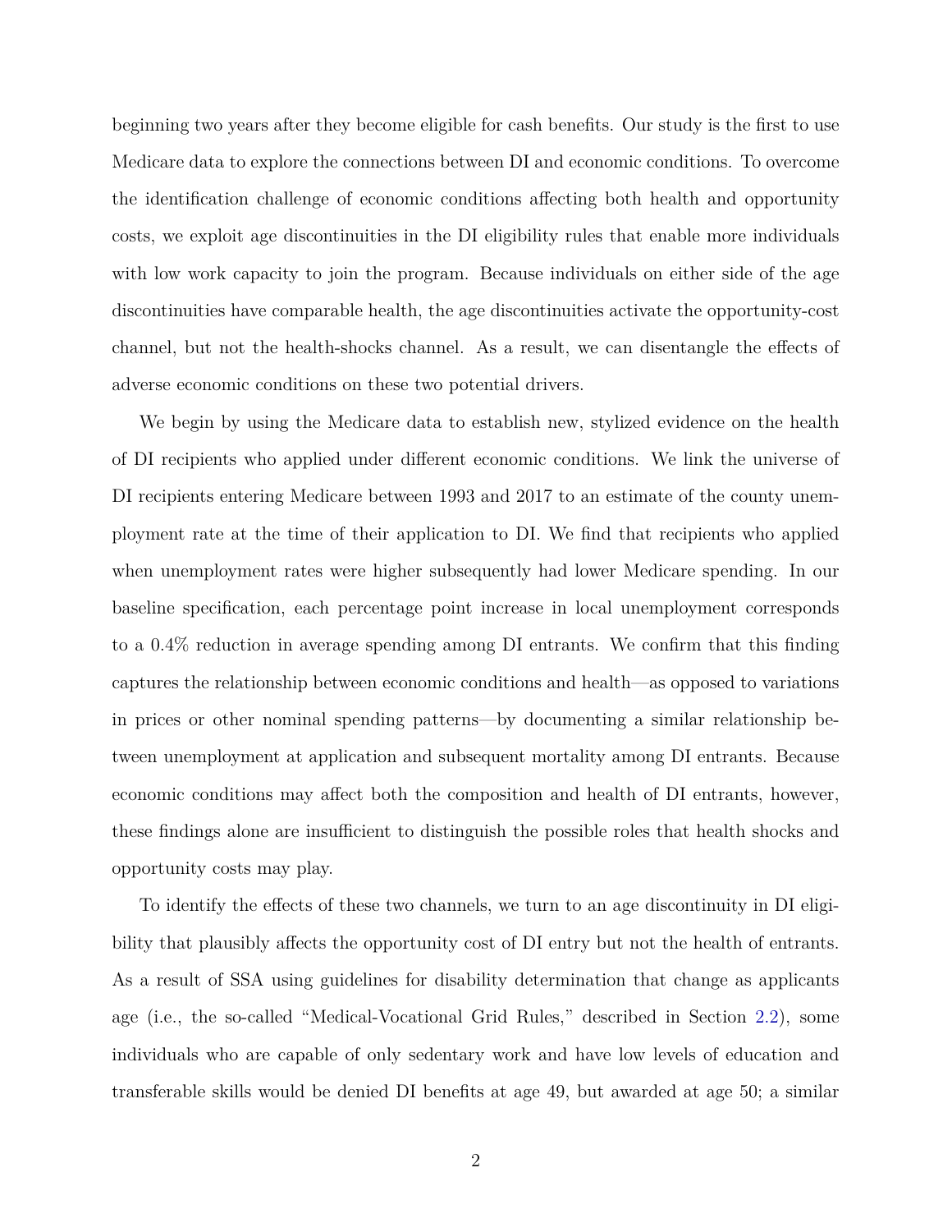beginning two years after they become eligible for cash benefits. Our study is the first to use Medicare data to explore the connections between DI and economic conditions. To overcome the identification challenge of economic conditions affecting both health and opportunity costs, we exploit age discontinuities in the DI eligibility rules that enable more individuals with low work capacity to join the program. Because individuals on either side of the age discontinuities have comparable health, the age discontinuities activate the opportunity-cost channel, but not the health-shocks channel. As a result, we can disentangle the effects of adverse economic conditions on these two potential drivers.

We begin by using the Medicare data to establish new, stylized evidence on the health of DI recipients who applied under different economic conditions. We link the universe of DI recipients entering Medicare between 1993 and 2017 to an estimate of the county unemployment rate at the time of their application to DI. We find that recipients who applied when unemployment rates were higher subsequently had lower Medicare spending. In our baseline specification, each percentage point increase in local unemployment corresponds to a 0.4% reduction in average spending among DI entrants. We confirm that this finding captures the relationship between economic conditions and health—as opposed to variations in prices or other nominal spending patterns—by documenting a similar relationship between unemployment at application and subsequent mortality among DI entrants. Because economic conditions may affect both the composition and health of DI entrants, however, these findings alone are insufficient to distinguish the possible roles that health shocks and opportunity costs may play.

To identify the effects of these two channels, we turn to an age discontinuity in DI eligibility that plausibly affects the opportunity cost of DI entry but not the health of entrants. As a result of SSA using guidelines for disability determination that change as applicants age (i.e., the so-called "Medical-Vocational Grid Rules," described in Section 2.2), some individuals who are capable of only sedentary work and have low levels of education and transferable skills would be denied DI benefits at age 49, but awarded at age 50; a similar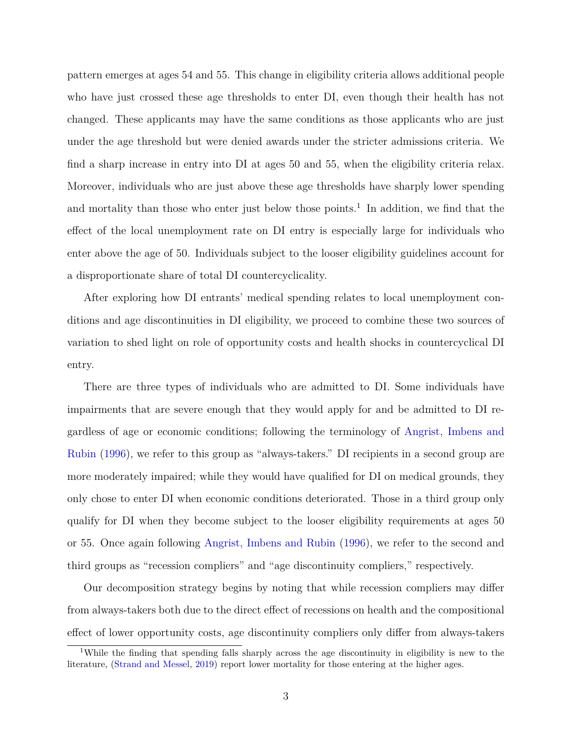pattern emerges at ages 54 and 55. This change in eligibility criteria allows additional people who have just crossed these age thresholds to enter DI, even though their health has not changed. These applicants may have the same conditions as those applicants who are just under the age threshold but were denied awards under the stricter admissions criteria. We find a sharp increase in entry into DI at ages 50 and 55, when the eligibility criteria relax. Moreover, individuals who are just above these age thresholds have sharply lower spending and mortality than those who enter just below those points.[1] In addition, we find that the effect of the local unemployment rate on DI entry is especially large for individuals who enter above the age of 50. Individuals subject to the looser eligibility guidelines account for a disproportionate share of total DI countercyclicality.

After exploring how DI entrants' medical spending relates to local unemployment conditions and age discontinuities in DI eligibility, we proceed to combine these two sources of variation to shed light on role of opportunity costs and health shocks in countercyclical DI entry.

There are three types of individuals who are admitted to DI. Some individuals have impairments that are severe enough that they would apply for and be admitted to DI regardless of age or economic conditions; following the terminology of Angrist, Imbens and Rubin (1996), we refer to this group as "always-takers." DI recipients in a second group are more moderately impaired; while they would have qualified for DI on medical grounds, they only chose to enter DI when economic conditions deteriorated. Those in a third group only qualify for DI when they become subject to the looser eligibility requirements at ages 50 or 55. Once again following Angrist, Imbens and Rubin (1996), we refer to the second and third groups as "recession compliers" and "age discontinuity compliers," respectively.

Our decomposition strategy begins by noting that while recession compliers may differ from always-takers both due to the direct effect of recessions on health and the compositional effect of lower opportunity costs, age discontinuity compliers only differ from always-takers

[1] While the finding that spending falls sharply across the age discontinuity in eligibility is new to the literature, (Strand and Messel, 2019) report lower mortality for those entering at the higher ages.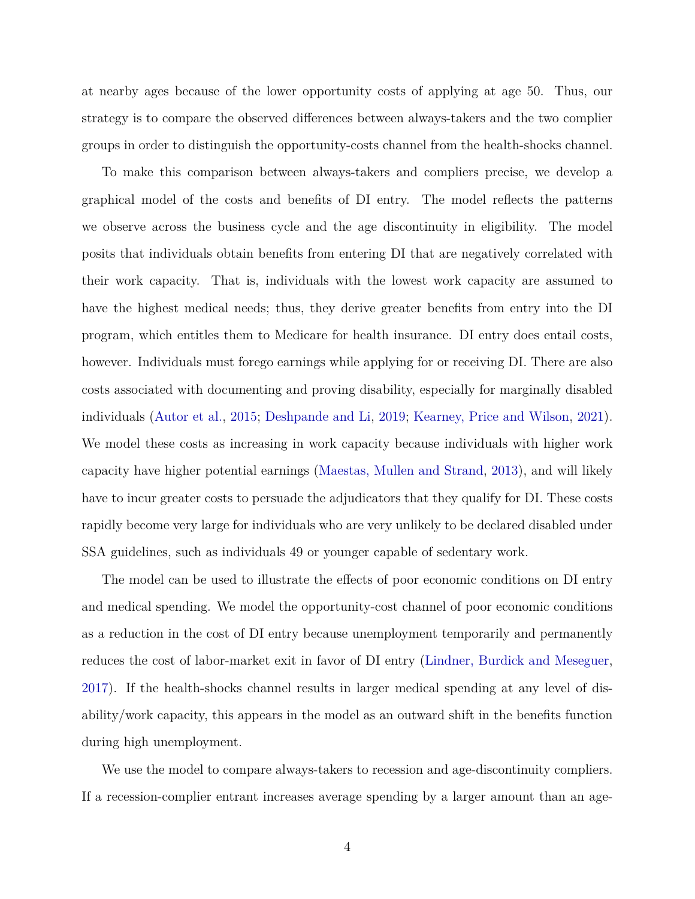at nearby ages because of the lower opportunity costs of applying at age 50. Thus, our strategy is to compare the observed differences between always-takers and the two complier groups in order to distinguish the opportunity-costs channel from the health-shocks channel.

To make this comparison between always-takers and compliers precise, we develop a graphical model of the costs and benefits of DI entry. The model reflects the patterns we observe across the business cycle and the age discontinuity in eligibility. The model posits that individuals obtain benefits from entering DI that are negatively correlated with their work capacity. That is, individuals with the lowest work capacity are assumed to have the highest medical needs; thus, they derive greater benefits from entry into the DI program, which entitles them to Medicare for health insurance. DI entry does entail costs, however. Individuals must forego earnings while applying for or receiving DI. There are also costs associated with documenting and proving disability, especially for marginally disabled individuals (Autor et al., 2015; Deshpande and Li, 2019; Kearney, Price and Wilson, 2021). We model these costs as increasing in work capacity because individuals with higher work capacity have higher potential earnings (Maestas, Mullen and Strand, 2013), and will likely have to incur greater costs to persuade the adjudicators that they qualify for DI. These costs rapidly become very large for individuals who are very unlikely to be declared disabled under SSA guidelines, such as individuals 49 or younger capable of sedentary work.

The model can be used to illustrate the effects of poor economic conditions on DI entry and medical spending. We model the opportunity-cost channel of poor economic conditions as a reduction in the cost of DI entry because unemployment temporarily and permanently reduces the cost of labor-market exit in favor of DI entry (Lindner, Burdick and Meseguer, 2017). If the health-shocks channel results in larger medical spending at any level of disability/work capacity, this appears in the model as an outward shift in the benefits function during high unemployment.

We use the model to compare always-takers to recession and age-discontinuity compliers. If a recession-complier entrant increases average spending by a larger amount than an age-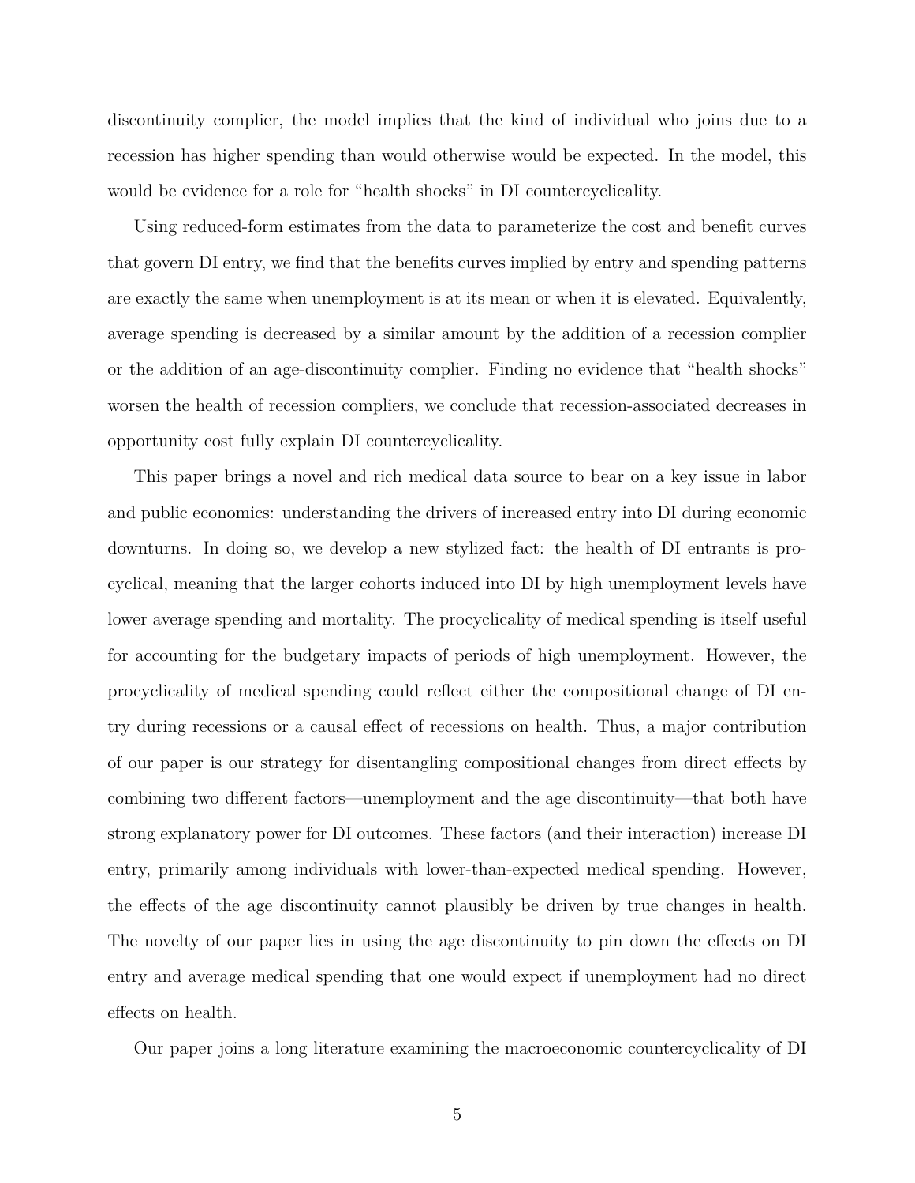discontinuity complier, the model implies that the kind of individual who joins due to a recession has higher spending than would otherwise would be expected. In the model, this would be evidence for a role for "health shocks" in DI countercyclicality.

Using reduced-form estimates from the data to parameterize the cost and benefit curves that govern DI entry, we find that the benefits curves implied by entry and spending patterns are exactly the same when unemployment is at its mean or when it is elevated. Equivalently, average spending is decreased by a similar amount by the addition of a recession complier or the addition of an age-discontinuity complier. Finding no evidence that "health shocks" worsen the health of recession compliers, we conclude that recession-associated decreases in opportunity cost fully explain DI countercyclicality.

This paper brings a novel and rich medical data source to bear on a key issue in labor and public economics: understanding the drivers of increased entry into DI during economic downturns. In doing so, we develop a new stylized fact: the health of DI entrants is procyclical, meaning that the larger cohorts induced into DI by high unemployment levels have lower average spending and mortality. The procyclicality of medical spending is itself useful for accounting for the budgetary impacts of periods of high unemployment. However, the procyclicality of medical spending could reflect either the compositional change of DI entry during recessions or a causal effect of recessions on health. Thus, a major contribution of our paper is our strategy for disentangling compositional changes from direct effects by combining two different factors—unemployment and the age discontinuity—that both have strong explanatory power for DI outcomes. These factors (and their interaction) increase DI entry, primarily among individuals with lower-than-expected medical spending. However, the effects of the age discontinuity cannot plausibly be driven by true changes in health. The novelty of our paper lies in using the age discontinuity to pin down the effects on DI entry and average medical spending that one would expect if unemployment had no direct effects on health.

Our paper joins a long literature examining the macroeconomic countercyclicality of DI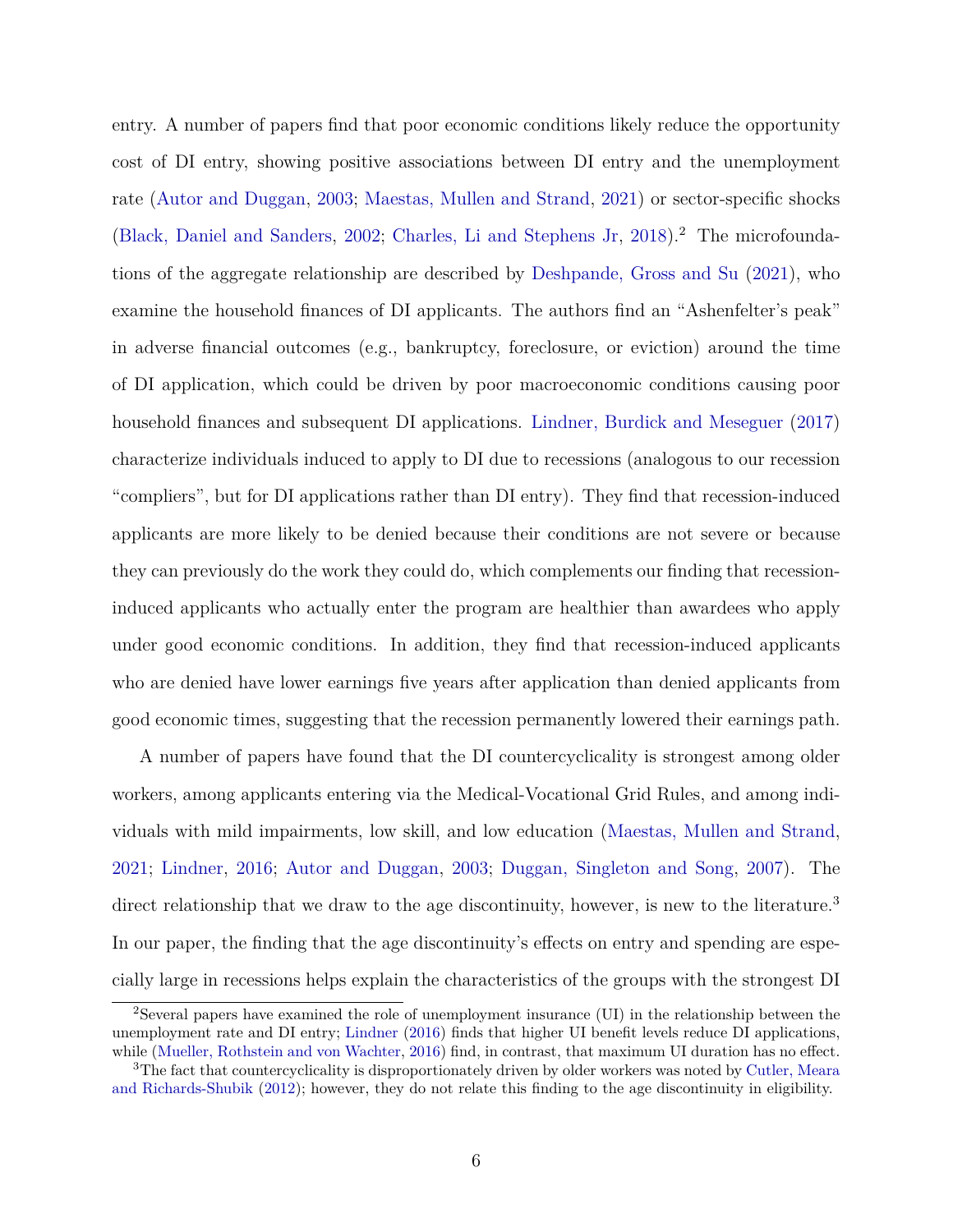entry. A number of papers find that poor economic conditions likely reduce the opportunity cost of DI entry, showing positive associations between DI entry and the unemployment rate (Autor and Duggan, 2003; Maestas, Mullen and Strand, 2021) or sector-specific shocks (Black, Daniel and Sanders, 2002; Charles, Li and Stephens Jr, 2018).[2] The microfoundations of the aggregate relationship are described by Deshpande, Gross and Su (2021), who examine the household finances of DI applicants. The authors find an "Ashenfelter's peak" in adverse financial outcomes (e.g., bankruptcy, foreclosure, or eviction) around the time of DI application, which could be driven by poor macroeconomic conditions causing poor household finances and subsequent DI applications. Lindner, Burdick and Meseguer (2017) characterize individuals induced to apply to DI due to recessions (analogous to our recession "compliers", but for DI applications rather than DI entry). They find that recession-induced applicants are more likely to be denied because their conditions are not severe or because they can previously do the work they could do, which complements our finding that recession-induced applicants who actually enter the program are healthier than awardees who apply under good economic conditions. In addition, they find that recession-induced applicants who are denied have lower earnings five years after application than denied applicants from good economic times, suggesting that the recession permanently lowered their earnings path.

A number of papers have found that the DI countercyclicality is strongest among older workers, among applicants entering via the Medical-Vocational Grid Rules, and among individuals with mild impairments, low skill, and low education (Maestas, Mullen and Strand, 2021; Lindner, 2016; Autor and Duggan, 2003; Duggan, Singleton and Song, 2007). The direct relationship that we draw to the age discontinuity, however, is new to the literature.[3] In our paper, the finding that the age discontinuity's effects on entry and spending are especially large in recessions helps explain the characteristics of the groups with the strongest DI

[2] Several papers have examined the role of unemployment insurance (UI) in the relationship between the unemployment rate and DI entry; Lindner (2016) finds that higher UI benefit levels reduce DI applications, while (Mueller, Rothstein and von Wachter, 2016) find, in contrast, that maximum UI duration has no effect.

[3] The fact that countercyclicality is disproportionately driven by older workers was noted by Cutler, Meara and Richards-Shubik (2012); however, they do not relate this finding to the age discontinuity in eligibility.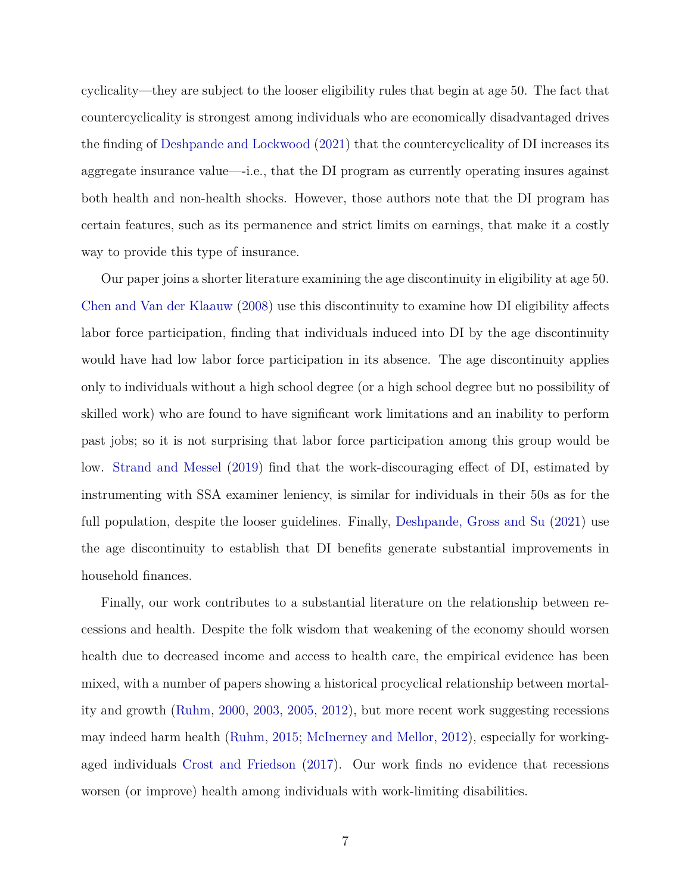cyclicality—they are subject to the looser eligibility rules that begin at age 50. The fact that countercyclicality is strongest among individuals who are economically disadvantaged drives the finding of Deshpande and Lockwood (2021) that the countercyclicality of DI increases its aggregate insurance value—-i.e., that the DI program as currently operating insures against both health and non-health shocks. However, those authors note that the DI program has certain features, such as its permanence and strict limits on earnings, that make it a costly way to provide this type of insurance.

Our paper joins a shorter literature examining the age discontinuity in eligibility at age 50. Chen and Van der Klaauw (2008) use this discontinuity to examine how DI eligibility affects labor force participation, finding that individuals induced into DI by the age discontinuity would have had low labor force participation in its absence. The age discontinuity applies only to individuals without a high school degree (or a high school degree but no possibility of skilled work) who are found to have significant work limitations and an inability to perform past jobs; so it is not surprising that labor force participation among this group would be low. Strand and Messel (2019) find that the work-discouraging effect of DI, estimated by instrumenting with SSA examiner leniency, is similar for individuals in their 50s as for the full population, despite the looser guidelines. Finally, Deshpande, Gross and Su (2021) use the age discontinuity to establish that DI benefits generate substantial improvements in household finances.

Finally, our work contributes to a substantial literature on the relationship between recessions and health. Despite the folk wisdom that weakening of the economy should worsen health due to decreased income and access to health care, the empirical evidence has been mixed, with a number of papers showing a historical procyclical relationship between mortality and growth (Ruhm, 2000, 2003, 2005, 2012), but more recent work suggesting recessions may indeed harm health (Ruhm, 2015; McInerney and Mellor, 2012), especially for working-aged individuals Crost and Friedson (2017). Our work finds no evidence that recessions worsen (or improve) health among individuals with work-limiting disabilities.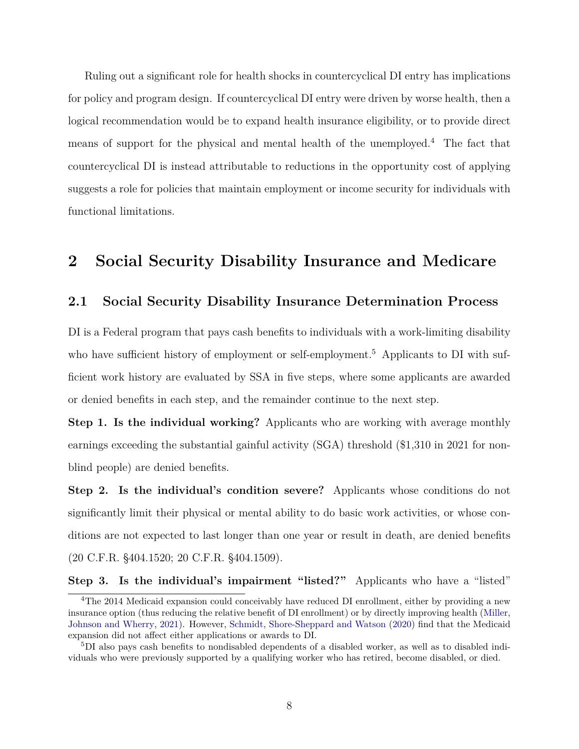Ruling out a significant role for health shocks in countercyclical DI entry has implications for policy and program design. If countercyclical DI entry were driven by worse health, then a logical recommendation would be to expand health insurance eligibility, or to provide direct means of support for the physical and mental health of the unemployed.[4] The fact that countercyclical DI is instead attributable to reductions in the opportunity cost of applying suggests a role for policies that maintain employment or income security for individuals with functional limitations.

# 2 Social Security Disability Insurance and Medicare

## 2.1 Social Security Disability Insurance Determination Process

DI is a Federal program that pays cash benefits to individuals with a work-limiting disability who have sufficient history of employment or self-employment.[5] Applicants to DI with sufficient work history are evaluated by SSA in five steps, where some applicants are awarded or denied benefits in each step, and the remainder continue to the next step.

**Step 1. Is the individual working?** Applicants who are working with average monthly earnings exceeding the substantial gainful activity (SGA) threshold ($1,310 in 2021 for non-blind people) are denied benefits.

**Step 2. Is the individual's condition severe?** Applicants whose conditions do not significantly limit their physical or mental ability to do basic work activities, or whose conditions are not expected to last longer than one year or result in death, are denied benefits (20 C.F.R. §404.1520; 20 C.F.R. §404.1509).

**Step 3. Is the individual's impairment "listed?"** Applicants who have a "listed"

[4] The 2014 Medicaid expansion could conceivably have reduced DI enrollment, either by providing a new insurance option (thus reducing the relative benefit of DI enrollment) or by directly improving health (Miller, Johnson and Wherry, 2021). However, Schmidt, Shore-Sheppard and Watson (2020) find that the Medicaid expansion did not affect either applications or awards to DI.

[5] DI also pays cash benefits to nondisabled dependents of a disabled worker, as well as to disabled individuals who were previously supported by a qualifying worker who has retired, become disabled, or died.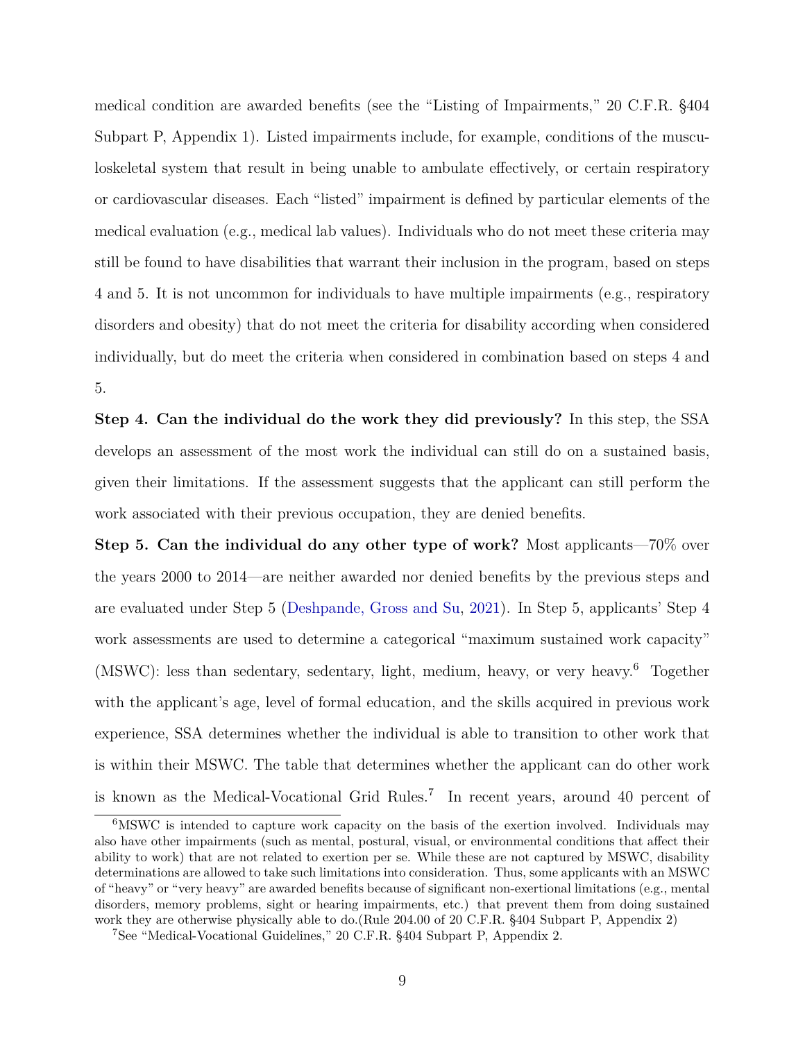medical condition are awarded benefits (see the "Listing of Impairments," 20 C.F.R. §404 Subpart P, Appendix 1). Listed impairments include, for example, conditions of the musculoskeletal system that result in being unable to ambulate effectively, or certain respiratory or cardiovascular diseases. Each "listed" impairment is defined by particular elements of the medical evaluation (e.g., medical lab values). Individuals who do not meet these criteria may still be found to have disabilities that warrant their inclusion in the program, based on steps 4 and 5. It is not uncommon for individuals to have multiple impairments (e.g., respiratory disorders and obesity) that do not meet the criteria for disability according when considered individually, but do meet the criteria when considered in combination based on steps 4 and 5.

**Step 4. Can the individual do the work they did previously?** In this step, the SSA develops an assessment of the most work the individual can still do on a sustained basis, given their limitations. If the assessment suggests that the applicant can still perform the work associated with their previous occupation, they are denied benefits.

**Step 5. Can the individual do any other type of work?** Most applicants—70% over the years 2000 to 2014—are neither awarded nor denied benefits by the previous steps and are evaluated under Step 5 (Deshpande, Gross and Su, 2021). In Step 5, applicants' Step 4 work assessments are used to determine a categorical "maximum sustained work capacity" (MSWC): less than sedentary, sedentary, light, medium, heavy, or very heavy.[6] Together with the applicant's age, level of formal education, and the skills acquired in previous work experience, SSA determines whether the individual is able to transition to other work that is within their MSWC. The table that determines whether the applicant can do other work is known as the Medical-Vocational Grid Rules.[7] In recent years, around 40 percent of

[6] MSWC is intended to capture work capacity on the basis of the exertion involved. Individuals may also have other impairments (such as mental, postural, visual, or environmental conditions that affect their ability to work) that are not related to exertion per se. While these are not captured by MSWC, disability determinations are allowed to take such limitations into consideration. Thus, some applicants with an MSWC of "heavy" or "very heavy" are awarded benefits because of significant non-exertional limitations (e.g., mental disorders, memory problems, sight or hearing impairments, etc.) that prevent them from doing sustained work they are otherwise physically able to do.(Rule 204.00 of 20 C.F.R. §404 Subpart P, Appendix 2)

[7] See "Medical-Vocational Guidelines," 20 C.F.R. §404 Subpart P, Appendix 2.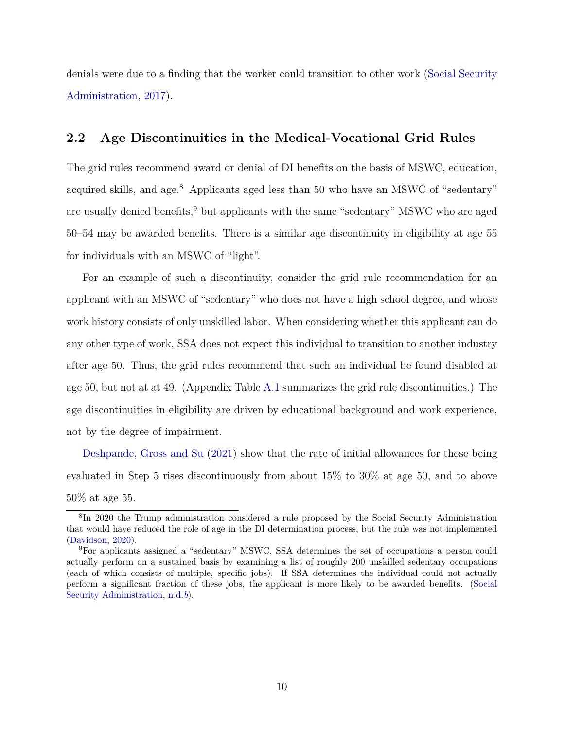denials were due to a finding that the worker could transition to other work (Social Security Administration, 2017).

## 2.2 Age Discontinuities in the Medical-Vocational Grid Rules

The grid rules recommend award or denial of DI benefits on the basis of MSWC, education, acquired skills, and age.[8] Applicants aged less than 50 who have an MSWC of "sedentary" are usually denied benefits,[9] but applicants with the same "sedentary" MSWC who are aged 50–54 may be awarded benefits. There is a similar age discontinuity in eligibility at age 55 for individuals with an MSWC of "light".

For an example of such a discontinuity, consider the grid rule recommendation for an applicant with an MSWC of "sedentary" who does not have a high school degree, and whose work history consists of only unskilled labor. When considering whether this applicant can do any other type of work, SSA does not expect this individual to transition to another industry after age 50. Thus, the grid rules recommend that such an individual be found disabled at age 50, but not at at 49. (Appendix Table A.1 summarizes the grid rule discontinuities.) The age discontinuities in eligibility are driven by educational background and work experience, not by the degree of impairment.

Deshpande, Gross and Su (2021) show that the rate of initial allowances for those being evaluated in Step 5 rises discontinuously from about 15% to 30% at age 50, and to above 50% at age 55.

[8] In 2020 the Trump administration considered a rule proposed by the Social Security Administration that would have reduced the role of age in the DI determination process, but the rule was not implemented (Davidson, 2020).

[9] For applicants assigned a "sedentary" MSWC, SSA determines the set of occupations a person could actually perform on a sustained basis by examining a list of roughly 200 unskilled sedentary occupations (each of which consists of multiple, specific jobs). If SSA determines the individual could not actually perform a significant fraction of these jobs, the applicant is more likely to be awarded benefits. (Social Security Administration, n.d.*b*).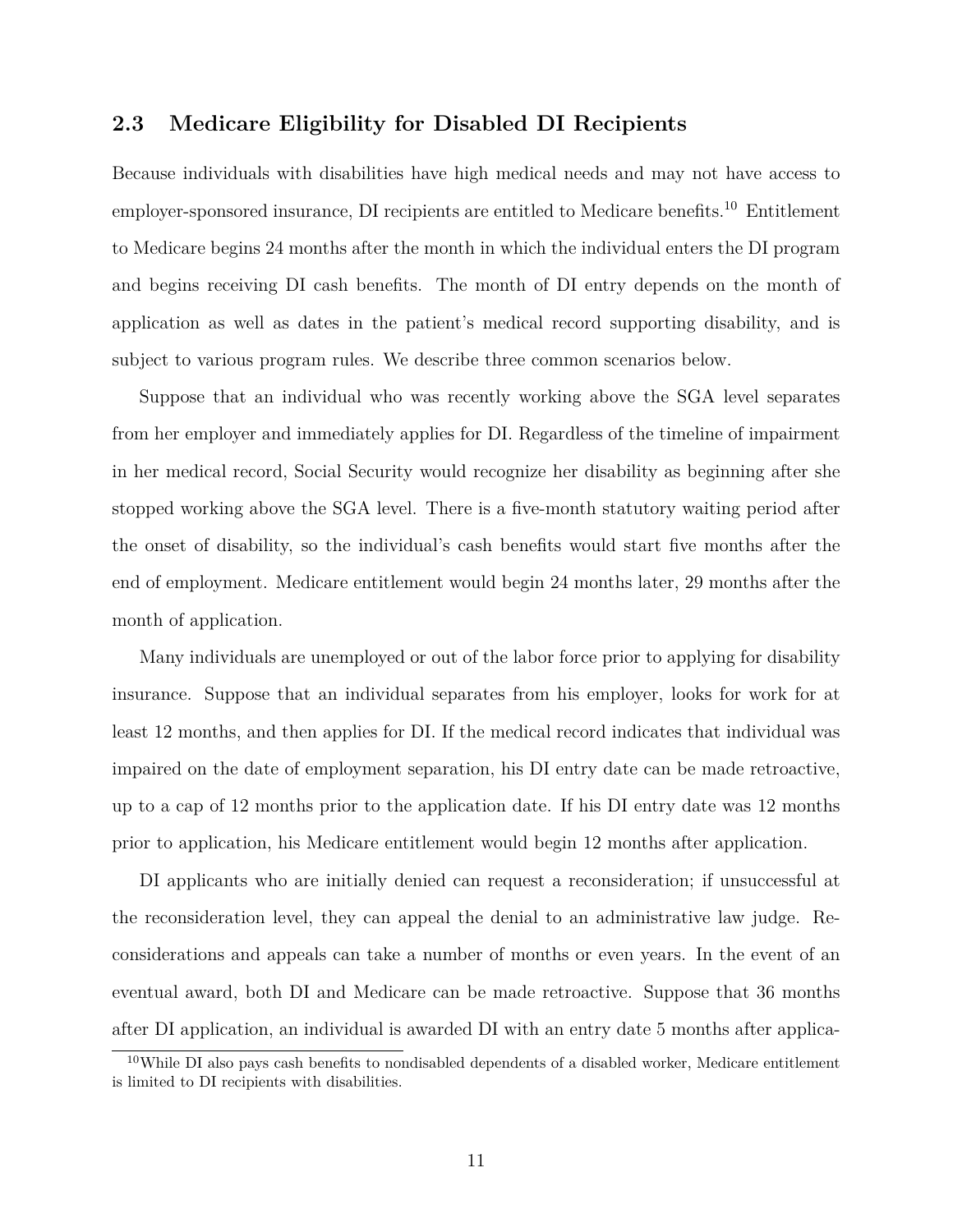## 2.3 Medicare Eligibility for Disabled DI Recipients

Because individuals with disabilities have high medical needs and may not have access to employer-sponsored insurance, DI recipients are entitled to Medicare benefits.[10] Entitlement to Medicare begins 24 months after the month in which the individual enters the DI program and begins receiving DI cash benefits. The month of DI entry depends on the month of application as well as dates in the patient's medical record supporting disability, and is subject to various program rules. We describe three common scenarios below.

Suppose that an individual who was recently working above the SGA level separates from her employer and immediately applies for DI. Regardless of the timeline of impairment in her medical record, Social Security would recognize her disability as beginning after she stopped working above the SGA level. There is a five-month statutory waiting period after the onset of disability, so the individual's cash benefits would start five months after the end of employment. Medicare entitlement would begin 24 months later, 29 months after the month of application.

Many individuals are unemployed or out of the labor force prior to applying for disability insurance. Suppose that an individual separates from his employer, looks for work for at least 12 months, and then applies for DI. If the medical record indicates that individual was impaired on the date of employment separation, his DI entry date can be made retroactive, up to a cap of 12 months prior to the application date. If his DI entry date was 12 months prior to application, his Medicare entitlement would begin 12 months after application.

DI applicants who are initially denied can request a reconsideration; if unsuccessful at the reconsideration level, they can appeal the denial to an administrative law judge. Reconsiderations and appeals can take a number of months or even years. In the event of an eventual award, both DI and Medicare can be made retroactive. Suppose that 36 months after DI application, an individual is awarded DI with an entry date 5 months after applica-

[10] While DI also pays cash benefits to nondisabled dependents of a disabled worker, Medicare entitlement is limited to DI recipients with disabilities.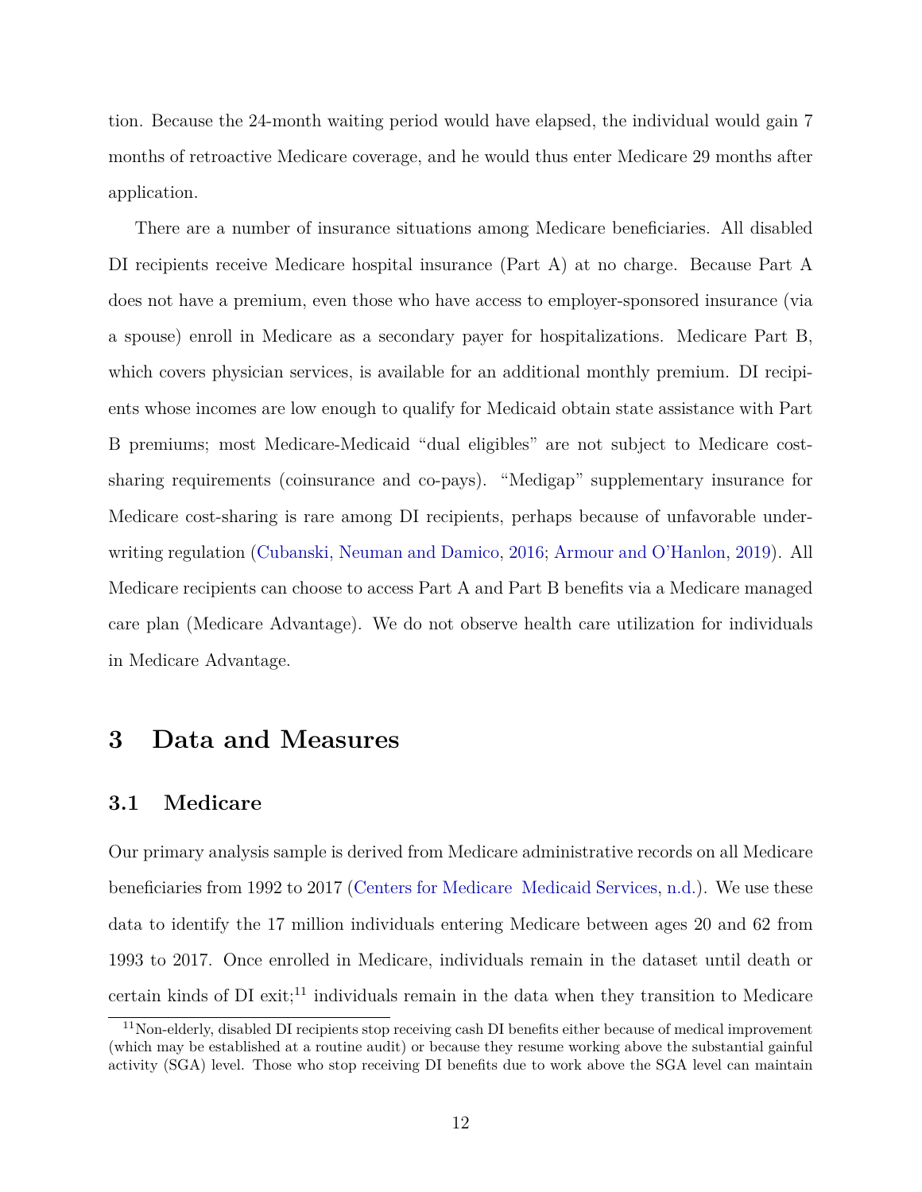tion. Because the 24-month waiting period would have elapsed, the individual would gain 7 months of retroactive Medicare coverage, and he would thus enter Medicare 29 months after application.

There are a number of insurance situations among Medicare beneficiaries. All disabled DI recipients receive Medicare hospital insurance (Part A) at no charge. Because Part A does not have a premium, even those who have access to employer-sponsored insurance (via a spouse) enroll in Medicare as a secondary payer for hospitalizations. Medicare Part B, which covers physician services, is available for an additional monthly premium. DI recipients whose incomes are low enough to qualify for Medicaid obtain state assistance with Part B premiums; most Medicare-Medicaid "dual eligibles" are not subject to Medicare cost-sharing requirements (coinsurance and co-pays). "Medigap" supplementary insurance for Medicare cost-sharing is rare among DI recipients, perhaps because of unfavorable underwriting regulation (Cubanski, Neuman and Damico, 2016; Armour and O'Hanlon, 2019). All Medicare recipients can choose to access Part A and Part B benefits via a Medicare managed care plan (Medicare Advantage). We do not observe health care utilization for individuals in Medicare Advantage.

## 3 Data and Measures

### 3.1 Medicare

Our primary analysis sample is derived from Medicare administrative records on all Medicare beneficiaries from 1992 to 2017 (Centers for Medicare  Medicaid Services, n.d.). We use these data to identify the 17 million individuals entering Medicare between ages 20 and 62 from 1993 to 2017. Once enrolled in Medicare, individuals remain in the dataset until death or certain kinds of DI exit;[11] individuals remain in the data when they transition to Medicare

[11] Non-elderly, disabled DI recipients stop receiving cash DI benefits either because of medical improvement (which may be established at a routine audit) or because they resume working above the substantial gainful activity (SGA) level. Those who stop receiving DI benefits due to work above the SGA level can maintain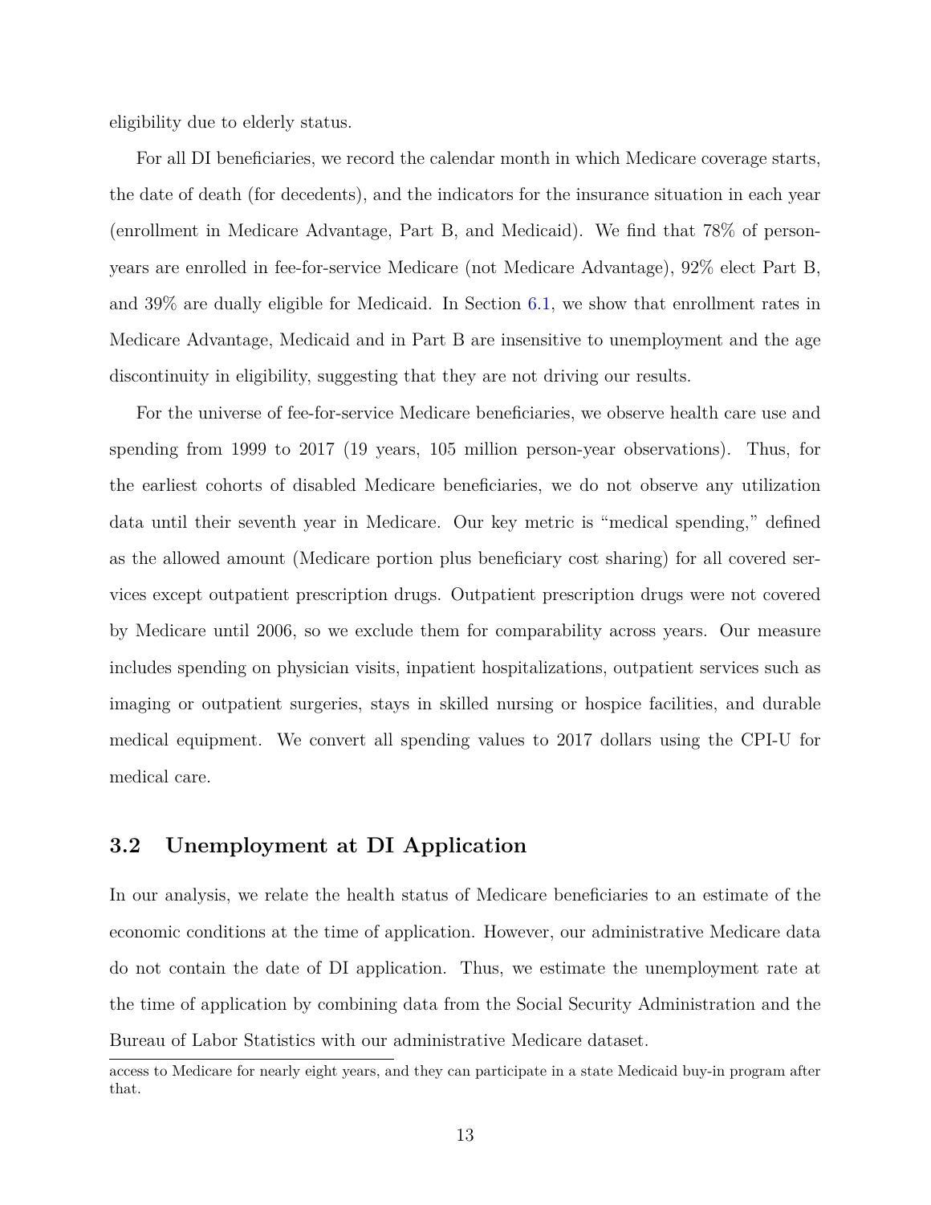eligibility due to elderly status.

For all DI beneficiaries, we record the calendar month in which Medicare coverage starts, the date of death (for decedents), and the indicators for the insurance situation in each year (enrollment in Medicare Advantage, Part B, and Medicaid). We find that 78% of person-years are enrolled in fee-for-service Medicare (not Medicare Advantage), 92% elect Part B, and 39% are dually eligible for Medicaid. In Section 6.1, we show that enrollment rates in Medicare Advantage, Medicaid and in Part B are insensitive to unemployment and the age discontinuity in eligibility, suggesting that they are not driving our results.

For the universe of fee-for-service Medicare beneficiaries, we observe health care use and spending from 1999 to 2017 (19 years, 105 million person-year observations). Thus, for the earliest cohorts of disabled Medicare beneficiaries, we do not observe any utilization data until their seventh year in Medicare. Our key metric is "medical spending," defined as the allowed amount (Medicare portion plus beneficiary cost sharing) for all covered services except outpatient prescription drugs. Outpatient prescription drugs were not covered by Medicare until 2006, so we exclude them for comparability across years. Our measure includes spending on physician visits, inpatient hospitalizations, outpatient services such as imaging or outpatient surgeries, stays in skilled nursing or hospice facilities, and durable medical equipment. We convert all spending values to 2017 dollars using the CPI-U for medical care.

## 3.2 Unemployment at DI Application

In our analysis, we relate the health status of Medicare beneficiaries to an estimate of the economic conditions at the time of application. However, our administrative Medicare data do not contain the date of DI application. Thus, we estimate the unemployment rate at the time of application by combining data from the Social Security Administration and the Bureau of Labor Statistics with our administrative Medicare dataset.

access to Medicare for nearly eight years, and they can participate in a state Medicaid buy-in program after that.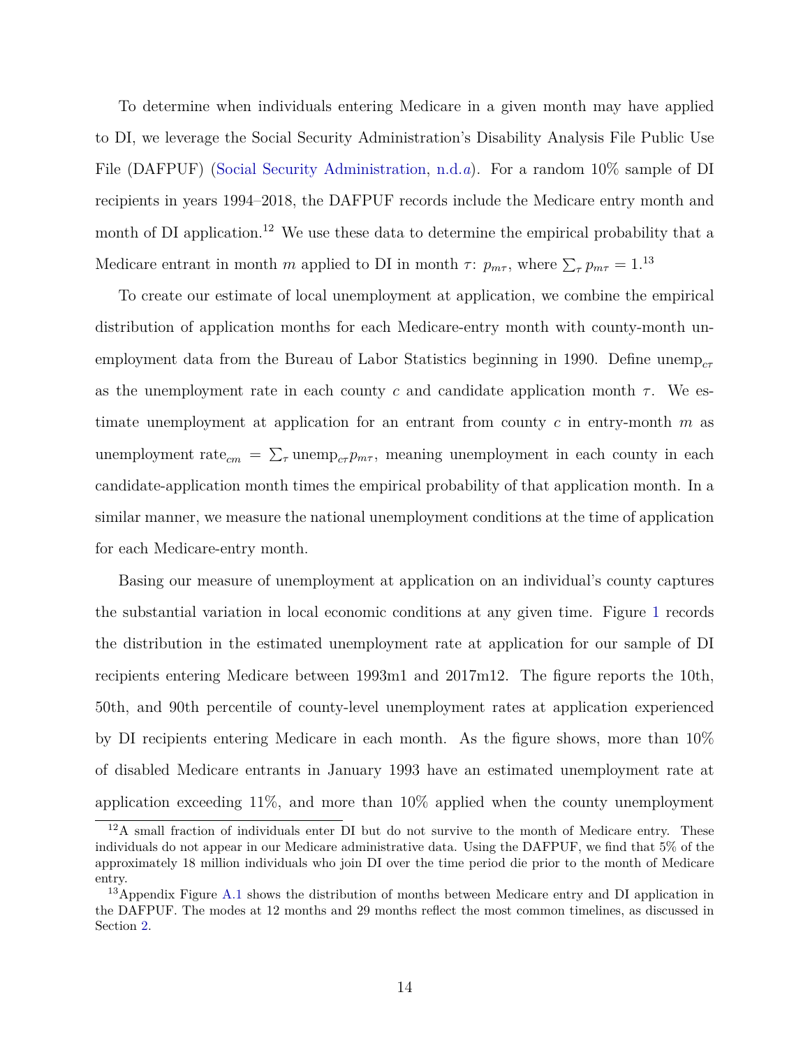To determine when individuals entering Medicare in a given month may have applied to DI, we leverage the Social Security Administration's Disability Analysis File Public Use File (DAFPUF) (Social Security Administration, n.d.*a*). For a random 10% sample of DI recipients in years 1994–2018, the DAFPUF records include the Medicare entry month and month of DI application.[12] We use these data to determine the empirical probability that a Medicare entrant in month $m$ applied to DI in month $\tau$: $p_{m\tau}$, where $\sum_{\tau} p_{m\tau} = 1$.[13]

To create our estimate of local unemployment at application, we combine the empirical distribution of application months for each Medicare-entry month with county-month unemployment data from the Bureau of Labor Statistics beginning in 1990. Define $\text{unemp}_{c\tau}$ as the unemployment rate in each county $c$ and candidate application month $\tau$. We estimate unemployment at application for an entrant from county $c$ in entry-month $m$ as $\text{unemployment rate}_{cm} = \sum_{\tau} \text{unemp}_{c\tau} p_{m\tau}$, meaning unemployment in each county in each candidate-application month times the empirical probability of that application month. In a similar manner, we measure the national unemployment conditions at the time of application for each Medicare-entry month.

Basing our measure of unemployment at application on an individual's county captures the substantial variation in local economic conditions at any given time. Figure 1 records the distribution in the estimated unemployment rate at application for our sample of DI recipients entering Medicare between 1993m1 and 2017m12. The figure reports the 10th, 50th, and 90th percentile of county-level unemployment rates at application experienced by DI recipients entering Medicare in each month. As the figure shows, more than 10% of disabled Medicare entrants in January 1993 have an estimated unemployment rate at application exceeding 11%, and more than 10% applied when the county unemployment

---

[12] A small fraction of individuals enter DI but do not survive to the month of Medicare entry. These individuals do not appear in our Medicare administrative data. Using the DAFPUF, we find that 5% of the approximately 18 million individuals who join DI over the time period die prior to the month of Medicare entry.

[13] Appendix Figure A.1 shows the distribution of months between Medicare entry and DI application in the DAFPUF. The modes at 12 months and 29 months reflect the most common timelines, as discussed in Section 2.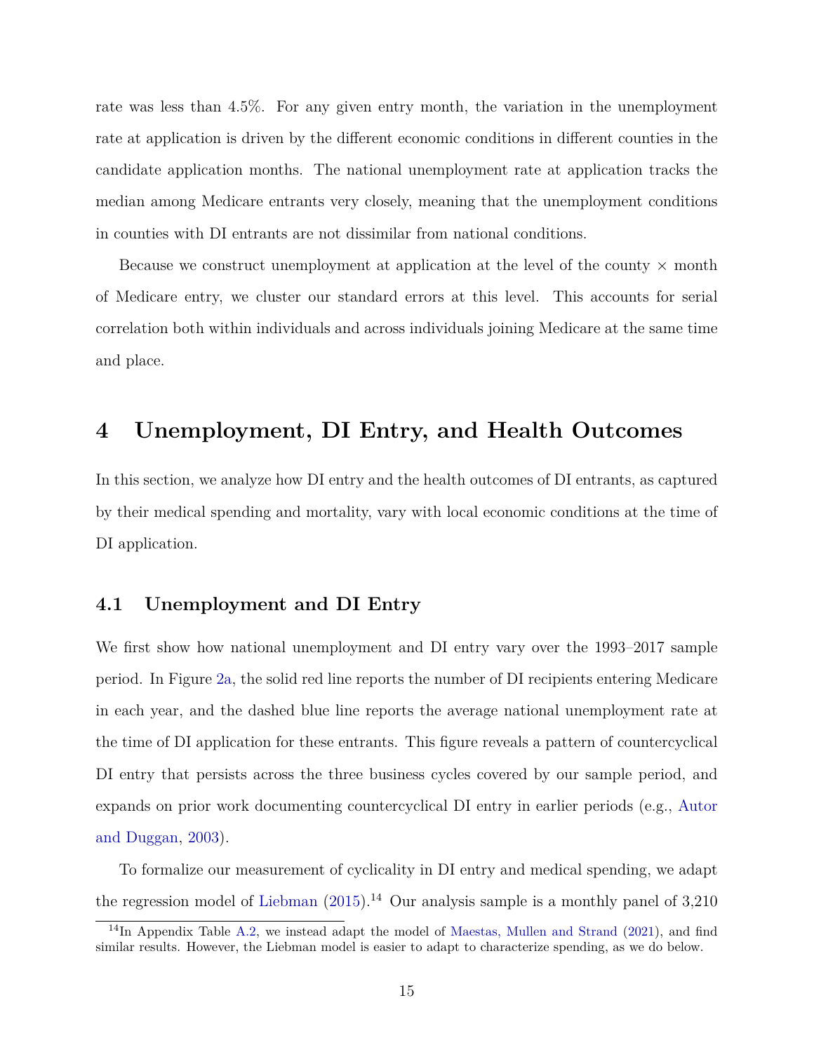rate was less than 4.5%. For any given entry month, the variation in the unemployment rate at application is driven by the different economic conditions in different counties in the candidate application months. The national unemployment rate at application tracks the median among Medicare entrants very closely, meaning that the unemployment conditions in counties with DI entrants are not dissimilar from national conditions.

Because we construct unemployment at application at the level of the county × month of Medicare entry, we cluster our standard errors at this level. This accounts for serial correlation both within individuals and across individuals joining Medicare at the same time and place.

# 4 Unemployment, DI Entry, and Health Outcomes

In this section, we analyze how DI entry and the health outcomes of DI entrants, as captured by their medical spending and mortality, vary with local economic conditions at the time of DI application.

## 4.1 Unemployment and DI Entry

We first show how national unemployment and DI entry vary over the 1993–2017 sample period. In Figure 2a, the solid red line reports the number of DI recipients entering Medicare in each year, and the dashed blue line reports the average national unemployment rate at the time of DI application for these entrants. This figure reveals a pattern of countercyclical DI entry that persists across the three business cycles covered by our sample period, and expands on prior work documenting countercyclical DI entry in earlier periods (e.g., Autor and Duggan, 2003).

To formalize our measurement of cyclicality in DI entry and medical spending, we adapt the regression model of Liebman (2015).[14] Our analysis sample is a monthly panel of 3,210

[14] In Appendix Table A.2, we instead adapt the model of Maestas, Mullen and Strand (2021), and find similar results. However, the Liebman model is easier to adapt to characterize spending, as we do below.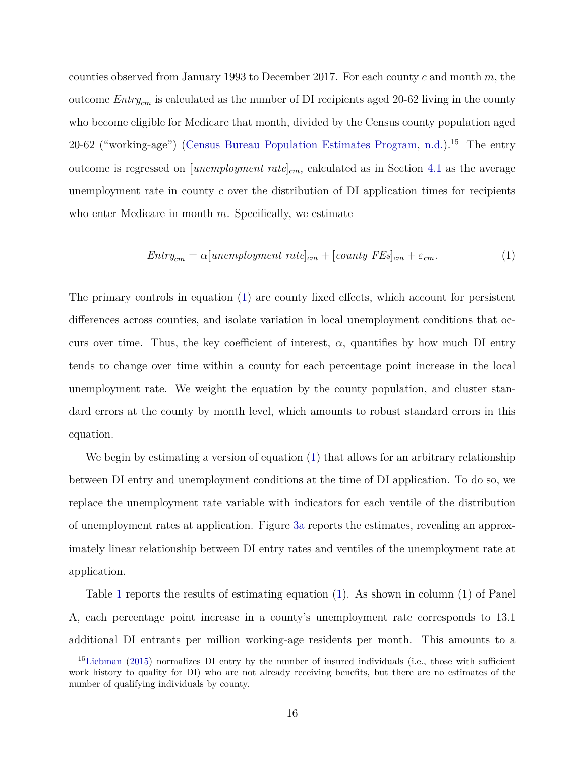counties observed from January 1993 to December 2017. For each county $c$ and month $m$, the outcome $Entry_{cm}$ is calculated as the number of DI recipients aged 20-62 living in the county who become eligible for Medicare that month, divided by the Census county population aged 20-62 ("working-age") (Census Bureau Population Estimates Program, n.d.).[15] The entry outcome is regressed on $[unemployment\ rate]_{cm}$, calculated as in Section 4.1 as the average unemployment rate in county $c$ over the distribution of DI application times for recipients who enter Medicare in month $m$. Specifically, we estimate

$$Entry_{cm} = \alpha[unemployment\ rate]_{cm} + [county\ FEs]_{cm} + \varepsilon_{cm}. \tag{1}$$

The primary controls in equation (1) are county fixed effects, which account for persistent differences across counties, and isolate variation in local unemployment conditions that occurs over time. Thus, the key coefficient of interest, $\alpha$, quantifies by how much DI entry tends to change over time within a county for each percentage point increase in the local unemployment rate. We weight the equation by the county population, and cluster standard errors at the county by month level, which amounts to robust standard errors in this equation.

We begin by estimating a version of equation (1) that allows for an arbitrary relationship between DI entry and unemployment conditions at the time of DI application. To do so, we replace the unemployment rate variable with indicators for each ventile of the distribution of unemployment rates at application. Figure 3a reports the estimates, revealing an approximately linear relationship between DI entry rates and ventiles of the unemployment rate at application.

Table 1 reports the results of estimating equation (1). As shown in column (1) of Panel A, each percentage point increase in a county's unemployment rate corresponds to 13.1 additional DI entrants per million working-age residents per month. This amounts to a

[15] Liebman (2015) normalizes DI entry by the number of insured individuals (i.e., those with sufficient work history to quality for DI) who are not already receiving benefits, but there are no estimates of the number of qualifying individuals by county.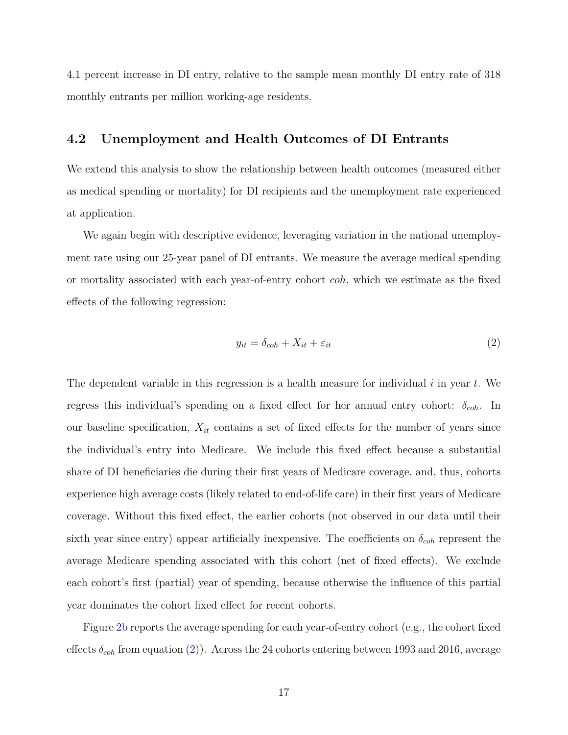4.1 percent increase in DI entry, relative to the sample mean monthly DI entry rate of 318 monthly entrants per million working-age residents.

## 4.2 Unemployment and Health Outcomes of DI Entrants

We extend this analysis to show the relationship between health outcomes (measured either as medical spending or mortality) for DI recipients and the unemployment rate experienced at application.

We again begin with descriptive evidence, leveraging variation in the national unemployment rate using our 25-year panel of DI entrants. We measure the average medical spending or mortality associated with each year-of-entry cohort *coh*, which we estimate as the fixed effects of the following regression:

$$y_{it} = \delta_{coh} + X_{it} + \varepsilon_{it} \tag{2}$$

The dependent variable in this regression is a health measure for individual $i$ in year $t$. We regress this individual's spending on a fixed effect for her annual entry cohort: $\delta_{coh}$. In our baseline specification, $X_{it}$ contains a set of fixed effects for the number of years since the individual's entry into Medicare. We include this fixed effect because a substantial share of DI beneficiaries die during their first years of Medicare coverage, and, thus, cohorts experience high average costs (likely related to end-of-life care) in their first years of Medicare coverage. Without this fixed effect, the earlier cohorts (not observed in our data until their sixth year since entry) appear artificially inexpensive. The coefficients on $\delta_{coh}$ represent the average Medicare spending associated with this cohort (net of fixed effects). We exclude each cohort's first (partial) year of spending, because otherwise the influence of this partial year dominates the cohort fixed effect for recent cohorts.

Figure 2b reports the average spending for each year-of-entry cohort (e.g., the cohort fixed effects $\delta_{coh}$ from equation (2)). Across the 24 cohorts entering between 1993 and 2016, average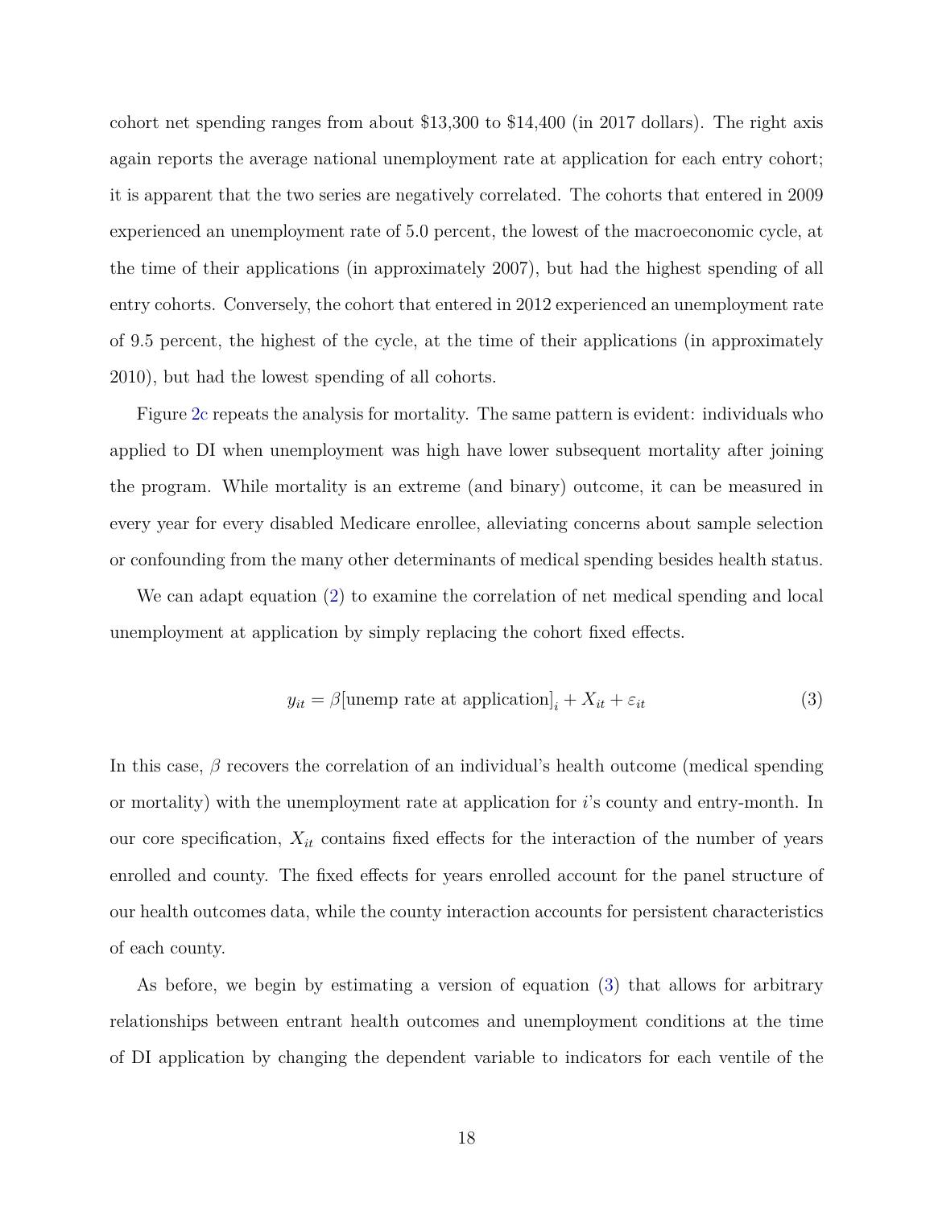cohort net spending ranges from about $13,300 to $14,400 (in 2017 dollars). The right axis again reports the average national unemployment rate at application for each entry cohort; it is apparent that the two series are negatively correlated. The cohorts that entered in 2009 experienced an unemployment rate of 5.0 percent, the lowest of the macroeconomic cycle, at the time of their applications (in approximately 2007), but had the highest spending of all entry cohorts. Conversely, the cohort that entered in 2012 experienced an unemployment rate of 9.5 percent, the highest of the cycle, at the time of their applications (in approximately 2010), but had the lowest spending of all cohorts.

Figure 2c repeats the analysis for mortality. The same pattern is evident: individuals who applied to DI when unemployment was high have lower subsequent mortality after joining the program. While mortality is an extreme (and binary) outcome, it can be measured in every year for every disabled Medicare enrollee, alleviating concerns about sample selection or confounding from the many other determinants of medical spending besides health status.

We can adapt equation (2) to examine the correlation of net medical spending and local unemployment at application by simply replacing the cohort fixed effects.

$$y_{it} = \beta[\text{unemp rate at application}]_i + X_{it} + \varepsilon_{it} \tag{3}$$

In this case, $\beta$ recovers the correlation of an individual's health outcome (medical spending or mortality) with the unemployment rate at application for $i$'s county and entry-month. In our core specification, $X_{it}$ contains fixed effects for the interaction of the number of years enrolled and county. The fixed effects for years enrolled account for the panel structure of our health outcomes data, while the county interaction accounts for persistent characteristics of each county.

As before, we begin by estimating a version of equation (3) that allows for arbitrary relationships between entrant health outcomes and unemployment conditions at the time of DI application by changing the dependent variable to indicators for each ventile of the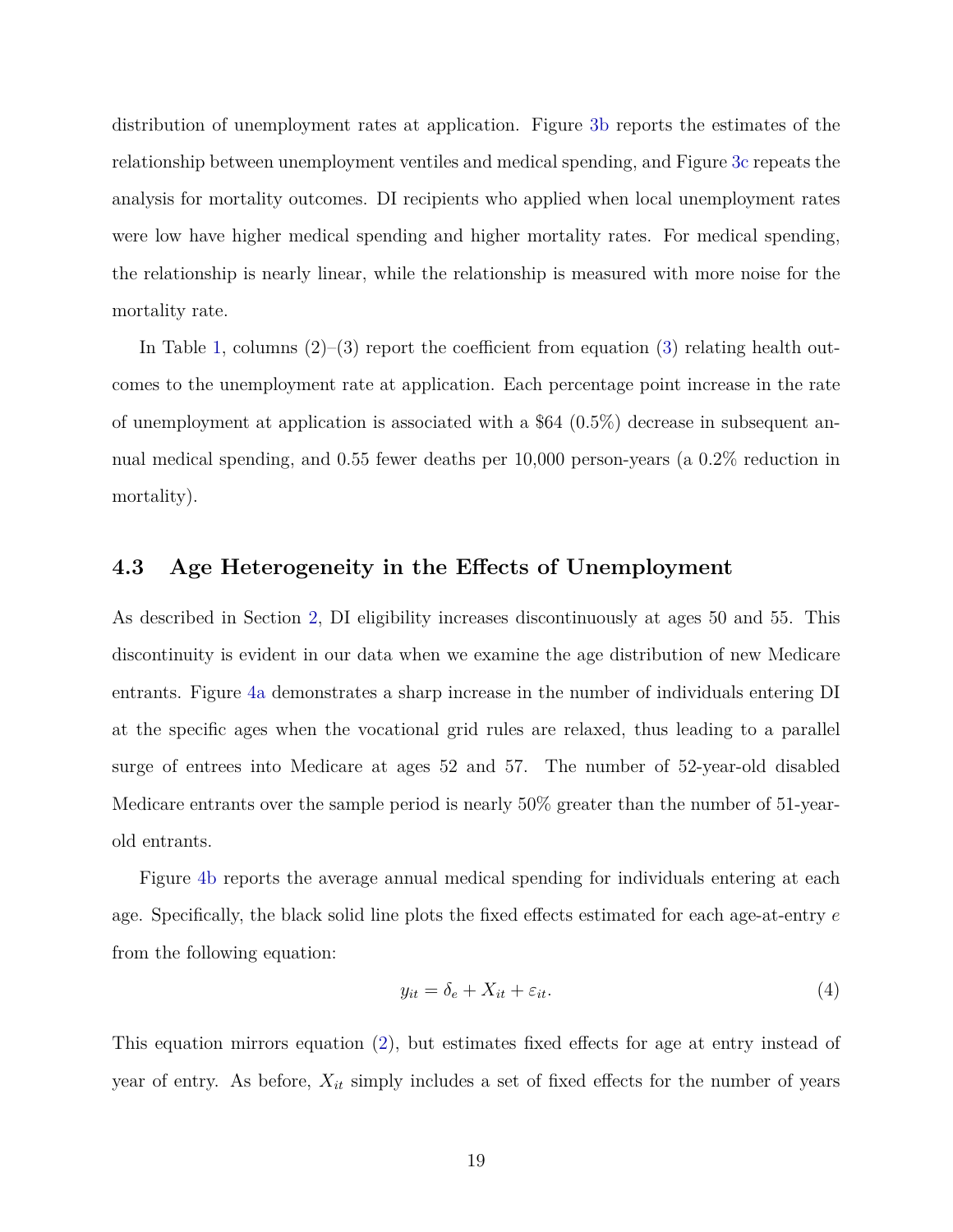distribution of unemployment rates at application. Figure 3b reports the estimates of the relationship between unemployment ventiles and medical spending, and Figure 3c repeats the analysis for mortality outcomes. DI recipients who applied when local unemployment rates were low have higher medical spending and higher mortality rates. For medical spending, the relationship is nearly linear, while the relationship is measured with more noise for the mortality rate.

In Table 1, columns (2)–(3) report the coefficient from equation (3) relating health outcomes to the unemployment rate at application. Each percentage point increase in the rate of unemployment at application is associated with a \$64 (0.5%) decrease in subsequent annual medical spending, and 0.55 fewer deaths per 10,000 person-years (a 0.2% reduction in mortality).

### 4.3 Age Heterogeneity in the Effects of Unemployment

As described in Section 2, DI eligibility increases discontinuously at ages 50 and 55. This discontinuity is evident in our data when we examine the age distribution of new Medicare entrants. Figure 4a demonstrates a sharp increase in the number of individuals entering DI at the specific ages when the vocational grid rules are relaxed, thus leading to a parallel surge of entrees into Medicare at ages 52 and 57. The number of 52-year-old disabled Medicare entrants over the sample period is nearly 50% greater than the number of 51-year-old entrants.

Figure 4b reports the average annual medical spending for individuals entering at each age. Specifically, the black solid line plots the fixed effects estimated for each age-at-entry $e$ from the following equation:

$$y_{it} = \delta_e + X_{it} + \varepsilon_{it}. \tag{4}$$

This equation mirrors equation (2), but estimates fixed effects for age at entry instead of year of entry. As before, $X_{it}$ simply includes a set of fixed effects for the number of years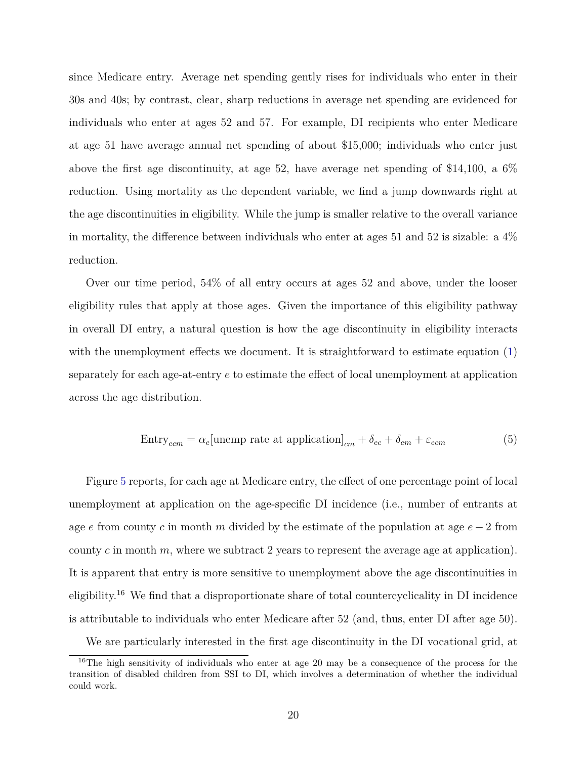since Medicare entry. Average net spending gently rises for individuals who enter in their 30s and 40s; by contrast, clear, sharp reductions in average net spending are evidenced for individuals who enter at ages 52 and 57. For example, DI recipients who enter Medicare at age 51 have average annual net spending of about $15,000; individuals who enter just above the first age discontinuity, at age 52, have average net spending of $14,100, a 6% reduction. Using mortality as the dependent variable, we find a jump downwards right at the age discontinuities in eligibility. While the jump is smaller relative to the overall variance in mortality, the difference between individuals who enter at ages 51 and 52 is sizable: a 4% reduction.

Over our time period, 54% of all entry occurs at ages 52 and above, under the looser eligibility rules that apply at those ages. Given the importance of this eligibility pathway in overall DI entry, a natural question is how the age discontinuity in eligibility interacts with the unemployment effects we document. It is straightforward to estimate equation (1) separately for each age-at-entry $e$ to estimate the effect of local unemployment at application across the age distribution.

$$\text{Entry}_{ecm} = \alpha_e[\text{unemp rate at application}]_{cm} + \delta_{ec} + \delta_{em} + \varepsilon_{ecm} \tag{5}$$

Figure 5 reports, for each age at Medicare entry, the effect of one percentage point of local unemployment at application on the age-specific DI incidence (i.e., number of entrants at age $e$ from county $c$ in month $m$ divided by the estimate of the population at age $e-2$ from county $c$ in month $m$, where we subtract 2 years to represent the average age at application). It is apparent that entry is more sensitive to unemployment above the age discontinuities in eligibility.[16] We find that a disproportionate share of total countercyclicality in DI incidence is attributable to individuals who enter Medicare after 52 (and, thus, enter DI after age 50).

We are particularly interested in the first age discontinuity in the DI vocational grid, at

[16]The high sensitivity of individuals who enter at age 20 may be a consequence of the process for the transition of disabled children from SSI to DI, which involves a determination of whether the individual could work.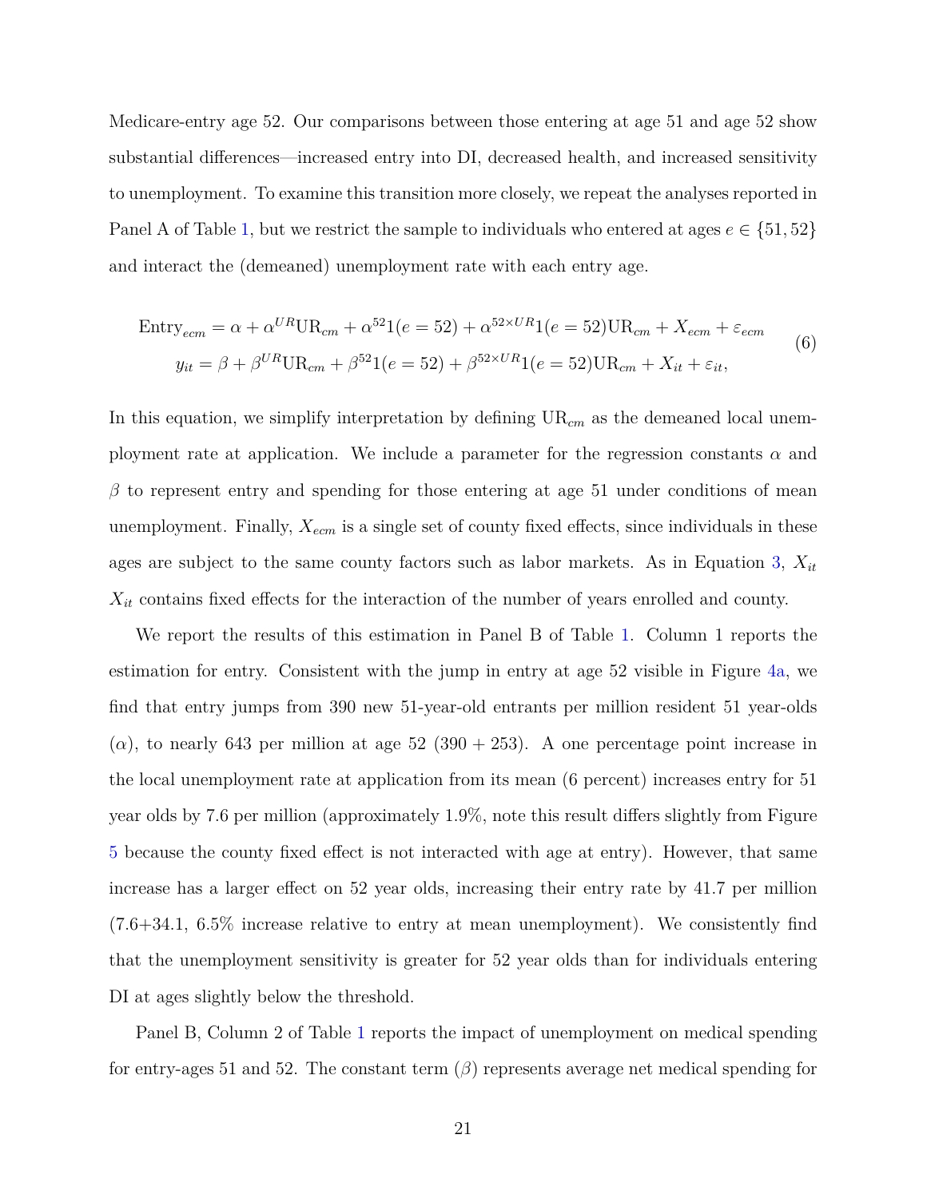Medicare-entry age 52. Our comparisons between those entering at age 51 and age 52 show substantial differences—increased entry into DI, decreased health, and increased sensitivity to unemployment. To examine this transition more closely, we repeat the analyses reported in Panel A of Table 1, but we restrict the sample to individuals who entered at ages $e \in \{51, 52\}$ and interact the (demeaned) unemployment rate with each entry age.

$$
\begin{aligned}
\text{Entry}_{ecm} &= \alpha + \alpha^{UR}\text{UR}_{cm} + \alpha^{52}1(e=52) + \alpha^{52\times UR}1(e=52)\text{UR}_{cm} + X_{ecm} + \varepsilon_{ecm} \\
y_{it} &= \beta + \beta^{UR}\text{UR}_{cm} + \beta^{52}1(e=52) + \beta^{52\times UR}1(e=52)\text{UR}_{cm} + X_{it} + \varepsilon_{it},
\end{aligned}
\tag{6}
$$

In this equation, we simplify interpretation by defining $\text{UR}_{cm}$ as the demeaned local unemployment rate at application. We include a parameter for the regression constants $\alpha$ and $\beta$ to represent entry and spending for those entering at age 51 under conditions of mean unemployment. Finally, $X_{ecm}$ is a single set of county fixed effects, since individuals in these ages are subject to the same county factors such as labor markets. As in Equation 3, $X_{it}$ $X_{it}$ contains fixed effects for the interaction of the number of years enrolled and county.

We report the results of this estimation in Panel B of Table 1. Column 1 reports the estimation for entry. Consistent with the jump in entry at age 52 visible in Figure 4a, we find that entry jumps from 390 new 51-year-old entrants per million resident 51 year-olds ($\alpha$), to nearly 643 per million at age 52 (390 + 253). A one percentage point increase in the local unemployment rate at application from its mean (6 percent) increases entry for 51 year olds by 7.6 per million (approximately 1.9%, note this result differs slightly from Figure 5 because the county fixed effect is not interacted with age at entry). However, that same increase has a larger effect on 52 year olds, increasing their entry rate by 41.7 per million (7.6+34.1, 6.5% increase relative to entry at mean unemployment). We consistently find that the unemployment sensitivity is greater for 52 year olds than for individuals entering DI at ages slightly below the threshold.

Panel B, Column 2 of Table 1 reports the impact of unemployment on medical spending for entry-ages 51 and 52. The constant term ($\beta$) represents average net medical spending for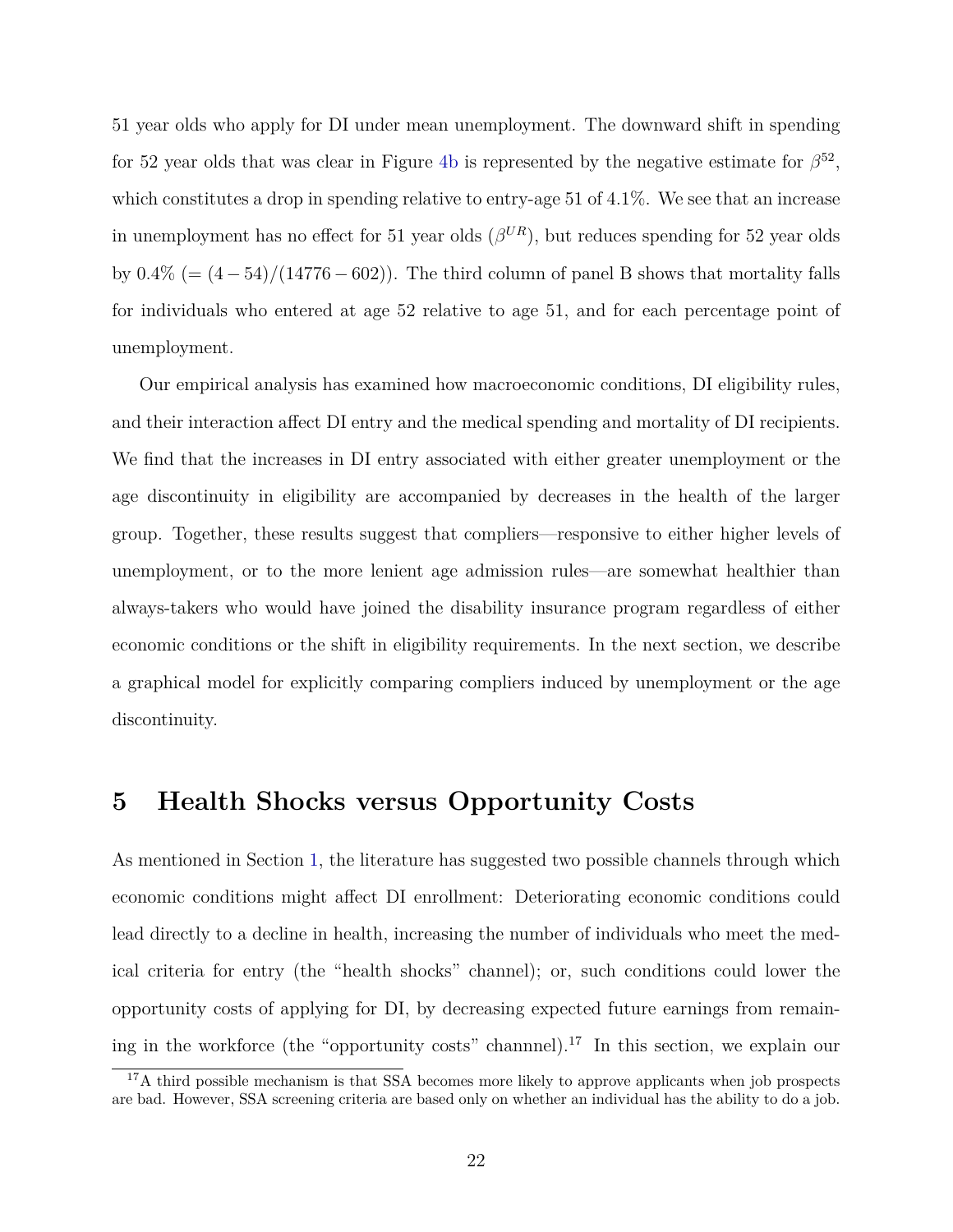51 year olds who apply for DI under mean unemployment. The downward shift in spending for 52 year olds that was clear in Figure 4b is represented by the negative estimate for $\beta^{52}$, which constitutes a drop in spending relative to entry-age 51 of 4.1%. We see that an increase in unemployment has no effect for 51 year olds ($\beta^{UR}$), but reduces spending for 52 year olds by 0.4% ($= (4 - 54)/(14776 - 602)$). The third column of panel B shows that mortality falls for individuals who entered at age 52 relative to age 51, and for each percentage point of unemployment.

Our empirical analysis has examined how macroeconomic conditions, DI eligibility rules, and their interaction affect DI entry and the medical spending and mortality of DI recipients. We find that the increases in DI entry associated with either greater unemployment or the age discontinuity in eligibility are accompanied by decreases in the health of the larger group. Together, these results suggest that compliers—responsive to either higher levels of unemployment, or to the more lenient age admission rules—are somewhat healthier than always-takers who would have joined the disability insurance program regardless of either economic conditions or the shift in eligibility requirements. In the next section, we describe a graphical model for explicitly comparing compliers induced by unemployment or the age discontinuity.

# 5 Health Shocks versus Opportunity Costs

As mentioned in Section 1, the literature has suggested two possible channels through which economic conditions might affect DI enrollment: Deteriorating economic conditions could lead directly to a decline in health, increasing the number of individuals who meet the medical criteria for entry (the "health shocks" channel); or, such conditions could lower the opportunity costs of applying for DI, by decreasing expected future earnings from remaining in the workforce (the "opportunity costs" channnel).[17] In this section, we explain our

[17] A third possible mechanism is that SSA becomes more likely to approve applicants when job prospects are bad. However, SSA screening criteria are based only on whether an individual has the ability to do a job.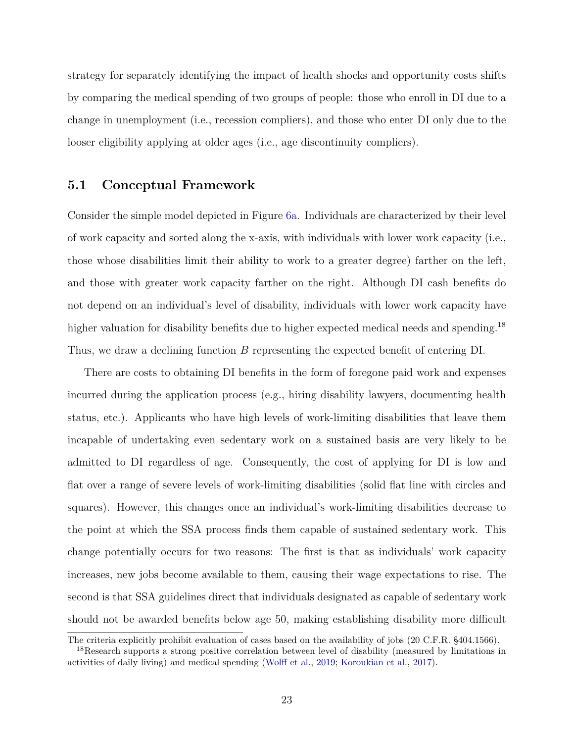strategy for separately identifying the impact of health shocks and opportunity costs shifts by comparing the medical spending of two groups of people: those who enroll in DI due to a change in unemployment (i.e., recession compliers), and those who enter DI only due to the looser eligibility applying at older ages (i.e., age discontinuity compliers).

## 5.1 Conceptual Framework

Consider the simple model depicted in Figure 6a. Individuals are characterized by their level of work capacity and sorted along the x-axis, with individuals with lower work capacity (i.e., those whose disabilities limit their ability to work to a greater degree) farther on the left, and those with greater work capacity farther on the right. Although DI cash benefits do not depend on an individual's level of disability, individuals with lower work capacity have higher valuation for disability benefits due to higher expected medical needs and spending.[18] Thus, we draw a declining function $B$ representing the expected benefit of entering DI.

There are costs to obtaining DI benefits in the form of foregone paid work and expenses incurred during the application process (e.g., hiring disability lawyers, documenting health status, etc.). Applicants who have high levels of work-limiting disabilities that leave them incapable of undertaking even sedentary work on a sustained basis are very likely to be admitted to DI regardless of age. Consequently, the cost of applying for DI is low and flat over a range of severe levels of work-limiting disabilities (solid flat line with circles and squares). However, this changes once an individual's work-limiting disabilities decrease to the point at which the SSA process finds them capable of sustained sedentary work. This change potentially occurs for two reasons: The first is that as individuals' work capacity increases, new jobs become available to them, causing their wage expectations to rise. The second is that SSA guidelines direct that individuals designated as capable of sedentary work should not be awarded benefits below age 50, making establishing disability more difficult

The criteria explicitly prohibit evaluation of cases based on the availability of jobs (20 C.F.R. §404.1566).

[18] Research supports a strong positive correlation between level of disability (measured by limitations in activities of daily living) and medical spending (Wolff et al., 2019; Koroukian et al., 2017).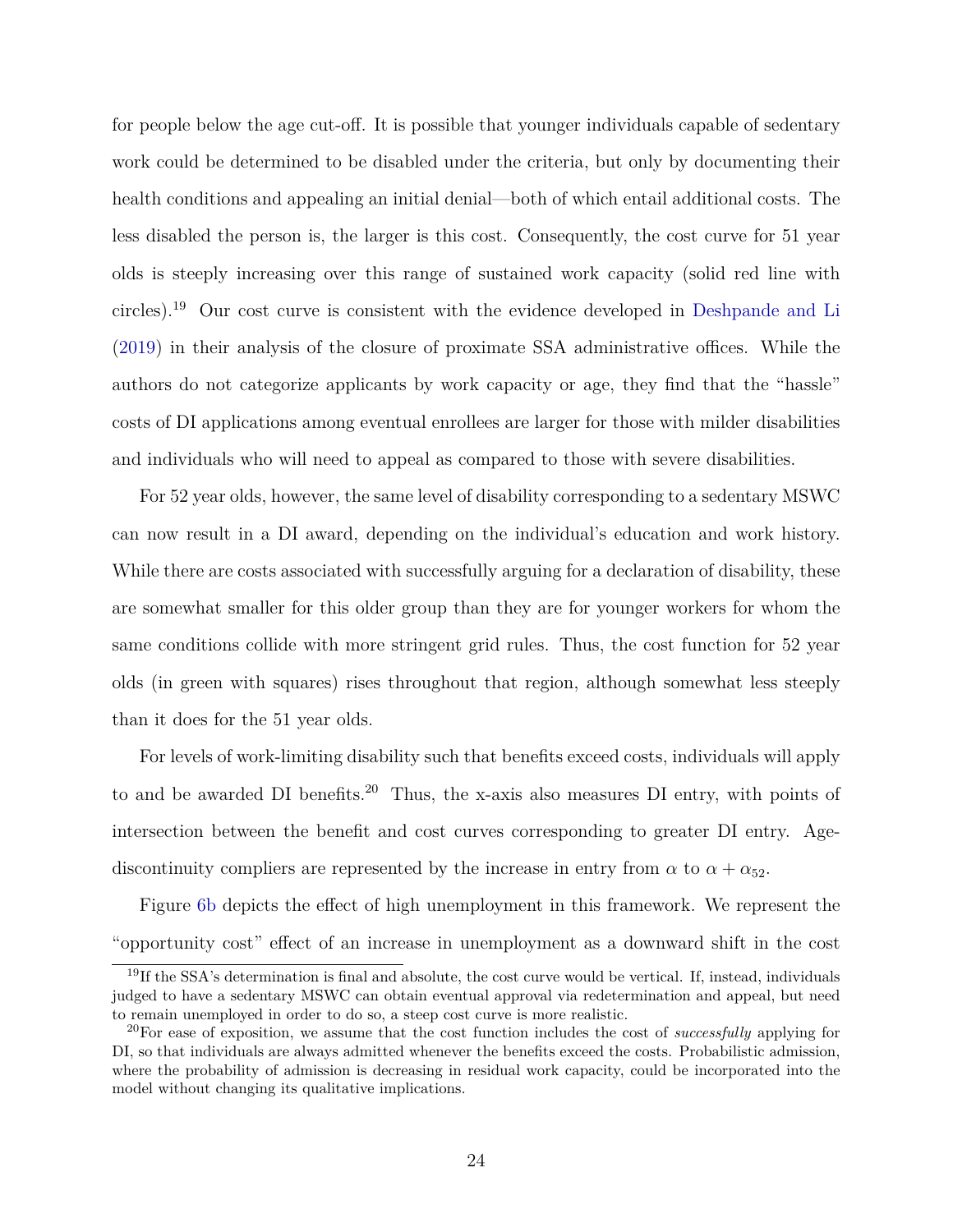for people below the age cut-off. It is possible that younger individuals capable of sedentary work could be determined to be disabled under the criteria, but only by documenting their health conditions and appealing an initial denial—both of which entail additional costs. The less disabled the person is, the larger is this cost. Consequently, the cost curve for 51 year olds is steeply increasing over this range of sustained work capacity (solid red line with circles).[19] Our cost curve is consistent with the evidence developed in Deshpande and Li (2019) in their analysis of the closure of proximate SSA administrative offices. While the authors do not categorize applicants by work capacity or age, they find that the "hassle" costs of DI applications among eventual enrollees are larger for those with milder disabilities and individuals who will need to appeal as compared to those with severe disabilities.

For 52 year olds, however, the same level of disability corresponding to a sedentary MSWC can now result in a DI award, depending on the individual's education and work history. While there are costs associated with successfully arguing for a declaration of disability, these are somewhat smaller for this older group than they are for younger workers for whom the same conditions collide with more stringent grid rules. Thus, the cost function for 52 year olds (in green with squares) rises throughout that region, although somewhat less steeply than it does for the 51 year olds.

For levels of work-limiting disability such that benefits exceed costs, individuals will apply to and be awarded DI benefits.[20] Thus, the x-axis also measures DI entry, with points of intersection between the benefit and cost curves corresponding to greater DI entry. Age-discontinuity compliers are represented by the increase in entry from $\alpha$ to $\alpha + \alpha_{52}$.

Figure 6b depicts the effect of high unemployment in this framework. We represent the "opportunity cost" effect of an increase in unemployment as a downward shift in the cost

[19] If the SSA's determination is final and absolute, the cost curve would be vertical. If, instead, individuals judged to have a sedentary MSWC can obtain eventual approval via redetermination and appeal, but need to remain unemployed in order to do so, a steep cost curve is more realistic.

[20] For ease of exposition, we assume that the cost function includes the cost of *successfully* applying for DI, so that individuals are always admitted whenever the benefits exceed the costs. Probabilistic admission, where the probability of admission is decreasing in residual work capacity, could be incorporated into the model without changing its qualitative implications.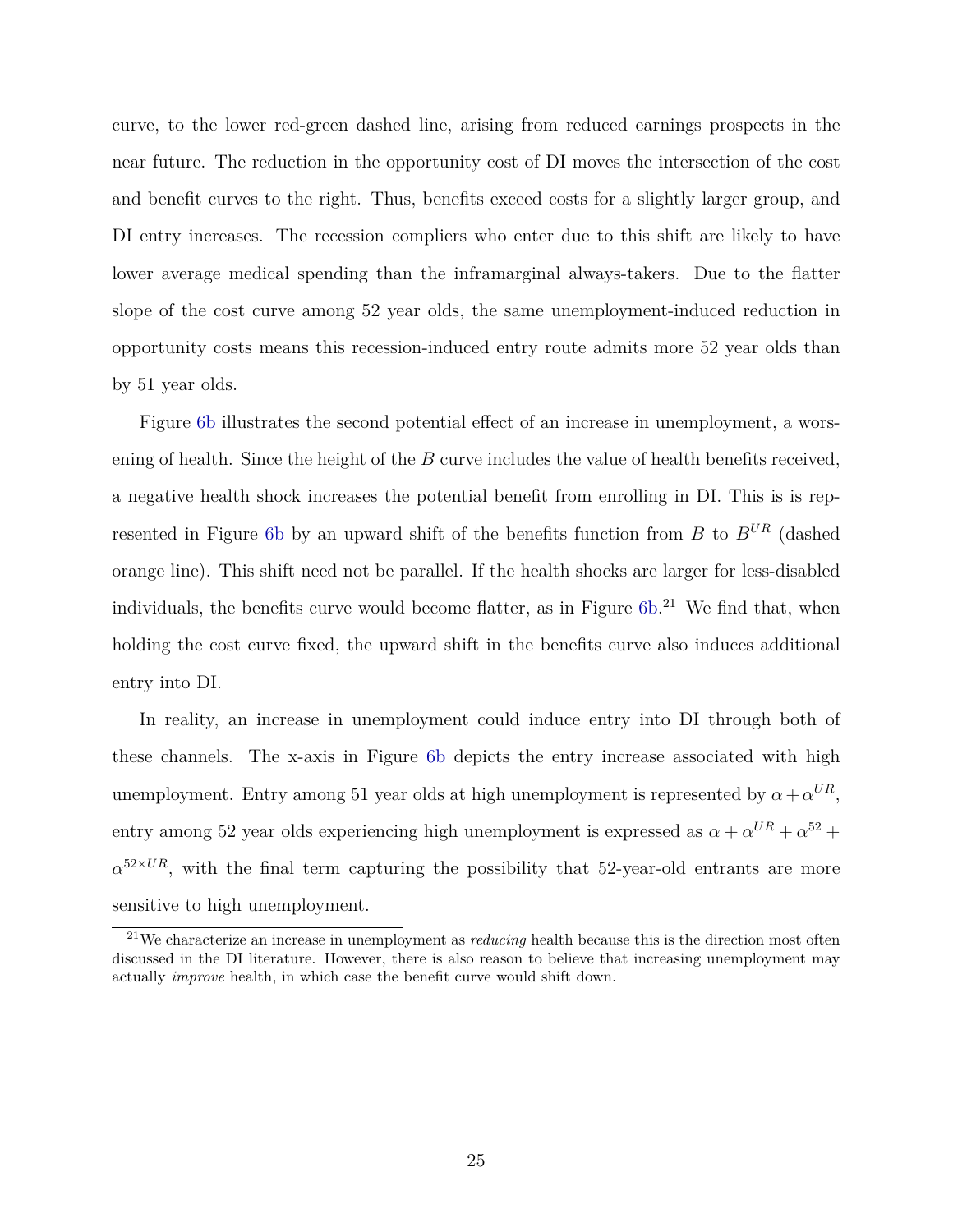curve, to the lower red-green dashed line, arising from reduced earnings prospects in the near future. The reduction in the opportunity cost of DI moves the intersection of the cost and benefit curves to the right. Thus, benefits exceed costs for a slightly larger group, and DI entry increases. The recession compliers who enter due to this shift are likely to have lower average medical spending than the inframarginal always-takers. Due to the flatter slope of the cost curve among 52 year olds, the same unemployment-induced reduction in opportunity costs means this recession-induced entry route admits more 52 year olds than by 51 year olds.

Figure 6b illustrates the second potential effect of an increase in unemployment, a worsening of health. Since the height of the $B$ curve includes the value of health benefits received, a negative health shock increases the potential benefit from enrolling in DI. This is is represented in Figure 6b by an upward shift of the benefits function from $B$ to $B^{UR}$ (dashed orange line). This shift need not be parallel. If the health shocks are larger for less-disabled individuals, the benefits curve would become flatter, as in Figure 6b.[21] We find that, when holding the cost curve fixed, the upward shift in the benefits curve also induces additional entry into DI.

In reality, an increase in unemployment could induce entry into DI through both of these channels. The x-axis in Figure 6b depicts the entry increase associated with high unemployment. Entry among 51 year olds at high unemployment is represented by $\alpha + \alpha^{UR}$, entry among 52 year olds experiencing high unemployment is expressed as $\alpha + \alpha^{UR} + \alpha^{52} + \alpha^{52 \times UR}$, with the final term capturing the possibility that 52-year-old entrants are more sensitive to high unemployment.

[21] We characterize an increase in unemployment as *reducing* health because this is the direction most often discussed in the DI literature. However, there is also reason to believe that increasing unemployment may actually *improve* health, in which case the benefit curve would shift down.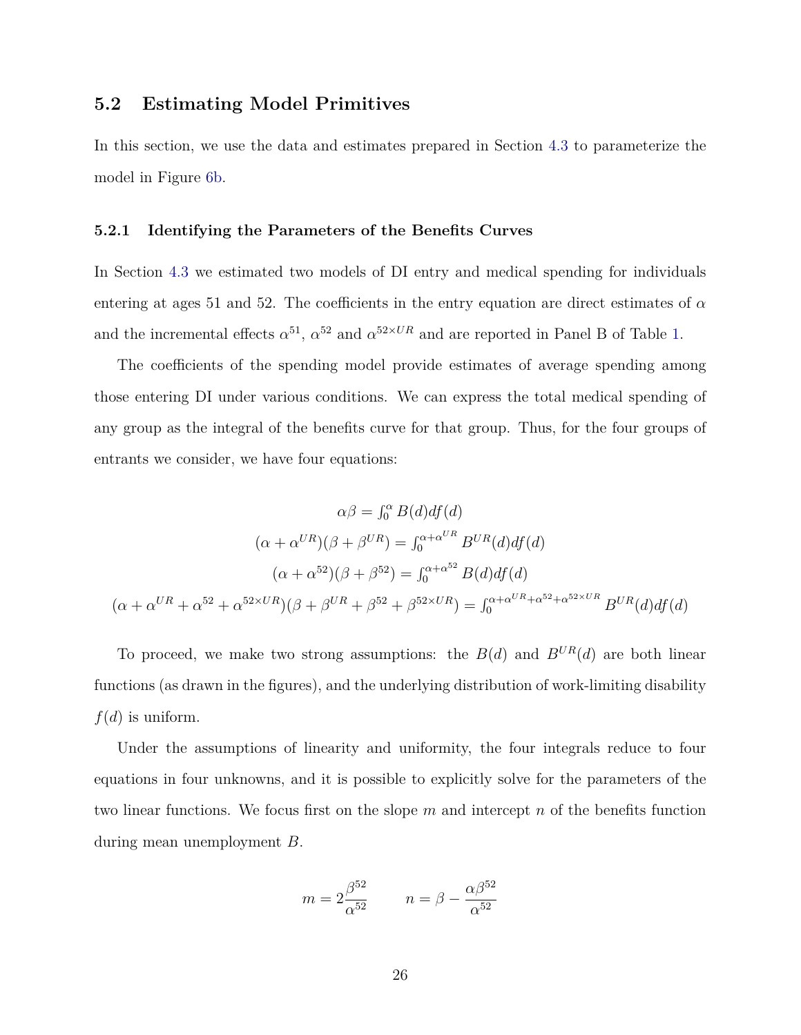## 5.2 Estimating Model Primitives

In this section, we use the data and estimates prepared in Section 4.3 to parameterize the model in Figure 6b.

### 5.2.1 Identifying the Parameters of the Benefits Curves

In Section 4.3 we estimated two models of DI entry and medical spending for individuals entering at ages 51 and 52. The coefficients in the entry equation are direct estimates of $\alpha$ and the incremental effects $\alpha^{51}$, $\alpha^{52}$ and $\alpha^{52\times UR}$ and are reported in Panel B of Table 1.

The coefficients of the spending model provide estimates of average spending among those entering DI under various conditions. We can express the total medical spending of any group as the integral of the benefits curve for that group. Thus, for the four groups of entrants we consider, we have four equations:

$$
\begin{gathered}
\alpha\beta = \int_0^{\alpha} B(d)df(d) \\
(\alpha + \alpha^{UR})(\beta + \beta^{UR}) = \int_0^{\alpha+\alpha^{UR}} B^{UR}(d)df(d) \\
(\alpha + \alpha^{52})(\beta + \beta^{52}) = \int_0^{\alpha+\alpha^{52}} B(d)df(d) \\
(\alpha + \alpha^{UR} + \alpha^{52} + \alpha^{52\times UR})(\beta + \beta^{UR} + \beta^{52} + \beta^{52\times UR}) = \int_0^{\alpha+\alpha^{UR}+\alpha^{52}+\alpha^{52\times UR}} B^{UR}(d)df(d)
\end{gathered}
$$

To proceed, we make two strong assumptions: the $B(d)$ and $B^{UR}(d)$ are both linear functions (as drawn in the figures), and the underlying distribution of work-limiting disability $f(d)$ is uniform.

Under the assumptions of linearity and uniformity, the four integrals reduce to four equations in four unknowns, and it is possible to explicitly solve for the parameters of the two linear functions. We focus first on the slope $m$ and intercept $n$ of the benefits function during mean unemployment $B$.

$$
m = 2\frac{\beta^{52}}{\alpha^{52}} \qquad n = \beta - \frac{\alpha\beta^{52}}{\alpha^{52}}
$$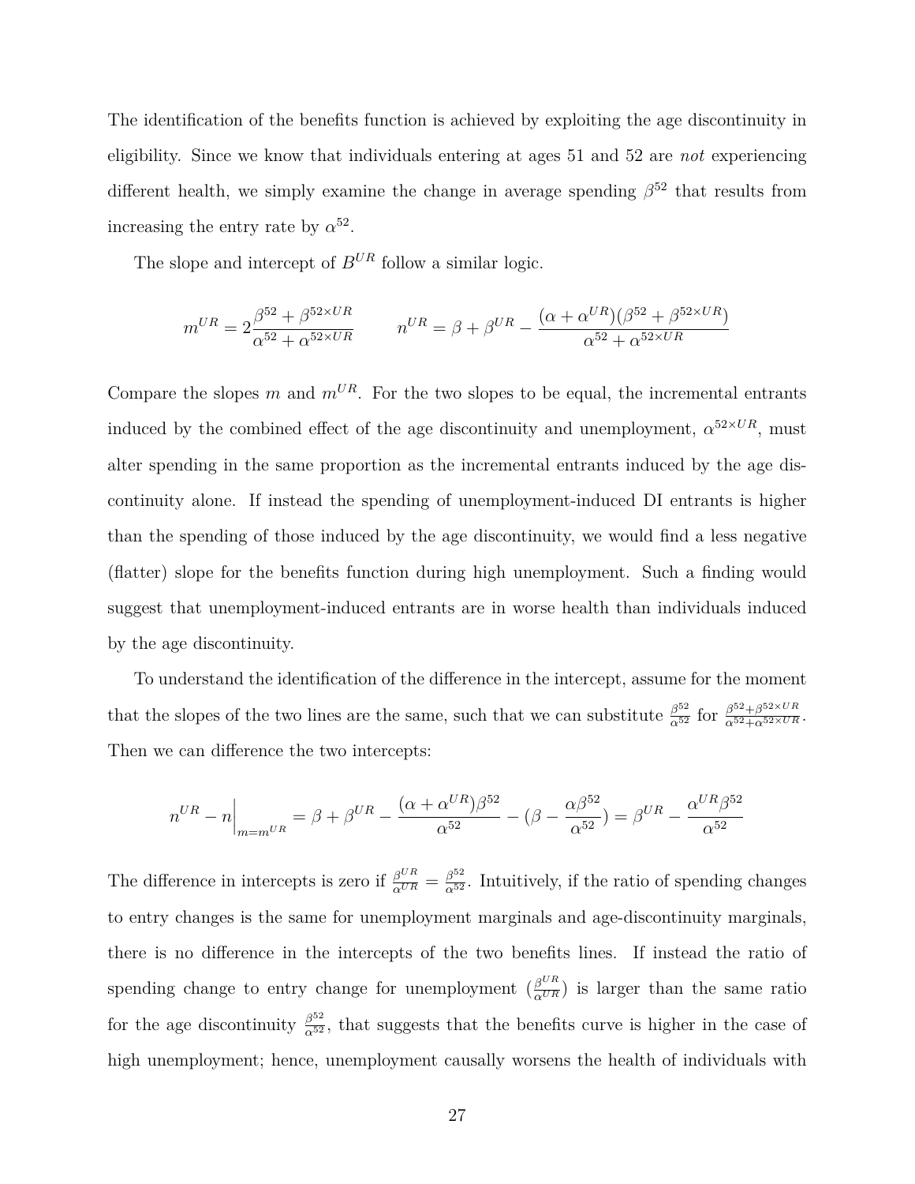The identification of the benefits function is achieved by exploiting the age discontinuity in eligibility. Since we know that individuals entering at ages 51 and 52 are *not* experiencing different health, we simply examine the change in average spending $\beta^{52}$ that results from increasing the entry rate by $\alpha^{52}$.

The slope and intercept of $B^{UR}$ follow a similar logic.

$$m^{UR} = 2\frac{\beta^{52} + \beta^{52\times UR}}{\alpha^{52} + \alpha^{52\times UR}} \qquad n^{UR} = \beta + \beta^{UR} - \frac{(\alpha + \alpha^{UR})(\beta^{52} + \beta^{52\times UR})}{\alpha^{52} + \alpha^{52\times UR}}$$

Compare the slopes $m$ and $m^{UR}$. For the two slopes to be equal, the incremental entrants induced by the combined effect of the age discontinuity and unemployment, $\alpha^{52\times UR}$, must alter spending in the same proportion as the incremental entrants induced by the age discontinuity alone. If instead the spending of unemployment-induced DI entrants is higher than the spending of those induced by the age discontinuity, we would find a less negative (flatter) slope for the benefits function during high unemployment. Such a finding would suggest that unemployment-induced entrants are in worse health than individuals induced by the age discontinuity.

To understand the identification of the difference in the intercept, assume for the moment that the slopes of the two lines are the same, such that we can substitute $\frac{\beta^{52}}{\alpha^{52}}$ for $\frac{\beta^{52}+\beta^{52\times UR}}{\alpha^{52}+\alpha^{52\times UR}}$. Then we can difference the two intercepts:

$$n^{UR} - n\Big|_{m=m^{UR}} = \beta + \beta^{UR} - \frac{(\alpha + \alpha^{UR})\beta^{52}}{\alpha^{52}} - (\beta - \frac{\alpha\beta^{52}}{\alpha^{52}}) = \beta^{UR} - \frac{\alpha^{UR}\beta^{52}}{\alpha^{52}}$$

The difference in intercepts is zero if $\frac{\beta^{UR}}{\alpha^{UR}} = \frac{\beta^{52}}{\alpha^{52}}$. Intuitively, if the ratio of spending changes to entry changes is the same for unemployment marginals and age-discontinuity marginals, there is no difference in the intercepts of the two benefits lines. If instead the ratio of spending change to entry change for unemployment ($\frac{\beta^{UR}}{\alpha^{UR}}$) is larger than the same ratio for the age discontinuity $\frac{\beta^{52}}{\alpha^{52}}$, that suggests that the benefits curve is higher in the case of high unemployment; hence, unemployment causally worsens the health of individuals with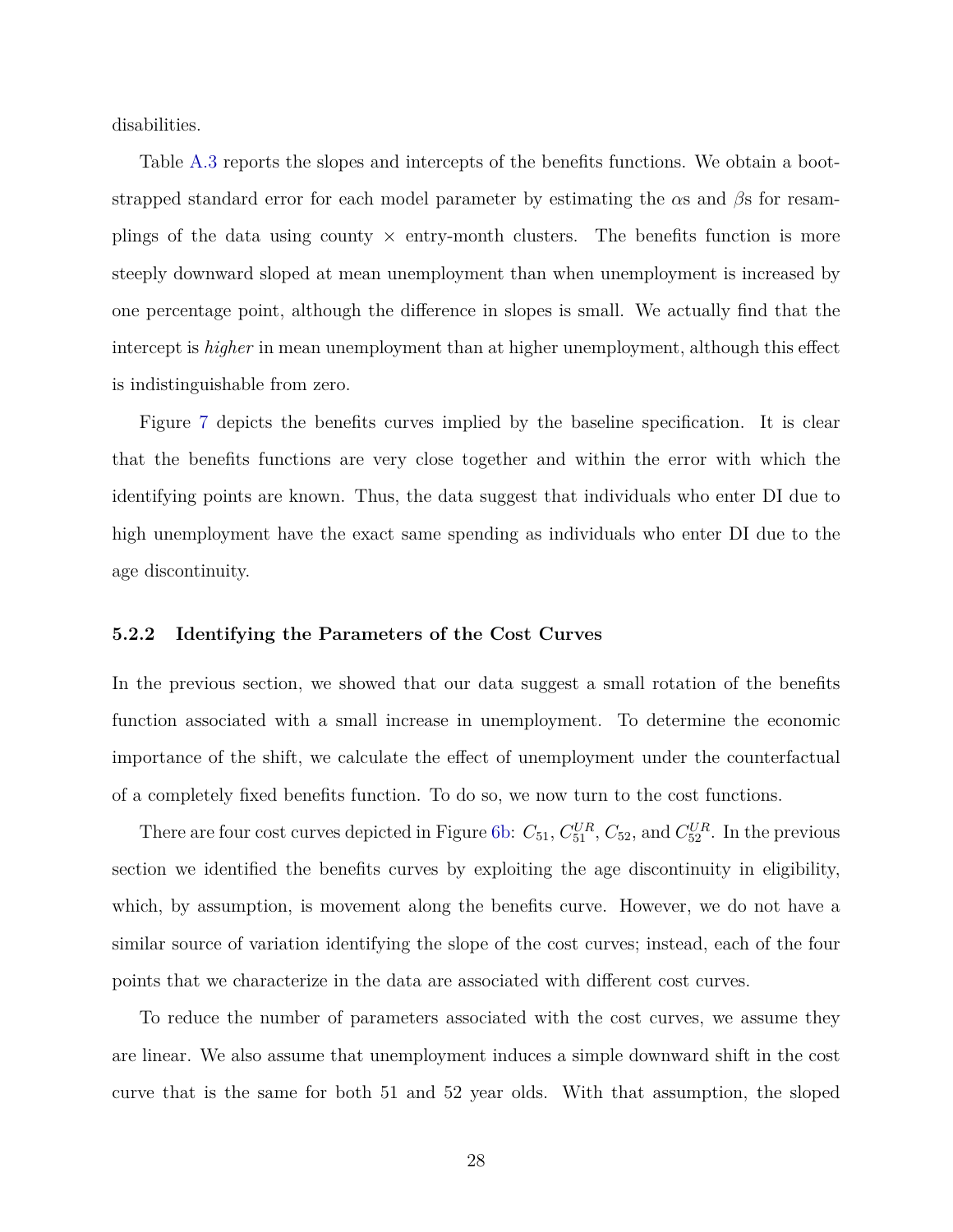disabilities.

Table A.3 reports the slopes and intercepts of the benefits functions. We obtain a bootstrapped standard error for each model parameter by estimating the $\alpha$s and $\beta$s for resamplings of the data using county $\times$ entry-month clusters. The benefits function is more steeply downward sloped at mean unemployment than when unemployment is increased by one percentage point, although the difference in slopes is small. We actually find that the intercept is *higher* in mean unemployment than at higher unemployment, although this effect is indistinguishable from zero.

Figure 7 depicts the benefits curves implied by the baseline specification. It is clear that the benefits functions are very close together and within the error with which the identifying points are known. Thus, the data suggest that individuals who enter DI due to high unemployment have the exact same spending as individuals who enter DI due to the age discontinuity.

### 5.2.2 Identifying the Parameters of the Cost Curves

In the previous section, we showed that our data suggest a small rotation of the benefits function associated with a small increase in unemployment. To determine the economic importance of the shift, we calculate the effect of unemployment under the counterfactual of a completely fixed benefits function. To do so, we now turn to the cost functions.

There are four cost curves depicted in Figure 6b: $C_{51}$, $C_{51}^{UR}$, $C_{52}$, and $C_{52}^{UR}$. In the previous section we identified the benefits curves by exploiting the age discontinuity in eligibility, which, by assumption, is movement along the benefits curve. However, we do not have a similar source of variation identifying the slope of the cost curves; instead, each of the four points that we characterize in the data are associated with different cost curves.

To reduce the number of parameters associated with the cost curves, we assume they are linear. We also assume that unemployment induces a simple downward shift in the cost curve that is the same for both 51 and 52 year olds. With that assumption, the sloped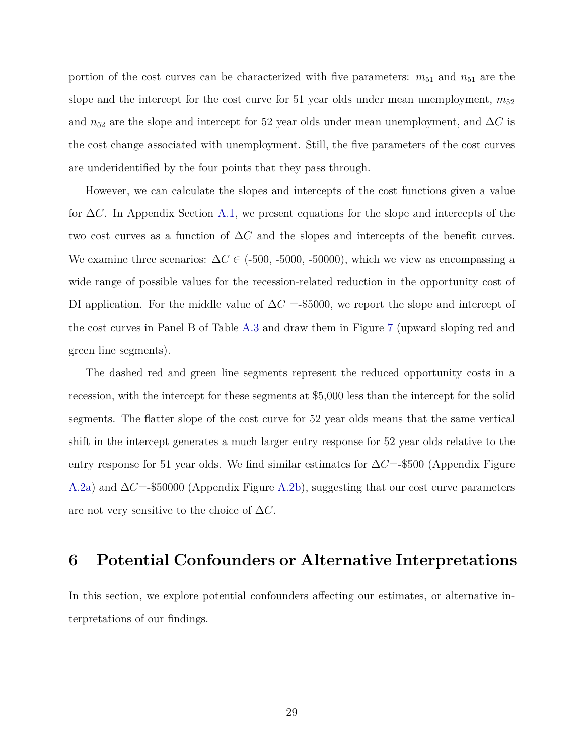portion of the cost curves can be characterized with five parameters: $m_{51}$ and $n_{51}$ are the slope and the intercept for the cost curve for 51 year olds under mean unemployment, $m_{52}$ and $n_{52}$ are the slope and intercept for 52 year olds under mean unemployment, and $\Delta C$ is the cost change associated with unemployment. Still, the five parameters of the cost curves are underidentified by the four points that they pass through.

However, we can calculate the slopes and intercepts of the cost functions given a value for $\Delta C$. In Appendix Section A.1, we present equations for the slope and intercepts of the two cost curves as a function of $\Delta C$ and the slopes and intercepts of the benefit curves. We examine three scenarios: $\Delta C \in$ (-500, -5000, -50000), which we view as encompassing a wide range of possible values for the recession-related reduction in the opportunity cost of DI application. For the middle value of $\Delta C$ =-\$5000, we report the slope and intercept of the cost curves in Panel B of Table A.3 and draw them in Figure 7 (upward sloping red and green line segments).

The dashed red and green line segments represent the reduced opportunity costs in a recession, with the intercept for these segments at \$5,000 less than the intercept for the solid segments. The flatter slope of the cost curve for 52 year olds means that the same vertical shift in the intercept generates a much larger entry response for 52 year olds relative to the entry response for 51 year olds. We find similar estimates for $\Delta C$=-\$500 (Appendix Figure A.2a) and $\Delta C$=-\$50000 (Appendix Figure A.2b), suggesting that our cost curve parameters are not very sensitive to the choice of $\Delta C$.

# 6 Potential Confounders or Alternative Interpretations

In this section, we explore potential confounders affecting our estimates, or alternative interpretations of our findings.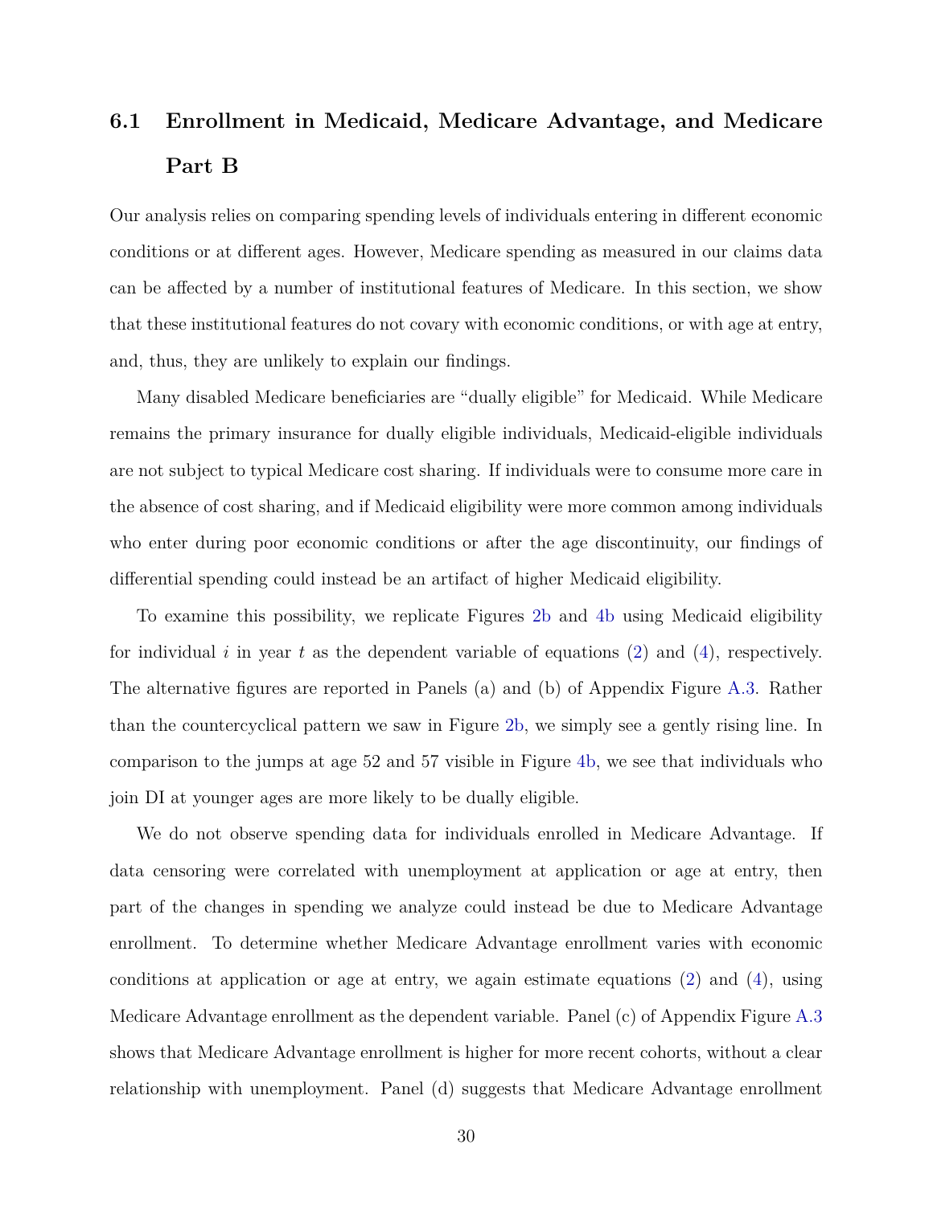### 6.1 Enrollment in Medicaid, Medicare Advantage, and Medicare Part B

Our analysis relies on comparing spending levels of individuals entering in different economic conditions or at different ages. However, Medicare spending as measured in our claims data can be affected by a number of institutional features of Medicare. In this section, we show that these institutional features do not covary with economic conditions, or with age at entry, and, thus, they are unlikely to explain our findings.

Many disabled Medicare beneficiaries are "dually eligible" for Medicaid. While Medicare remains the primary insurance for dually eligible individuals, Medicaid-eligible individuals are not subject to typical Medicare cost sharing. If individuals were to consume more care in the absence of cost sharing, and if Medicaid eligibility were more common among individuals who enter during poor economic conditions or after the age discontinuity, our findings of differential spending could instead be an artifact of higher Medicaid eligibility.

To examine this possibility, we replicate Figures 2b and 4b using Medicaid eligibility for individual $i$ in year $t$ as the dependent variable of equations (2) and (4), respectively. The alternative figures are reported in Panels (a) and (b) of Appendix Figure A.3. Rather than the countercyclical pattern we saw in Figure 2b, we simply see a gently rising line. In comparison to the jumps at age 52 and 57 visible in Figure 4b, we see that individuals who join DI at younger ages are more likely to be dually eligible.

We do not observe spending data for individuals enrolled in Medicare Advantage. If data censoring were correlated with unemployment at application or age at entry, then part of the changes in spending we analyze could instead be due to Medicare Advantage enrollment. To determine whether Medicare Advantage enrollment varies with economic conditions at application or age at entry, we again estimate equations (2) and (4), using Medicare Advantage enrollment as the dependent variable. Panel (c) of Appendix Figure A.3 shows that Medicare Advantage enrollment is higher for more recent cohorts, without a clear relationship with unemployment. Panel (d) suggests that Medicare Advantage enrollment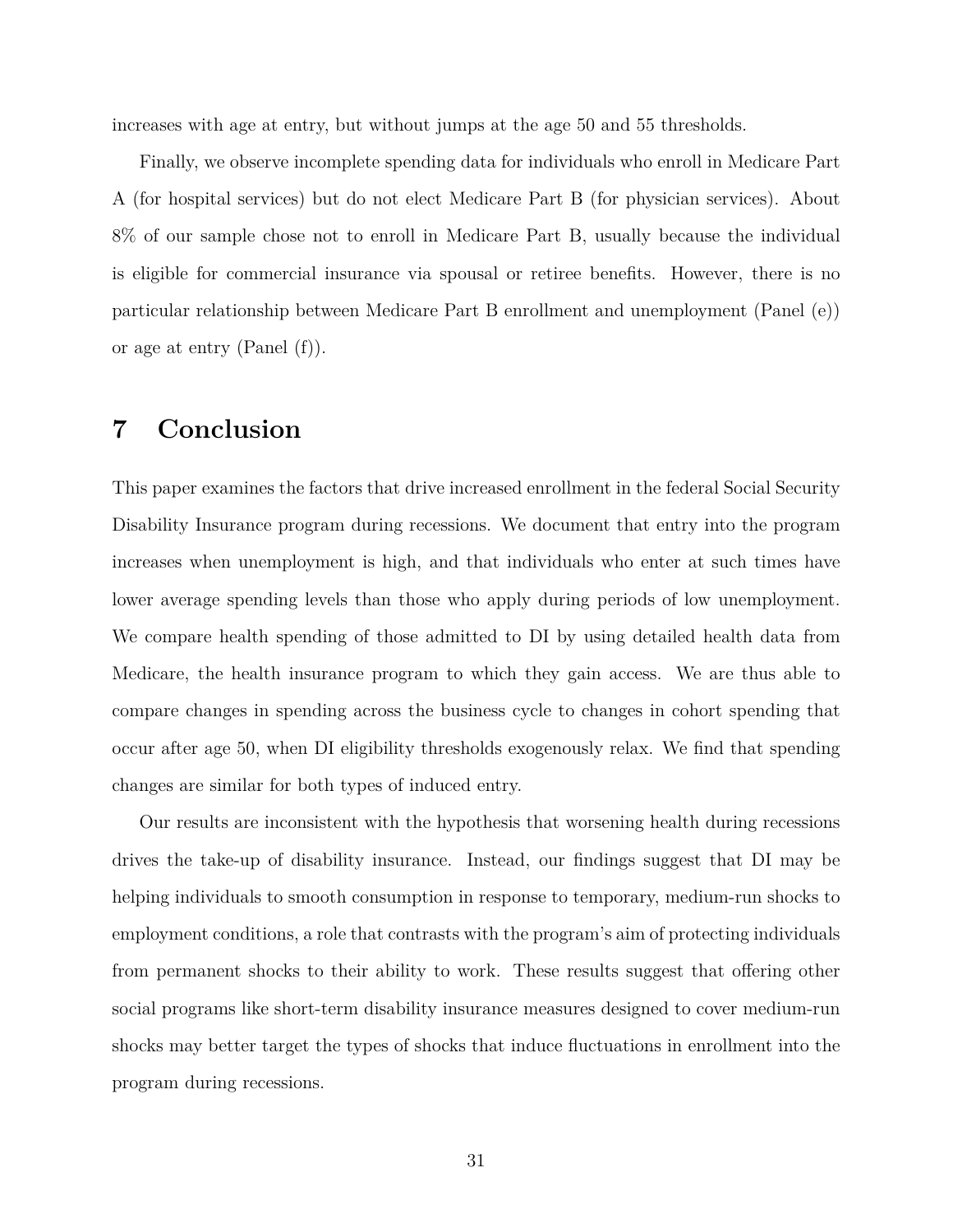increases with age at entry, but without jumps at the age 50 and 55 thresholds.

Finally, we observe incomplete spending data for individuals who enroll in Medicare Part A (for hospital services) but do not elect Medicare Part B (for physician services). About 8% of our sample chose not to enroll in Medicare Part B, usually because the individual is eligible for commercial insurance via spousal or retiree benefits. However, there is no particular relationship between Medicare Part B enrollment and unemployment (Panel (e)) or age at entry (Panel (f)).

# 7 Conclusion

This paper examines the factors that drive increased enrollment in the federal Social Security Disability Insurance program during recessions. We document that entry into the program increases when unemployment is high, and that individuals who enter at such times have lower average spending levels than those who apply during periods of low unemployment. We compare health spending of those admitted to DI by using detailed health data from Medicare, the health insurance program to which they gain access. We are thus able to compare changes in spending across the business cycle to changes in cohort spending that occur after age 50, when DI eligibility thresholds exogenously relax. We find that spending changes are similar for both types of induced entry.

Our results are inconsistent with the hypothesis that worsening health during recessions drives the take-up of disability insurance. Instead, our findings suggest that DI may be helping individuals to smooth consumption in response to temporary, medium-run shocks to employment conditions, a role that contrasts with the program's aim of protecting individuals from permanent shocks to their ability to work. These results suggest that offering other social programs like short-term disability insurance measures designed to cover medium-run shocks may better target the types of shocks that induce fluctuations in enrollment into the program during recessions.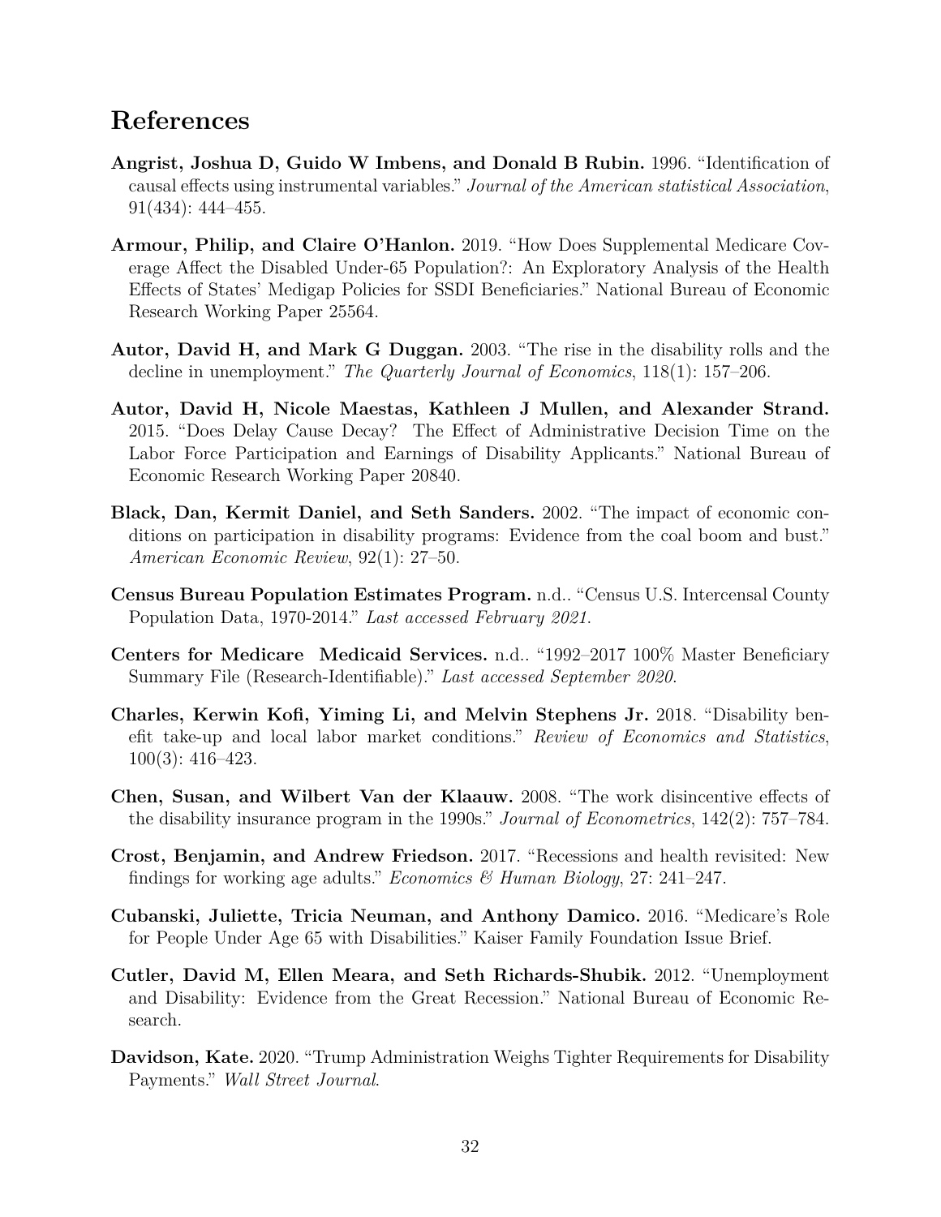# References

**Angrist, Joshua D, Guido W Imbens, and Donald B Rubin.** 1996. "Identification of causal effects using instrumental variables." *Journal of the American statistical Association*, 91(434): 444–455.

**Armour, Philip, and Claire O'Hanlon.** 2019. "How Does Supplemental Medicare Coverage Affect the Disabled Under-65 Population?: An Exploratory Analysis of the Health Effects of States' Medigap Policies for SSDI Beneficiaries." National Bureau of Economic Research Working Paper 25564.

**Autor, David H, and Mark G Duggan.** 2003. "The rise in the disability rolls and the decline in unemployment." *The Quarterly Journal of Economics*, 118(1): 157–206.

**Autor, David H, Nicole Maestas, Kathleen J Mullen, and Alexander Strand.** 2015. "Does Delay Cause Decay? The Effect of Administrative Decision Time on the Labor Force Participation and Earnings of Disability Applicants." National Bureau of Economic Research Working Paper 20840.

**Black, Dan, Kermit Daniel, and Seth Sanders.** 2002. "The impact of economic conditions on participation in disability programs: Evidence from the coal boom and bust." *American Economic Review*, 92(1): 27–50.

**Census Bureau Population Estimates Program.** n.d.. "Census U.S. Intercensal County Population Data, 1970-2014." *Last accessed February 2021.*

**Centers for Medicare Medicaid Services.** n.d.. "1992–2017 100% Master Beneficiary Summary File (Research-Identifiable)." *Last accessed September 2020.*

**Charles, Kerwin Kofi, Yiming Li, and Melvin Stephens Jr.** 2018. "Disability benefit take-up and local labor market conditions." *Review of Economics and Statistics*, 100(3): 416–423.

**Chen, Susan, and Wilbert Van der Klaauw.** 2008. "The work disincentive effects of the disability insurance program in the 1990s." *Journal of Econometrics*, 142(2): 757–784.

**Crost, Benjamin, and Andrew Friedson.** 2017. "Recessions and health revisited: New findings for working age adults." *Economics & Human Biology*, 27: 241–247.

**Cubanski, Juliette, Tricia Neuman, and Anthony Damico.** 2016. "Medicare's Role for People Under Age 65 with Disabilities." Kaiser Family Foundation Issue Brief.

**Cutler, David M, Ellen Meara, and Seth Richards-Shubik.** 2012. "Unemployment and Disability: Evidence from the Great Recession." National Bureau of Economic Research.

**Davidson, Kate.** 2020. "Trump Administration Weighs Tighter Requirements for Disability Payments." *Wall Street Journal*.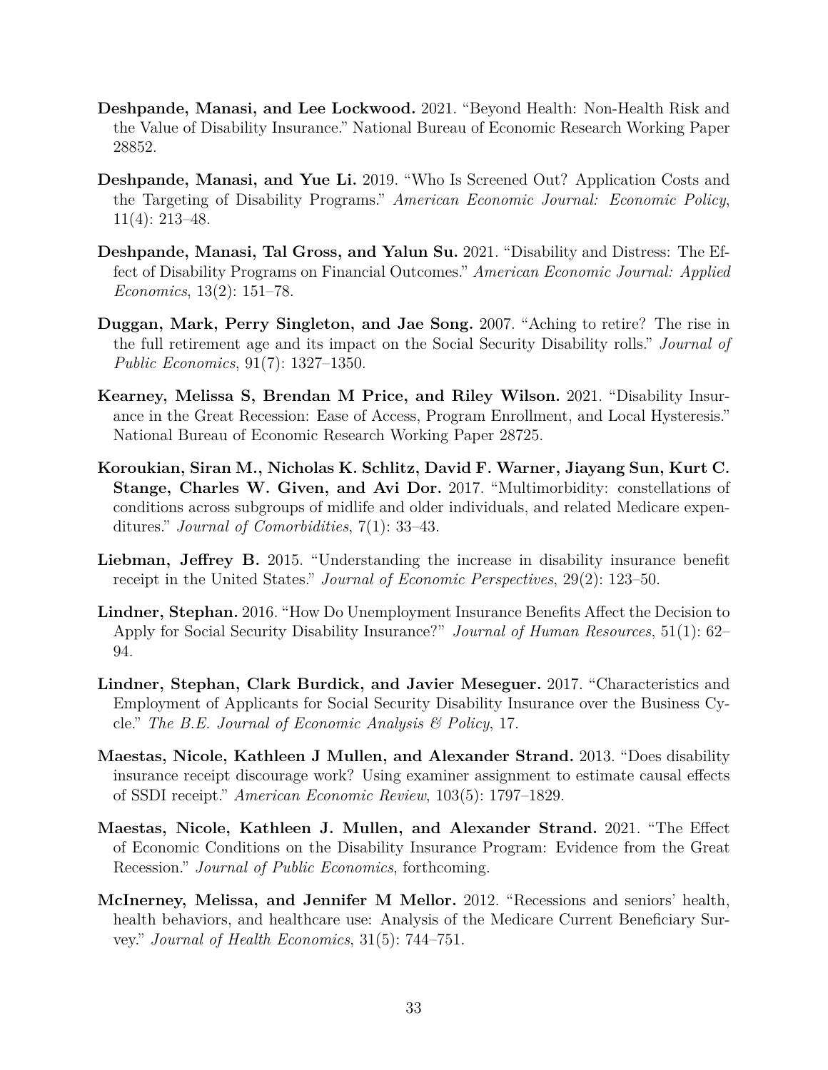**Deshpande, Manasi, and Lee Lockwood.** 2021. "Beyond Health: Non-Health Risk and the Value of Disability Insurance." National Bureau of Economic Research Working Paper 28852.

**Deshpande, Manasi, and Yue Li.** 2019. "Who Is Screened Out? Application Costs and the Targeting of Disability Programs." *American Economic Journal: Economic Policy*, 11(4): 213–48.

**Deshpande, Manasi, Tal Gross, and Yalun Su.** 2021. "Disability and Distress: The Effect of Disability Programs on Financial Outcomes." *American Economic Journal: Applied Economics*, 13(2): 151–78.

**Duggan, Mark, Perry Singleton, and Jae Song.** 2007. "Aching to retire? The rise in the full retirement age and its impact on the Social Security Disability rolls." *Journal of Public Economics*, 91(7): 1327–1350.

**Kearney, Melissa S, Brendan M Price, and Riley Wilson.** 2021. "Disability Insurance in the Great Recession: Ease of Access, Program Enrollment, and Local Hysteresis." National Bureau of Economic Research Working Paper 28725.

**Koroukian, Siran M., Nicholas K. Schlitz, David F. Warner, Jiayang Sun, Kurt C. Stange, Charles W. Given, and Avi Dor.** 2017. "Multimorbidity: constellations of conditions across subgroups of midlife and older individuals, and related Medicare expenditures." *Journal of Comorbidities*, 7(1): 33–43.

**Liebman, Jeffrey B.** 2015. "Understanding the increase in disability insurance benefit receipt in the United States." *Journal of Economic Perspectives*, 29(2): 123–50.

**Lindner, Stephan.** 2016. "How Do Unemployment Insurance Benefits Affect the Decision to Apply for Social Security Disability Insurance?" *Journal of Human Resources*, 51(1): 62–94.

**Lindner, Stephan, Clark Burdick, and Javier Meseguer.** 2017. "Characteristics and Employment of Applicants for Social Security Disability Insurance over the Business Cycle." *The B.E. Journal of Economic Analysis & Policy*, 17.

**Maestas, Nicole, Kathleen J Mullen, and Alexander Strand.** 2013. "Does disability insurance receipt discourage work? Using examiner assignment to estimate causal effects of SSDI receipt." *American Economic Review*, 103(5): 1797–1829.

**Maestas, Nicole, Kathleen J. Mullen, and Alexander Strand.** 2021. "The Effect of Economic Conditions on the Disability Insurance Program: Evidence from the Great Recession." *Journal of Public Economics*, forthcoming.

**McInerney, Melissa, and Jennifer M Mellor.** 2012. "Recessions and seniors' health, health behaviors, and healthcare use: Analysis of the Medicare Current Beneficiary Survey." *Journal of Health Economics*, 31(5): 744–751.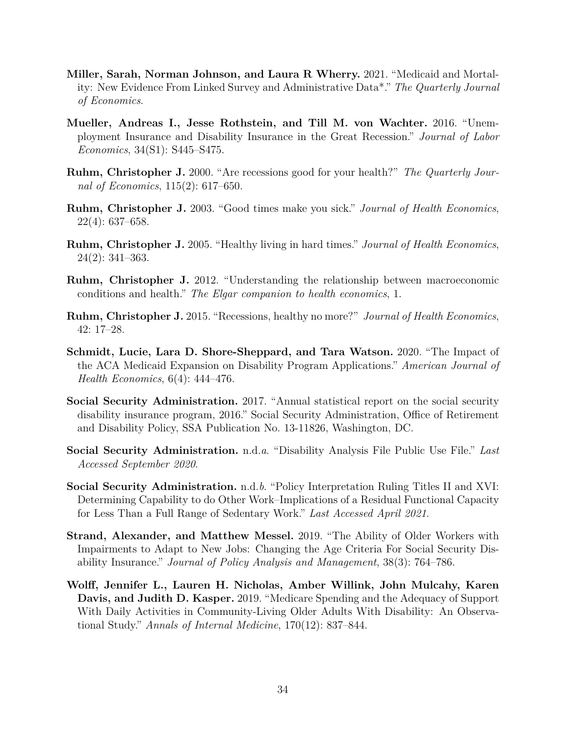**Miller, Sarah, Norman Johnson, and Laura R Wherry.** 2021. "Medicaid and Mortality: New Evidence From Linked Survey and Administrative Data*." *The Quarterly Journal of Economics*.

**Mueller, Andreas I., Jesse Rothstein, and Till M. von Wachter.** 2016. "Unemployment Insurance and Disability Insurance in the Great Recession." *Journal of Labor Economics*, 34(S1): S445–S475.

**Ruhm, Christopher J.** 2000. "Are recessions good for your health?" *The Quarterly Journal of Economics*, 115(2): 617–650.

**Ruhm, Christopher J.** 2003. "Good times make you sick." *Journal of Health Economics*, 22(4): 637–658.

**Ruhm, Christopher J.** 2005. "Healthy living in hard times." *Journal of Health Economics*, 24(2): 341–363.

**Ruhm, Christopher J.** 2012. "Understanding the relationship between macroeconomic conditions and health." *The Elgar companion to health economics*, 1.

**Ruhm, Christopher J.** 2015. "Recessions, healthy no more?" *Journal of Health Economics*, 42: 17–28.

**Schmidt, Lucie, Lara D. Shore-Sheppard, and Tara Watson.** 2020. "The Impact of the ACA Medicaid Expansion on Disability Program Applications." *American Journal of Health Economics*, 6(4): 444–476.

**Social Security Administration.** 2017. "Annual statistical report on the social security disability insurance program, 2016." Social Security Administration, Office of Retirement and Disability Policy, SSA Publication No. 13-11826, Washington, DC.

**Social Security Administration.** n.d.*a*. "Disability Analysis File Public Use File." *Last Accessed September 2020*.

**Social Security Administration.** n.d.*b*. "Policy Interpretation Ruling Titles II and XVI: Determining Capability to do Other Work–Implications of a Residual Functional Capacity for Less Than a Full Range of Sedentary Work." *Last Accessed April 2021*.

**Strand, Alexander, and Matthew Messel.** 2019. "The Ability of Older Workers with Impairments to Adapt to New Jobs: Changing the Age Criteria For Social Security Disability Insurance." *Journal of Policy Analysis and Management*, 38(3): 764–786.

**Wolff, Jennifer L., Lauren H. Nicholas, Amber Willink, John Mulcahy, Karen Davis, and Judith D. Kasper.** 2019. "Medicare Spending and the Adequacy of Support With Daily Activities in Community-Living Older Adults With Disability: An Observational Study." *Annals of Internal Medicine*, 170(12): 837–844.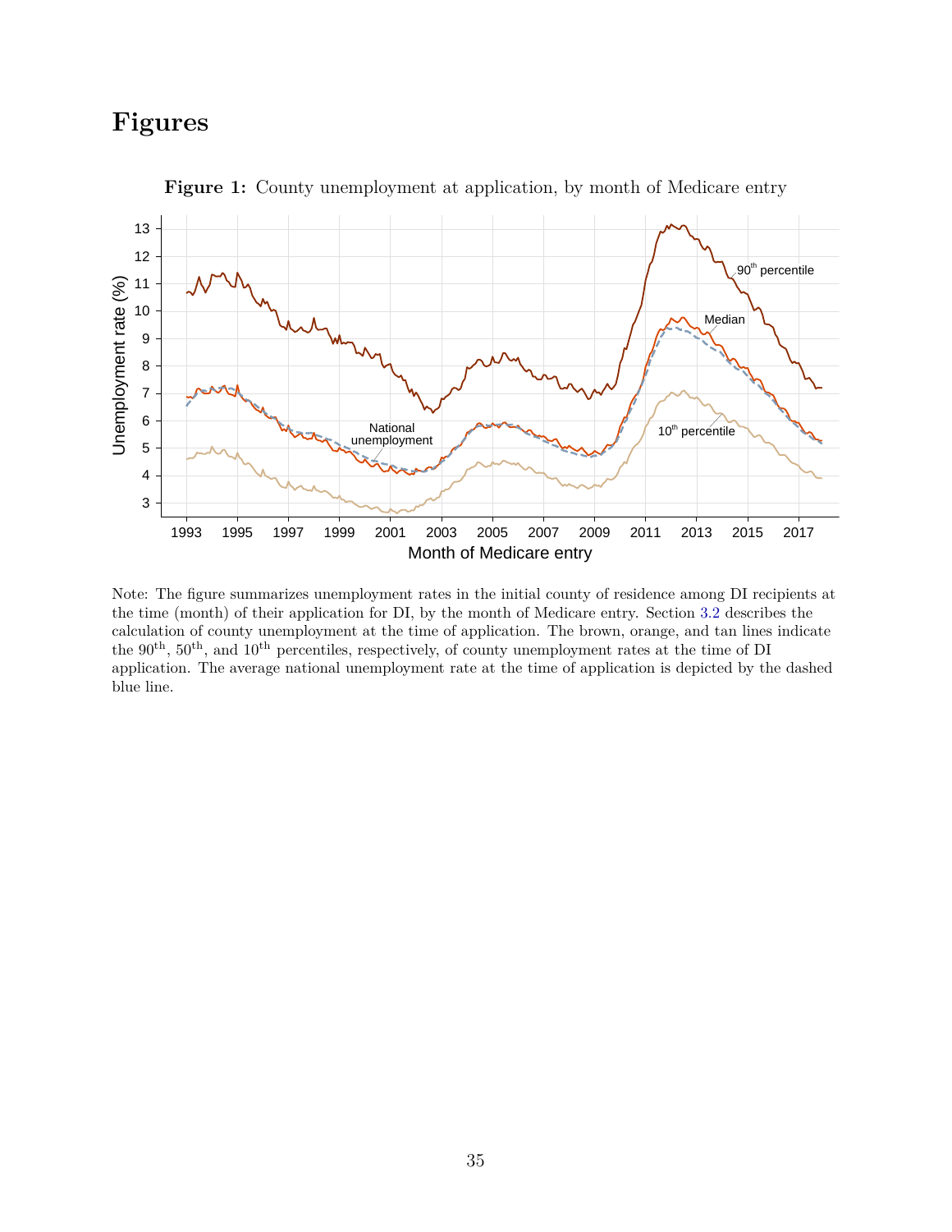# Figures

**Figure 1:** County unemployment at application, by month of Medicare entry

Note: The figure summarizes unemployment rates in the initial county of residence among DI recipients at the time (month) of their application for DI, by the month of Medicare entry. Section 3.2 describes the calculation of county unemployment at the time of application. The brown, orange, and tan lines indicate the 90$^{\text{th}}$, 50$^{\text{th}}$, and 10$^{\text{th}}$ percentiles, respectively, of county unemployment rates at the time of DI application. The average national unemployment rate at the time of application is depicted by the dashed blue line.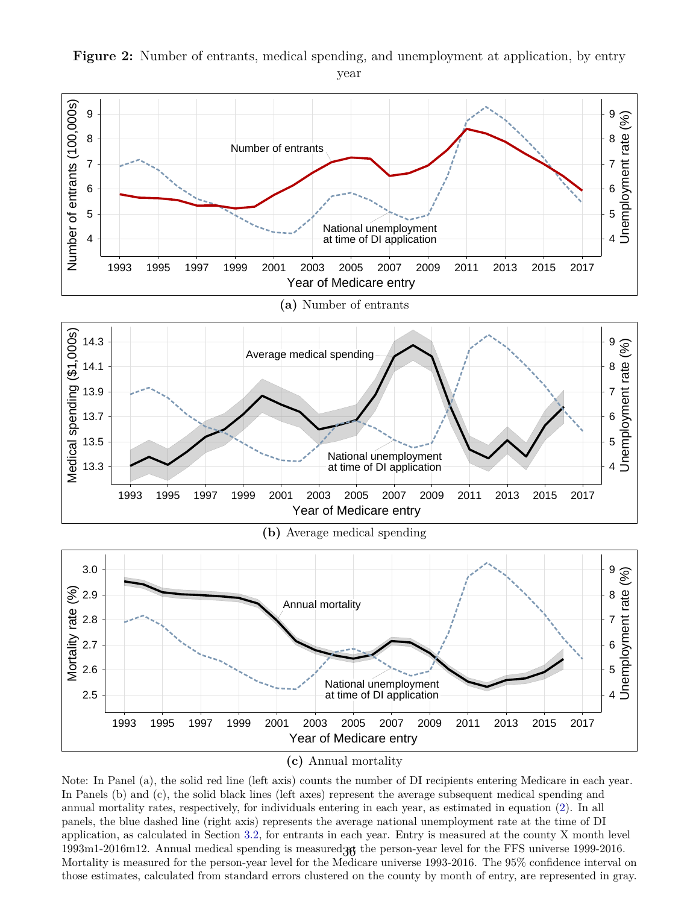**Figure 2:** Number of entrants, medical spending, and unemployment at application, by entry year

**(a)** Number of entrants

**(b)** Average medical spending

**(c)** Annual mortality

Note: In Panel (a), the solid red line (left axis) counts the number of DI recipients entering Medicare in each year. In Panels (b) and (c), the solid black lines (left axes) represent the average subsequent medical spending and annual mortality rates, respectively, for individuals entering in each year, as estimated in equation (2). In all panels, the blue dashed line (right axis) represents the average national unemployment rate at the time of DI application, as calculated in Section 3.2, for entrants in each year. Entry is measured at the county X month level 1993m1-2016m12. Annual medical spending is measured at the person-year level for the FFS universe 1999-2016. Mortality is measured for the person-year level for the Medicare universe 1993-2016. The 95% confidence interval on those estimates, calculated from standard errors clustered on the county by month of entry, are represented in gray.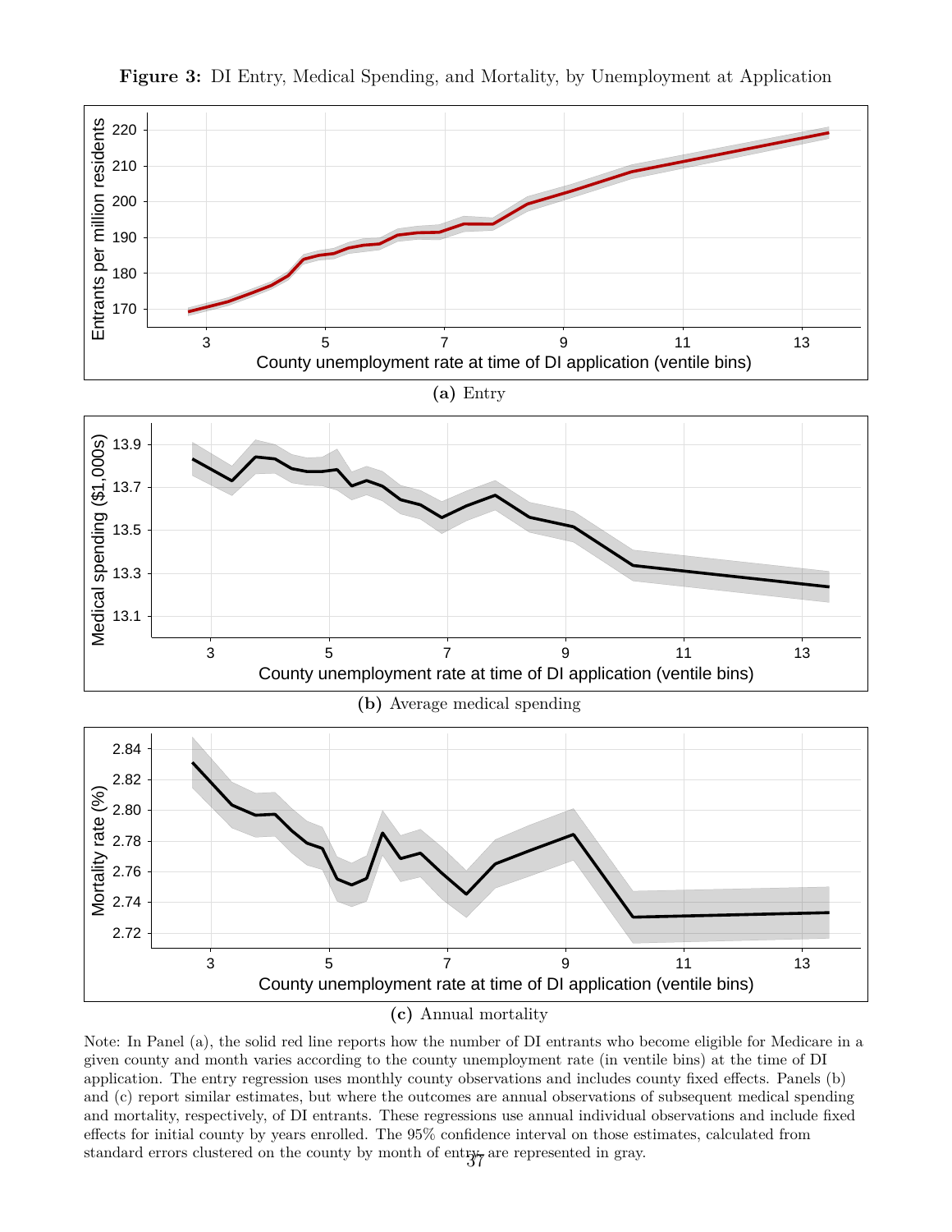**Figure 3:** DI Entry, Medical Spending, and Mortality, by Unemployment at Application

**(a)** Entry

**(b)** Average medical spending

**(c)** Annual mortality

Note: In Panel (a), the solid red line reports how the number of DI entrants who become eligible for Medicare in a given county and month varies according to the county unemployment rate (in ventile bins) at the time of DI application. The entry regression uses monthly county observations and includes county fixed effects. Panels (b) and (c) report similar estimates, but where the outcomes are annual observations of subsequent medical spending and mortality, respectively, of DI entrants. These regressions use annual individual observations and include fixed effects for initial county by years enrolled. The 95% confidence interval on those estimates, calculated from standard errors clustered on the county by month of entry, are represented in gray.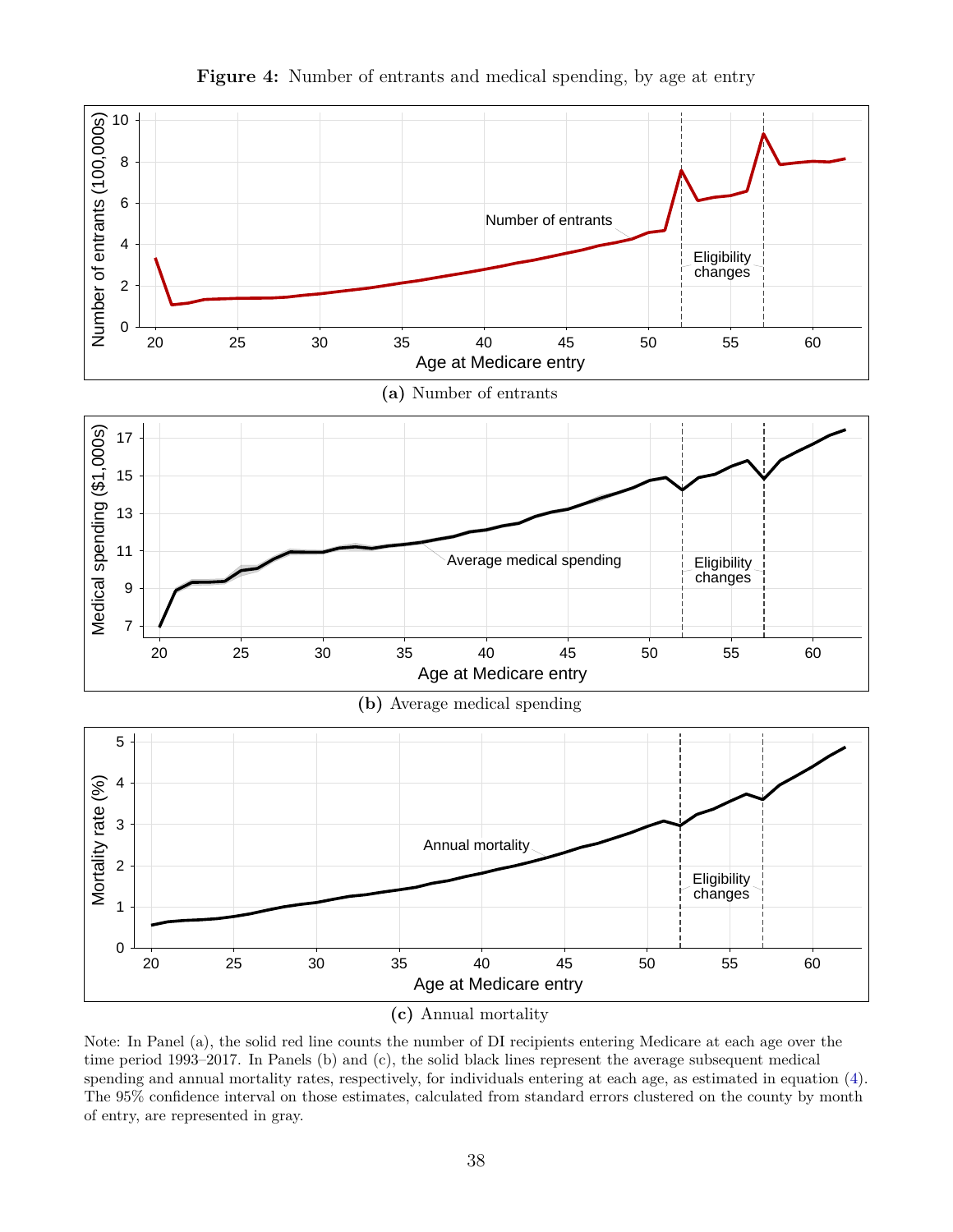**Figure 4:** Number of entrants and medical spending, by age at entry

**(a)** Number of entrants

**(b)** Average medical spending

**(c)** Annual mortality

Note: In Panel (a), the solid red line counts the number of DI recipients entering Medicare at each age over the time period 1993–2017. In Panels (b) and (c), the solid black lines represent the average subsequent medical spending and annual mortality rates, respectively, for individuals entering at each age, as estimated in equation (4). The 95% confidence interval on those estimates, calculated from standard errors clustered on the county by month of entry, are represented in gray.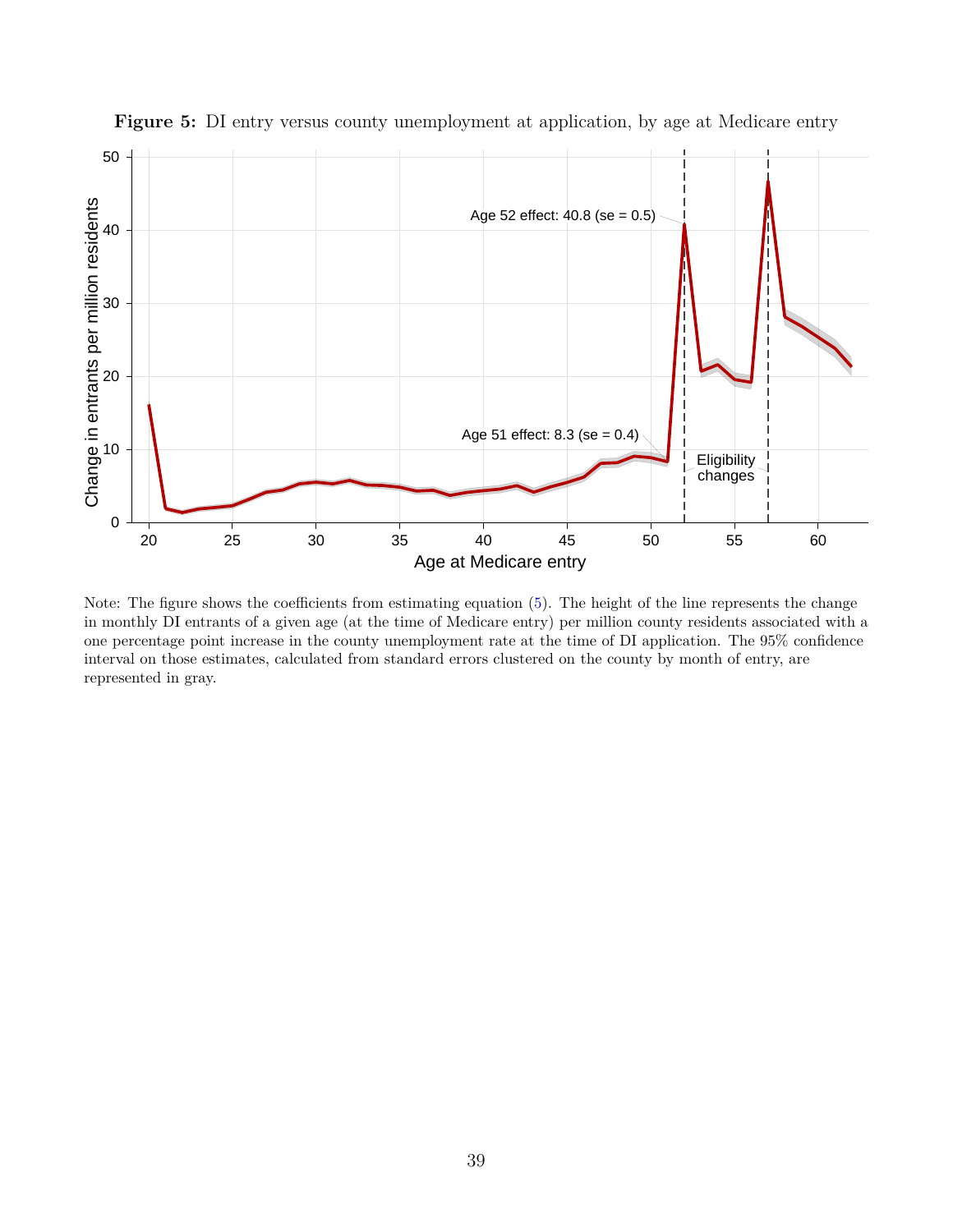**Figure 5:** DI entry versus county unemployment at application, by age at Medicare entry

Note: The figure shows the coefficients from estimating equation (5). The height of the line represents the change in monthly DI entrants of a given age (at the time of Medicare entry) per million county residents associated with a one percentage point increase in the county unemployment rate at the time of DI application. The 95% confidence interval on those estimates, calculated from standard errors clustered on the county by month of entry, are represented in gray.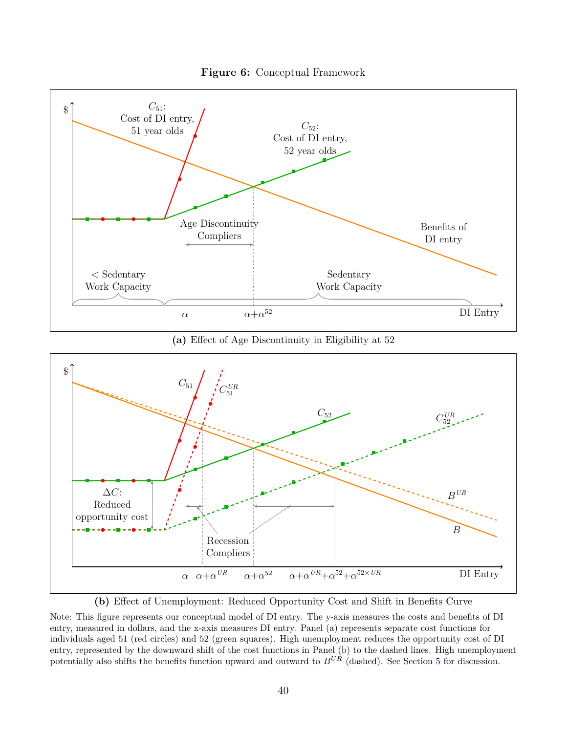**Figure 6:** Conceptual Framework

**(a)** Effect of Age Discontinuity in Eligibility at 52

**(b)** Effect of Unemployment: Reduced Opportunity Cost and Shift in Benefits Curve

Note: This figure represents our conceptual model of DI entry. The y-axis measures the costs and benefits of DI entry, measured in dollars, and the x-axis measures DI entry. Panel (a) represents separate cost functions for individuals aged 51 (red circles) and 52 (green squares). High unemployment reduces the opportunity cost of DI entry, represented by the downward shift of the cost functions in Panel (b) to the dashed lines. High unemployment potentially also shifts the benefits function upward and outward to $B^{UR}$ (dashed). See Section 5 for discussion.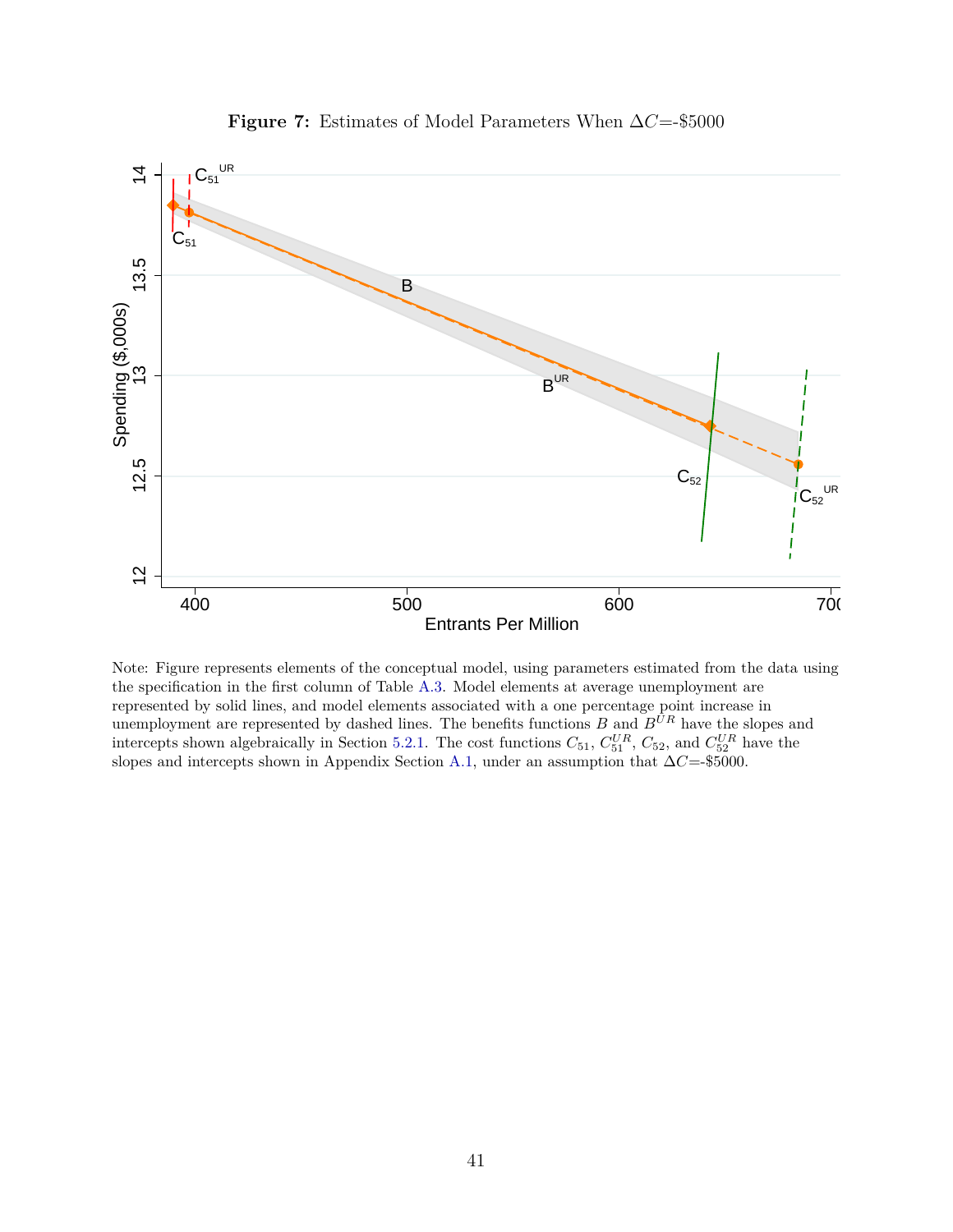**Figure 7:** Estimates of Model Parameters When $\Delta C$=-\$5000

Note: Figure represents elements of the conceptual model, using parameters estimated from the data using the specification in the first column of Table A.3. Model elements at average unemployment are represented by solid lines, and model elements associated with a one percentage point increase in unemployment are represented by dashed lines. The benefits functions $B$ and $B^{UR}$ have the slopes and intercepts shown algebraically in Section 5.2.1. The cost functions $C_{51}$, $C_{51}^{UR}$, $C_{52}$, and $C_{52}^{UR}$ have the slopes and intercepts shown in Appendix Section A.1, under an assumption that $\Delta C$=-\$5000.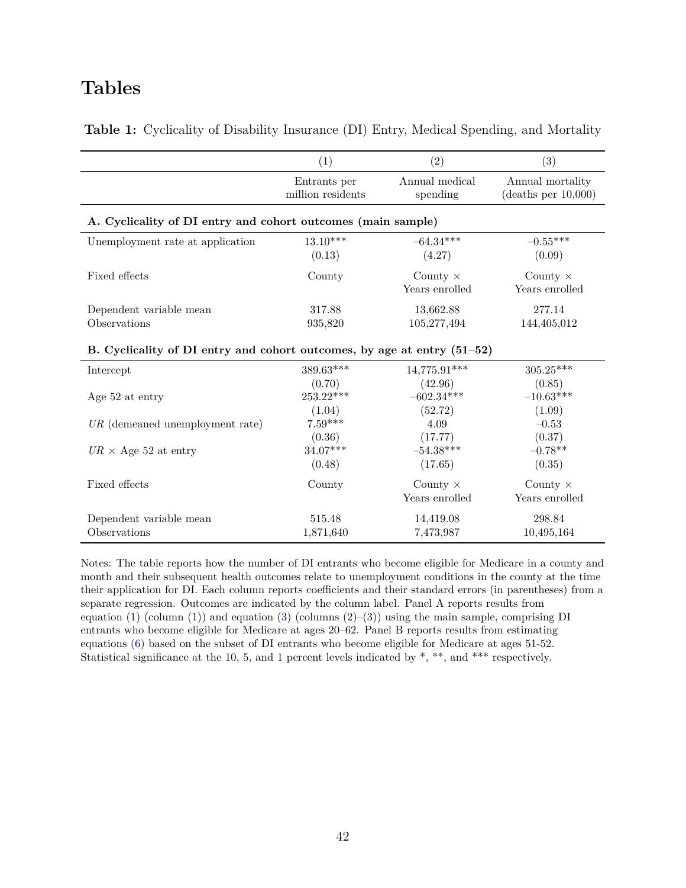# Tables

**Table 1:** Cyclicality of Disability Insurance (DI) Entry, Medical Spending, and Mortality

| | (1) | (2) | (3) |
|---|---|---|---|
| | Entrants per million residents | Annual medical spending | Annual mortality (deaths per 10,000) |
| **A. Cyclicality of DI entry and cohort outcomes (main sample)** | | | |
| Unemployment rate at application | 13.10*** | –64.34*** | –0.55*** |
| | (0.13) | (4.27) | (0.09) |
| Fixed effects | County | County × Years enrolled | County × Years enrolled |
| Dependent variable mean | 317.88 | 13,662.88 | 277.14 |
| Observations | 935,820 | 105,277,494 | 144,405,012 |
| **B. Cyclicality of DI entry and cohort outcomes, by age at entry (51–52)** | | | |
| Intercept | 389.63*** | 14,775.91*** | 305.25*** |
| | (0.70) | (42.96) | (0.85) |
| Age 52 at entry | 253.22*** | –602.34*** | –10.63*** |
| | (1.04) | (52.72) | (1.09) |
| *UR* (demeaned unemployment rate) | 7.59*** | 4.09 | –0.53 |
| | (0.36) | (17.77) | (0.37) |
| *UR* × Age 52 at entry | 34.07*** | –54.38*** | –0.78** |
| | (0.48) | (17.65) | (0.35) |
| Fixed effects | County | County × Years enrolled | County × Years enrolled |
| Dependent variable mean | 515.48 | 14,419.08 | 298.84 |
| Observations | 1,871,640 | 7,473,987 | 10,495,164 |

Notes: The table reports how the number of DI entrants who become eligible for Medicare in a county and month and their subsequent health outcomes relate to unemployment conditions in the county at the time their application for DI. Each column reports coefficients and their standard errors (in parentheses) from a separate regression. Outcomes are indicated by the column label. Panel A reports results from equation (1) (column (1)) and equation (3) (columns (2)–(3)) using the main sample, comprising DI entrants who become eligible for Medicare at ages 20–62. Panel B reports results from estimating equations (6) based on the subset of DI entrants who become eligible for Medicare at ages 51-52. Statistical significance at the 10, 5, and 1 percent levels indicated by *, **, and *** respectively.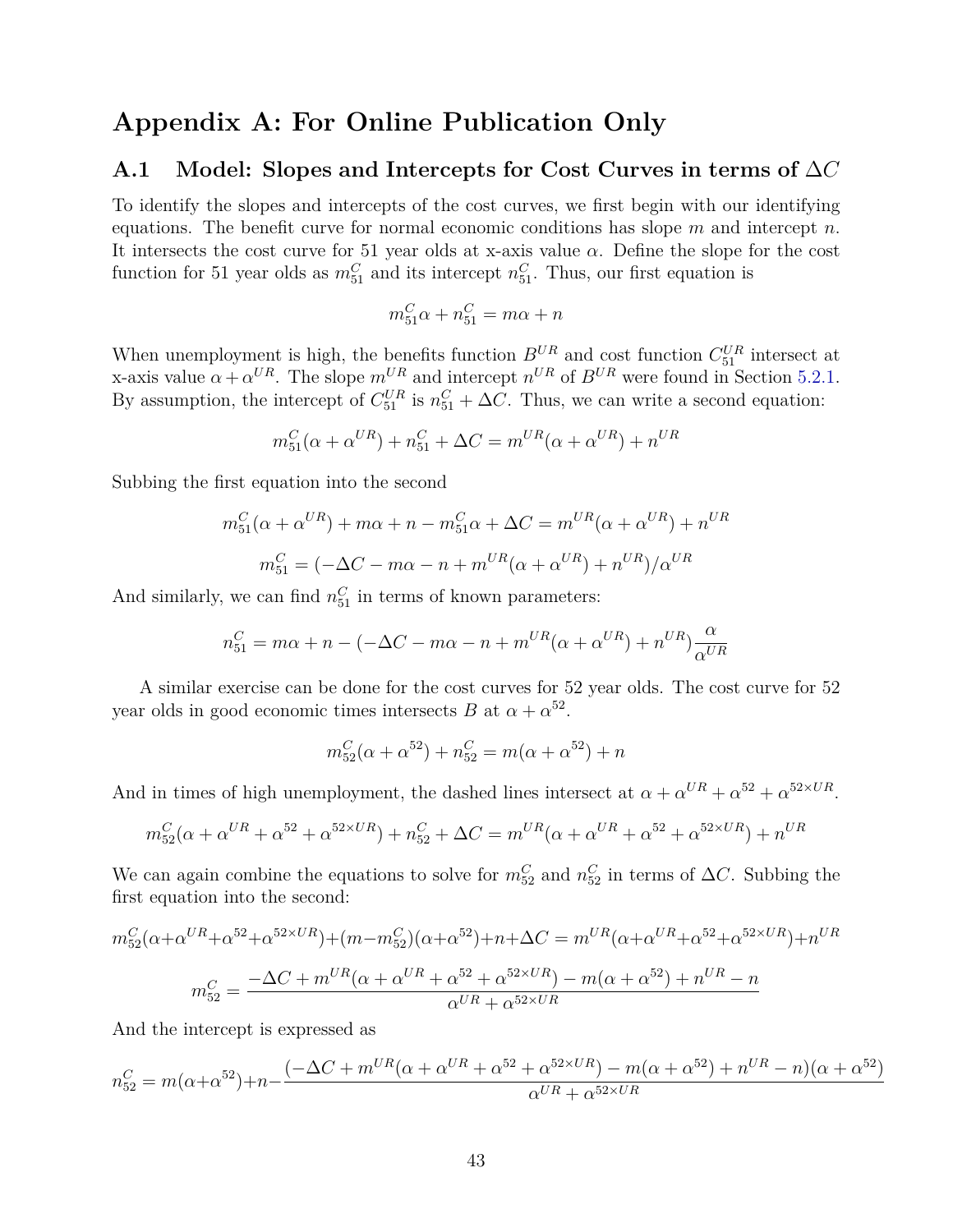# Appendix A: For Online Publication Only

## A.1 Model: Slopes and Intercepts for Cost Curves in terms of $\Delta C$

To identify the slopes and intercepts of the cost curves, we first begin with our identifying equations. The benefit curve for normal economic conditions has slope $m$ and intercept $n$. It intersects the cost curve for 51 year olds at x-axis value $\alpha$. Define the slope for the cost function for 51 year olds as $m_{51}^C$ and its intercept $n_{51}^C$. Thus, our first equation is

$$m_{51}^C \alpha + n_{51}^C = m\alpha + n$$

When unemployment is high, the benefits function $B^{UR}$ and cost function $C_{51}^{UR}$ intersect at x-axis value $\alpha + \alpha^{UR}$. The slope $m^{UR}$ and intercept $n^{UR}$ of $B^{UR}$ were found in Section 5.2.1. By assumption, the intercept of $C_{51}^{UR}$ is $n_{51}^C + \Delta C$. Thus, we can write a second equation:

$$m_{51}^C(\alpha + \alpha^{UR}) + n_{51}^C + \Delta C = m^{UR}(\alpha + \alpha^{UR}) + n^{UR}$$

Subbing the first equation into the second

$$m_{51}^C(\alpha + \alpha^{UR}) + m\alpha + n - m_{51}^C \alpha + \Delta C = m^{UR}(\alpha + \alpha^{UR}) + n^{UR}$$

$$m_{51}^C = (-\Delta C - m\alpha - n + m^{UR}(\alpha + \alpha^{UR}) + n^{UR})/\alpha^{UR}$$

And similarly, we can find $n_{51}^C$ in terms of known parameters:

$$n_{51}^C = m\alpha + n - (-\Delta C - m\alpha - n + m^{UR}(\alpha + \alpha^{UR}) + n^{UR})\frac{\alpha}{\alpha^{UR}}$$

A similar exercise can be done for the cost curves for 52 year olds. The cost curve for 52 year olds in good economic times intersects $B$ at $\alpha + \alpha^{52}$.

$$m_{52}^C(\alpha + \alpha^{52}) + n_{52}^C = m(\alpha + \alpha^{52}) + n$$

And in times of high unemployment, the dashed lines intersect at $\alpha + \alpha^{UR} + \alpha^{52} + \alpha^{52\times UR}$.

$$m_{52}^C(\alpha + \alpha^{UR} + \alpha^{52} + \alpha^{52\times UR}) + n_{52}^C + \Delta C = m^{UR}(\alpha + \alpha^{UR} + \alpha^{52} + \alpha^{52\times UR}) + n^{UR}$$

We can again combine the equations to solve for $m_{52}^C$ and $n_{52}^C$ in terms of $\Delta C$. Subbing the first equation into the second:

$$m_{52}^C(\alpha + \alpha^{UR} + \alpha^{52} + \alpha^{52\times UR}) + (m - m_{52}^C)(\alpha + \alpha^{52}) + n + \Delta C = m^{UR}(\alpha + \alpha^{UR} + \alpha^{52} + \alpha^{52\times UR}) + n^{UR}$$

$$m_{52}^C = \frac{-\Delta C + m^{UR}(\alpha + \alpha^{UR} + \alpha^{52} + \alpha^{52\times UR}) - m(\alpha + \alpha^{52}) + n^{UR} - n}{\alpha^{UR} + \alpha^{52\times UR}}$$

And the intercept is expressed as

$$n_{52}^C = m(\alpha + \alpha^{52}) + n - \frac{(-\Delta C + m^{UR}(\alpha + \alpha^{UR} + \alpha^{52} + \alpha^{52\times UR}) - m(\alpha + \alpha^{52}) + n^{UR} - n)(\alpha + \alpha^{52})}{\alpha^{UR} + \alpha^{52\times UR}}$$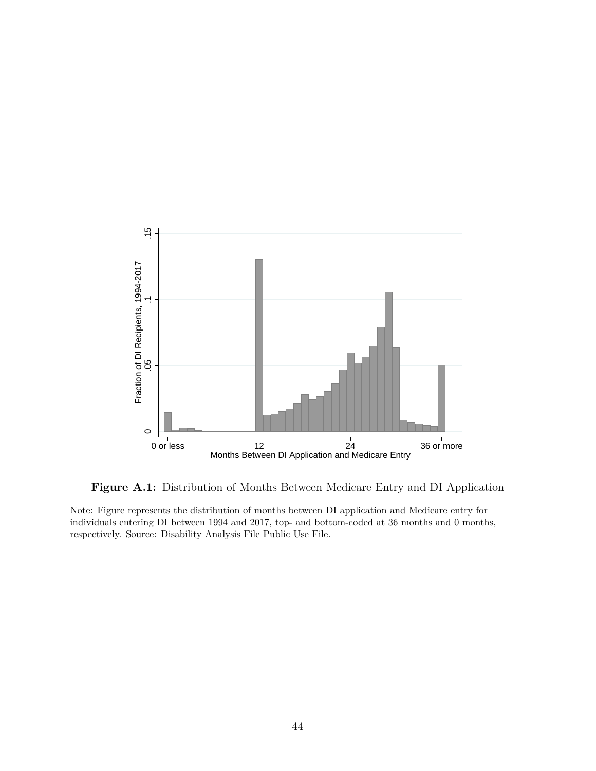**Figure A.1:** Distribution of Months Between Medicare Entry and DI Application

Note: Figure represents the distribution of months between DI application and Medicare entry for individuals entering DI between 1994 and 2017, top- and bottom-coded at 36 months and 0 months, respectively. Source: Disability Analysis File Public Use File.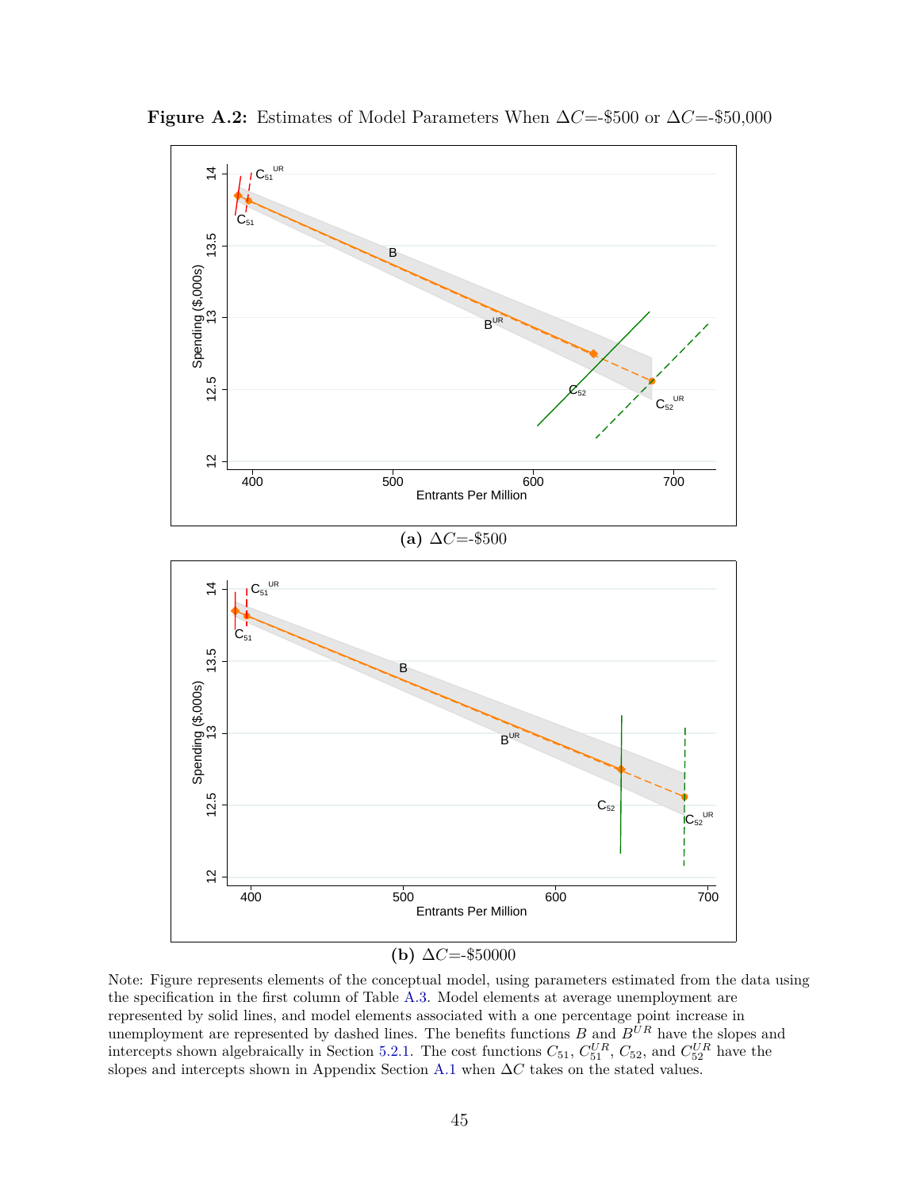**Figure A.2:** Estimates of Model Parameters When $\Delta C$=-\$500 or $\Delta C$=-\$50,000

**(a)** $\Delta C$=-\$500

**(b)** $\Delta C$=-\$50000

Note: Figure represents elements of the conceptual model, using parameters estimated from the data using the specification in the first column of Table A.3. Model elements at average unemployment are represented by solid lines, and model elements associated with a one percentage point increase in unemployment are represented by dashed lines. The benefits functions $B$ and $B^{UR}$ have the slopes and intercepts shown algebraically in Section 5.2.1. The cost functions $C_{51}$, $C_{51}^{UR}$, $C_{52}$, and $C_{52}^{UR}$ have the slopes and intercepts shown in Appendix Section A.1 when $\Delta C$ takes on the stated values.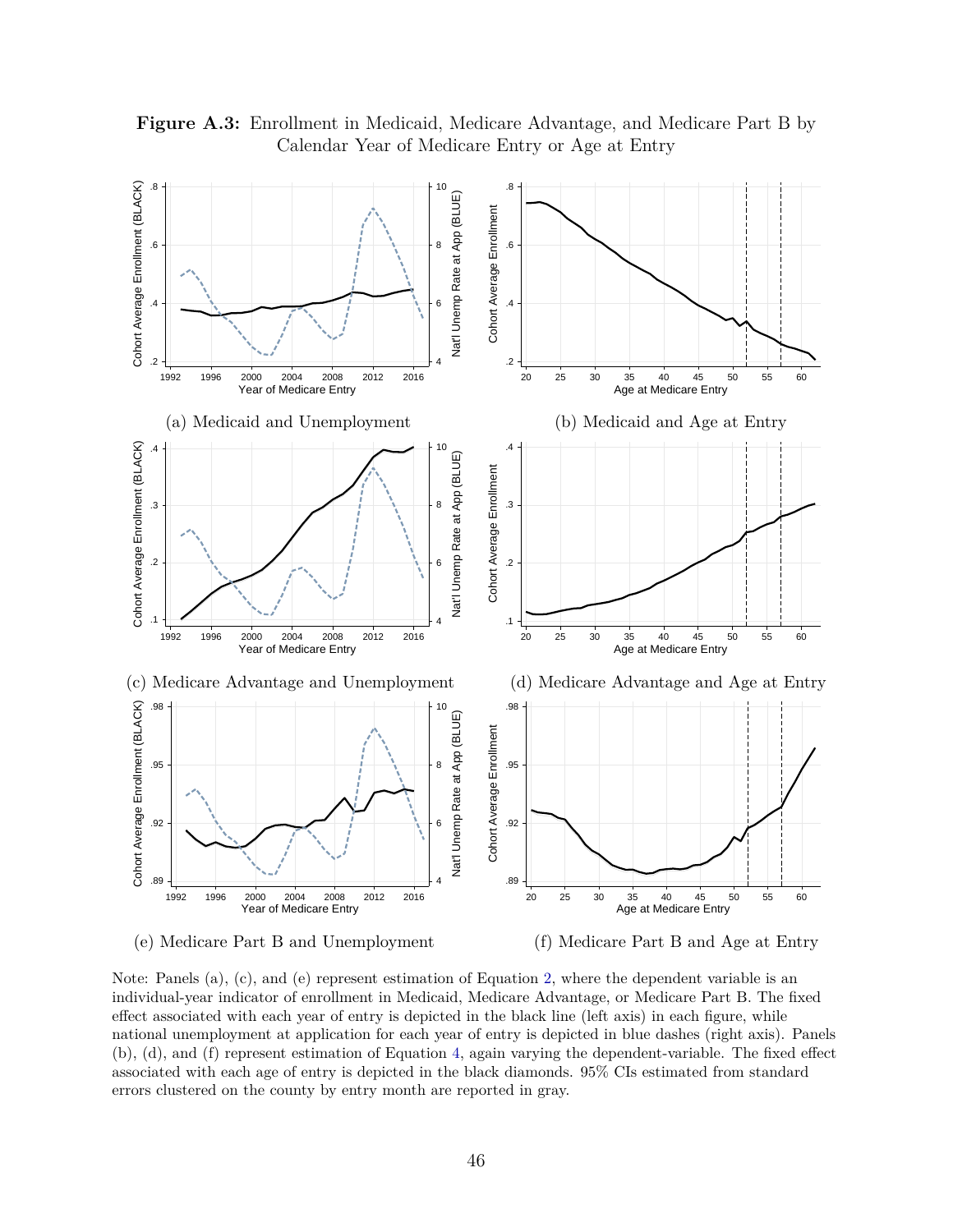**Figure A.3:** Enrollment in Medicaid, Medicare Advantage, and Medicare Part B by Calendar Year of Medicare Entry or Age at Entry

(a) Medicaid and Unemployment

(b) Medicaid and Age at Entry

(c) Medicare Advantage and Unemployment

(d) Medicare Advantage and Age at Entry

(e) Medicare Part B and Unemployment

(f) Medicare Part B and Age at Entry

Note: Panels (a), (c), and (e) represent estimation of Equation 2, where the dependent variable is an individual-year indicator of enrollment in Medicaid, Medicare Advantage, or Medicare Part B. The fixed effect associated with each year of entry is depicted in the black line (left axis) in each figure, while national unemployment at application for each year of entry is depicted in blue dashes (right axis). Panels (b), (d), and (f) represent estimation of Equation 4, again varying the dependent-variable. The fixed effect associated with each age of entry is depicted in the black diamonds. 95% CIs estimated from standard errors clustered on the county by entry month are reported in gray.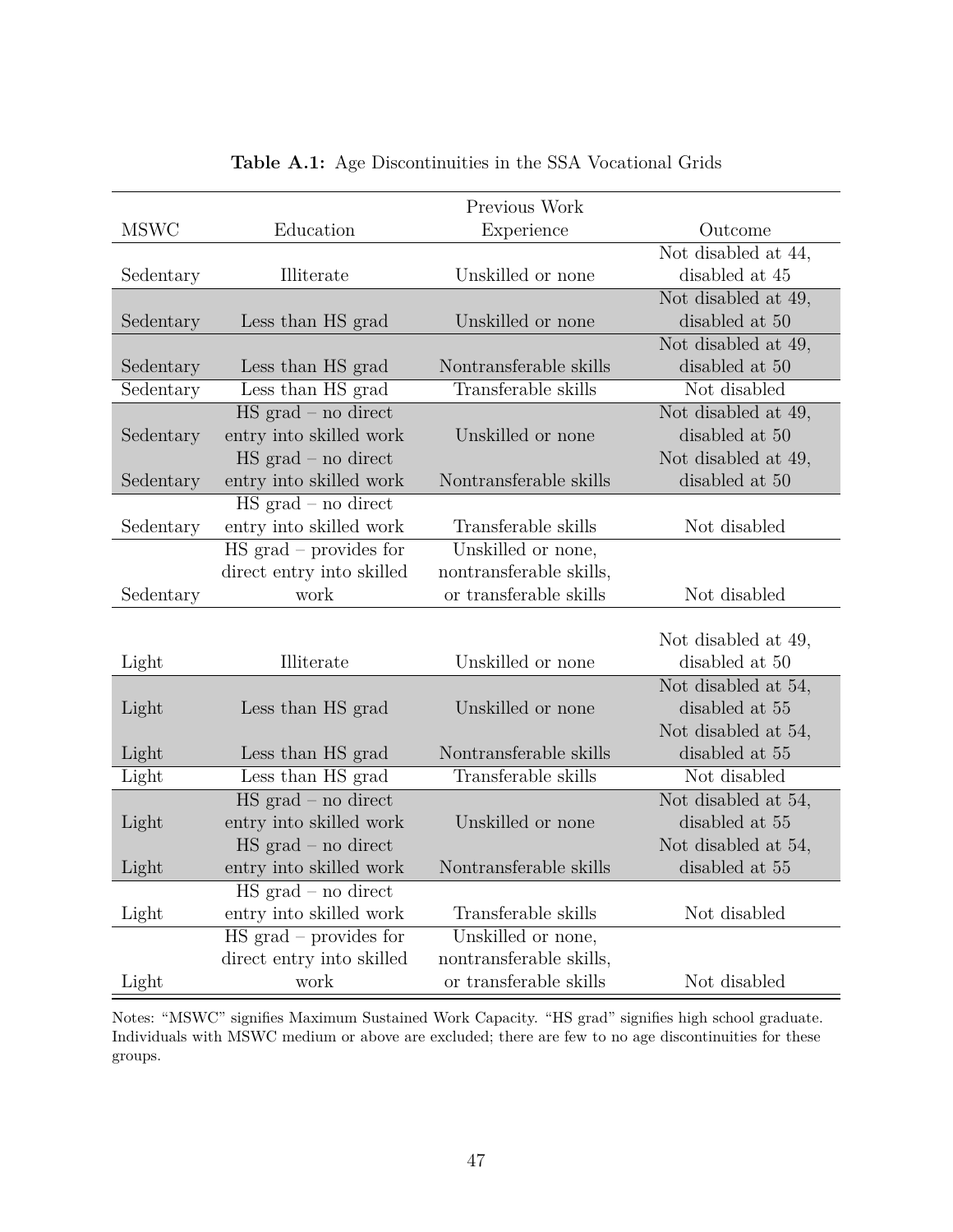**Table A.1:** Age Discontinuities in the SSA Vocational Grids

| MSWC | Education | Previous Work Experience | Outcome |
|---|---|---|---|
| Sedentary | Illiterate | Unskilled or none | Not disabled at 44, disabled at 45 |
| Sedentary | Less than HS grad | Unskilled or none | Not disabled at 49, disabled at 50 |
| Sedentary | Less than HS grad | Nontransferable skills | Not disabled at 49, disabled at 50 |
| Sedentary | Less than HS grad | Transferable skills | Not disabled |
| Sedentary | HS grad – no direct entry into skilled work | Unskilled or none | Not disabled at 49, disabled at 50 |
| Sedentary | HS grad – no direct entry into skilled work | Nontransferable skills | Not disabled at 49, disabled at 50 |
| Sedentary | HS grad – no direct entry into skilled work | Transferable skills | Not disabled |
| Sedentary | HS grad – provides for direct entry into skilled work | Unskilled or none, nontransferable skills, or transferable skills | Not disabled |
| Light | Illiterate | Unskilled or none | Not disabled at 49, disabled at 50 |
| Light | Less than HS grad | Unskilled or none | Not disabled at 54, disabled at 55 |
| Light | Less than HS grad | Nontransferable skills | Not disabled at 54, disabled at 55 |
| Light | Less than HS grad | Transferable skills | Not disabled |
| Light | HS grad – no direct entry into skilled work | Unskilled or none | Not disabled at 54, disabled at 55 |
| Light | HS grad – no direct entry into skilled work | Nontransferable skills | Not disabled at 54, disabled at 55 |
| Light | HS grad – no direct entry into skilled work | Transferable skills | Not disabled |
| Light | HS grad – provides for direct entry into skilled work | Unskilled or none, nontransferable skills, or transferable skills | Not disabled |

Notes: "MSWC" signifies Maximum Sustained Work Capacity. "HS grad" signifies high school graduate. Individuals with MSWC medium or above are excluded; there are few to no age discontinuities for these groups.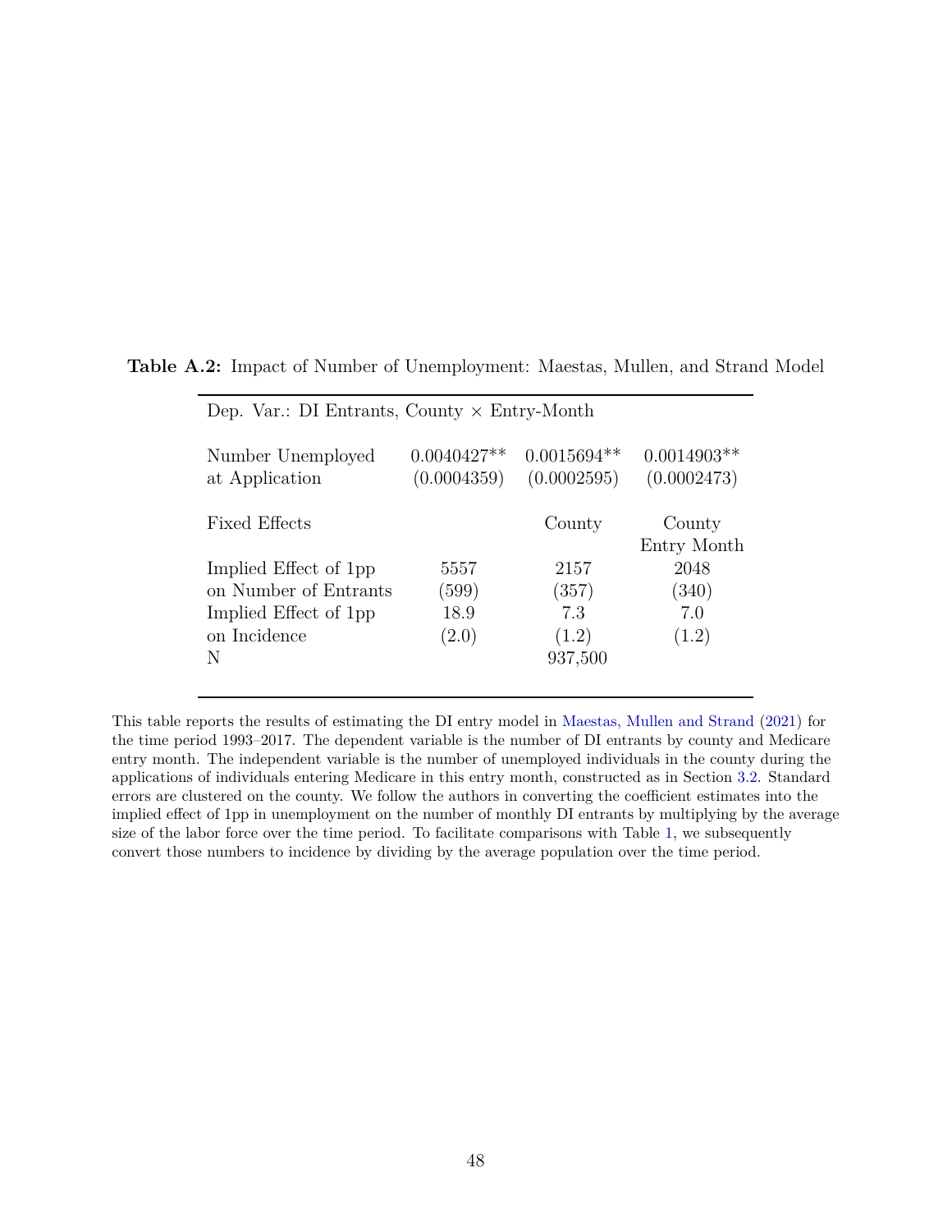**Table A.2:** Impact of Number of Unemployment: Maestas, Mullen, and Strand Model

| Dep. Var.: DI Entrants, County × Entry-Month | | | |
|---|---|---|---|
| Number Unemployed at Application | 0.0040427** (0.0004359) | 0.0015694** (0.0002595) | 0.0014903** (0.0002473) |
| Fixed Effects | | County | County Entry Month |
| Implied Effect of 1pp on Number of Entrants | 5557 (599) | 2157 (357) | 2048 (340) |
| Implied Effect of 1pp on Incidence | 18.9 (2.0) | 7.3 (1.2) | 7.0 (1.2) |
| N | | 937,500 | |

This table reports the results of estimating the DI entry model in Maestas, Mullen and Strand (2021) for the time period 1993–2017. The dependent variable is the number of DI entrants by county and Medicare entry month. The independent variable is the number of unemployed individuals in the county during the applications of individuals entering Medicare in this entry month, constructed as in Section 3.2. Standard errors are clustered on the county. We follow the authors in converting the coefficient estimates into the implied effect of 1pp in unemployment on the number of monthly DI entrants by multiplying by the average size of the labor force over the time period. To facilitate comparisons with Table 1, we subsequently convert those numbers to incidence by dividing by the average population over the time period.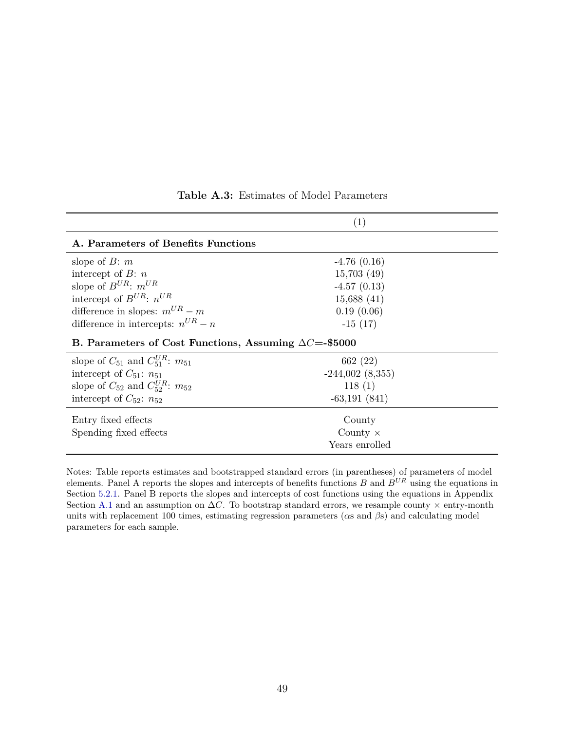**Table A.3:** Estimates of Model Parameters

| | (1) |
|---|---|
| **A. Parameters of Benefits Functions** | |
| slope of $B$: $m$ | -4.76 (0.16) |
| intercept of $B$: $n$ | 15,703 (49) |
| slope of $B^{UR}$: $m^{UR}$ | -4.57 (0.13) |
| intercept of $B^{UR}$: $n^{UR}$ | 15,688 (41) |
| difference in slopes: $m^{UR} - m$ | 0.19 (0.06) |
| difference in intercepts: $n^{UR} - n$ | -15 (17) |
| **B. Parameters of Cost Functions, Assuming $\Delta C$=-$5000** | |
| slope of $C_{51}$ and $C_{51}^{UR}$: $m_{51}$ | 662 (22) |
| intercept of $C_{51}$: $n_{51}$ | -244,002 (8,355) |
| slope of $C_{52}$ and $C_{52}^{UR}$: $m_{52}$ | 118 (1) |
| intercept of $C_{52}$: $n_{52}$ | -63,191 (841) |
| Entry fixed effects | County |
| Spending fixed effects | County × Years enrolled |

Notes: Table reports estimates and bootstrapped standard errors (in parentheses) of parameters of model elements. Panel A reports the slopes and intercepts of benefits functions $B$ and $B^{UR}$ using the equations in Section 5.2.1. Panel B reports the slopes and intercepts of cost functions using the equations in Appendix Section A.1 and an assumption on $\Delta C$. To bootstrap standard errors, we resample county × entry-month units with replacement 100 times, estimating regression parameters ($\alpha$s and $\beta$s) and calculating model parameters for each sample.